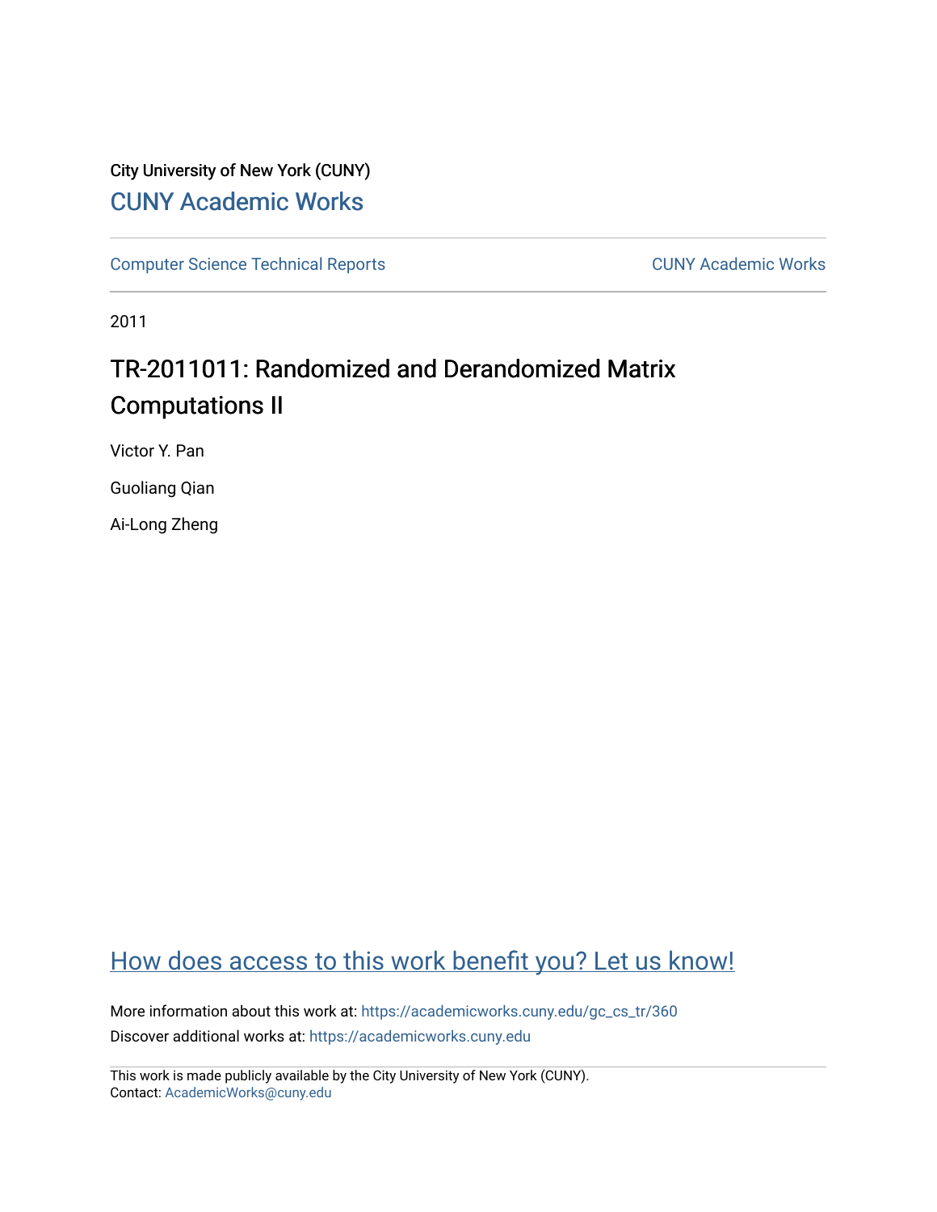City University of New York (CUNY)

CUNY Academic Works

Computer Science Technical Reports | CUNY Academic Works

2011

# TR-2011011: Randomized and Derandomized Matrix Computations II

Victor Y. Pan

Guoliang Qian

Ai-Long Zheng

How does access to this work benefit you? Let us know!

More information about this work at: https://academicworks.cuny.edu/gc_cs_tr/360

Discover additional works at: https://academicworks.cuny.edu

This work is made publicly available by the City University of New York (CUNY).
Contact: AcademicWorks@cuny.edu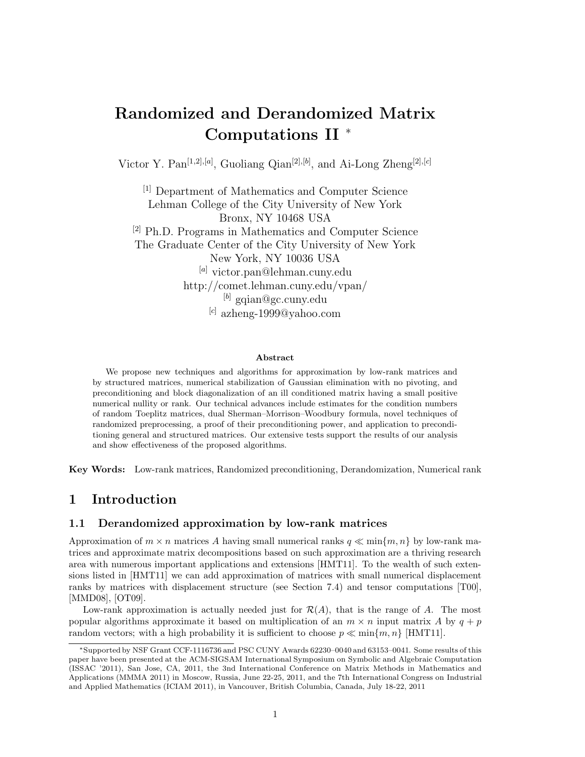# Randomized and Derandomized Matrix Computations II *

Victor Y. Pan[1,2],[a], Guoliang Qian[2],[b], and Ai-Long Zheng[2],[c]

[1] Department of Mathematics and Computer Science
Lehman College of the City University of New York
Bronx, NY 10468 USA
[2] Ph.D. Programs in Mathematics and Computer Science
The Graduate Center of the City University of New York
New York, NY 10036 USA
[a] victor.pan@lehman.cuny.edu
http://comet.lehman.cuny.edu/vpan/
[b] gqian@gc.cuny.edu
[c] azheng-1999@yahoo.com

**Abstract**

We propose new techniques and algorithms for approximation by low-rank matrices and by structured matrices, numerical stabilization of Gaussian elimination with no pivoting, and preconditioning and block diagonalization of an ill conditioned matrix having a small positive numerical nullity or rank. Our technical advances include estimates for the condition numbers of random Toeplitz matrices, dual Sherman–Morrison–Woodbury formula, novel techniques of randomized preprocessing, a proof of their preconditioning power, and application to preconditioning general and structured matrices. Our extensive tests support the results of our analysis and show effectiveness of the proposed algorithms.

**Key Words:** Low-rank matrices, Randomized preconditioning, Derandomization, Numerical rank

## 1 Introduction

### 1.1 Derandomized approximation by low-rank matrices

Approximation of $m \times n$ matrices $A$ having small numerical ranks $q \ll \min\{m, n\}$ by low-rank matrices and approximate matrix decompositions based on such approximation are a thriving research area with numerous important applications and extensions [HMT11]. To the wealth of such extensions listed in [HMT11] we can add approximation of matrices with small numerical displacement ranks by matrices with displacement structure (see Section 7.4) and tensor computations [T00], [MMD08], [OT09].

Low-rank approximation is actually needed just for $\mathcal{R}(A)$, that is the range of $A$. The most popular algorithms approximate it based on multiplication of an $m \times n$ input matrix $A$ by $q + p$ random vectors; with a high probability it is sufficient to choose $p \ll \min\{m, n\}$ [HMT11].

*Supported by NSF Grant CCF-1116736 and PSC CUNY Awards 62230–0040 and 63153–0041. Some results of this paper have been presented at the ACM-SIGSAM International Symposium on Symbolic and Algebraic Computation (ISSAC '2011), San Jose, CA, 2011, the 3nd International Conference on Matrix Methods in Mathematics and Applications (MMMA 2011) in Moscow, Russia, June 22-25, 2011, and the 7th International Congress on Industrial and Applied Mathematics (ICIAM 2011), in Vancouver, British Columbia, Canada, July 18-22, 2011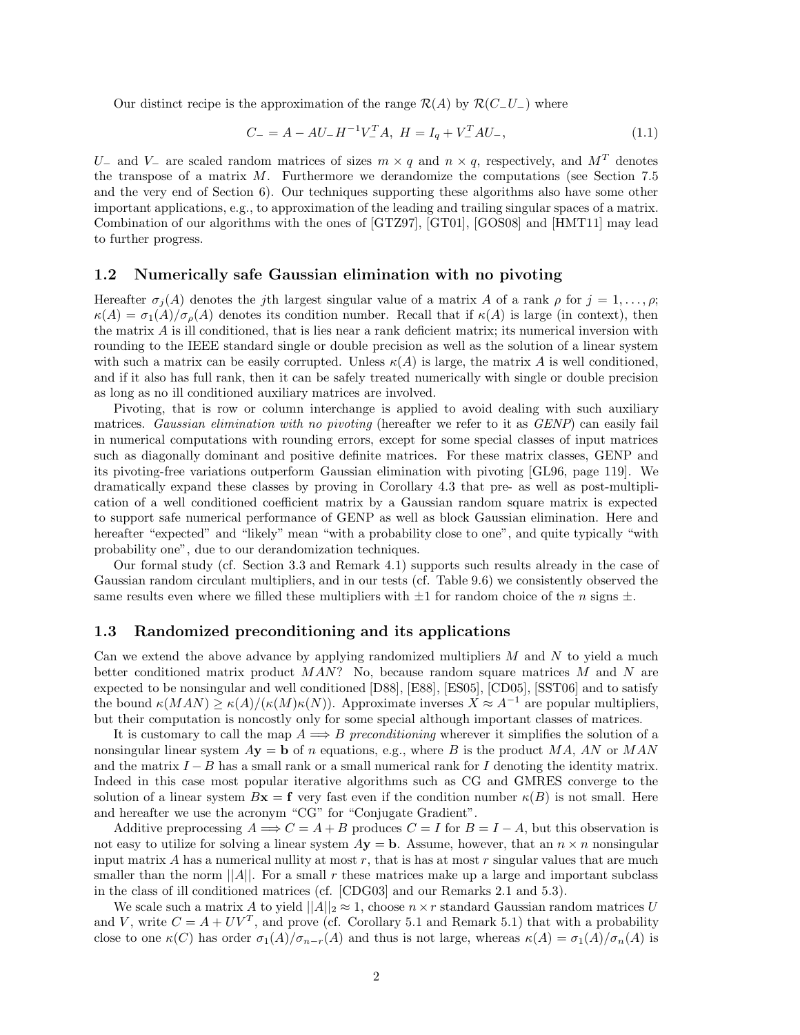Our distinct recipe is the approximation of the range $\mathcal{R}(A)$ by $\mathcal{R}(C_{-}U_{-})$ where

$$C_{-} = A - AU_{-}H^{-1}V_{-}^{T}A, \ H = I_q + V_{-}^{T}AU_{-}, \tag{1.1}$$

$U_{-}$ and $V_{-}$ are scaled random matrices of sizes $m \times q$ and $n \times q$, respectively, and $M^T$ denotes the transpose of a matrix $M$. Furthermore we derandomize the computations (see Section 7.5 and the very end of Section 6). Our techniques supporting these algorithms also have some other important applications, e.g., to approximation of the leading and trailing singular spaces of a matrix. Combination of our algorithms with the ones of [GTZ97], [GT01], [GOS08] and [HMT11] may lead to further progress.

### 1.2 Numerically safe Gaussian elimination with no pivoting

Hereafter $\sigma_j(A)$ denotes the $j$th largest singular value of a matrix $A$ of a rank $\rho$ for $j = 1, \ldots, \rho$; $\kappa(A) = \sigma_1(A)/\sigma_\rho(A)$ denotes its condition number. Recall that if $\kappa(A)$ is large (in context), then the matrix $A$ is ill conditioned, that is lies near a rank deficient matrix; its numerical inversion with rounding to the IEEE standard single or double precision as well as the solution of a linear system with such a matrix can be easily corrupted. Unless $\kappa(A)$ is large, the matrix $A$ is well conditioned, and if it also has full rank, then it can be safely treated numerically with single or double precision as long as no ill conditioned auxiliary matrices are involved.

Pivoting, that is row or column interchange is applied to avoid dealing with such auxiliary matrices. *Gaussian elimination with no pivoting* (hereafter we refer to it as *GENP*) can easily fail in numerical computations with rounding errors, except for some special classes of input matrices such as diagonally dominant and positive definite matrices. For these matrix classes, GENP and its pivoting-free variations outperform Gaussian elimination with pivoting [GL96, page 119]. We dramatically expand these classes by proving in Corollary 4.3 that pre- as well as post-multiplication of a well conditioned coefficient matrix by a Gaussian random square matrix is expected to support safe numerical performance of GENP as well as block Gaussian elimination. Here and hereafter "expected" and "likely" mean "with a probability close to one", and quite typically "with probability one", due to our derandomization techniques.

Our formal study (cf. Section 3.3 and Remark 4.1) supports such results already in the case of Gaussian random circulant multipliers, and in our tests (cf. Table 9.6) we consistently observed the same results even where we filled these multipliers with $\pm 1$ for random choice of the $n$ signs $\pm$.

### 1.3 Randomized preconditioning and its applications

Can we extend the above advance by applying randomized multipliers $M$ and $N$ to yield a much better conditioned matrix product $MAN$? No, because random square matrices $M$ and $N$ are expected to be nonsingular and well conditioned [D88], [E88], [ES05], [CD05], [SST06] and to satisfy the bound $\kappa(MAN) \geq \kappa(A)/(\kappa(M)\kappa(N))$. Approximate inverses $X \approx A^{-1}$ are popular multipliers, but their computation is noncostly only for some special although important classes of matrices.

It is customary to call the map $A \Longrightarrow B$ *preconditioning* wherever it simplifies the solution of a nonsingular linear system $A\mathbf{y} = \mathbf{b}$ of $n$ equations, e.g., where $B$ is the product $MA$, $AN$ or $MAN$ and the matrix $I - B$ has a small rank or a small numerical rank for $I$ denoting the identity matrix. Indeed in this case most popular iterative algorithms such as CG and GMRES converge to the solution of a linear system $B\mathbf{x} = \mathbf{f}$ very fast even if the condition number $\kappa(B)$ is not small. Here and hereafter we use the acronym "CG" for "Conjugate Gradient".

Additive preprocessing $A \Longrightarrow C = A + B$ produces $C = I$ for $B = I - A$, but this observation is not easy to utilize for solving a linear system $A\mathbf{y} = \mathbf{b}$. Assume, however, that an $n \times n$ nonsingular input matrix $A$ has a numerical nullity at most $r$, that is has at most $r$ singular values that are much smaller than the norm $||A||$. For a small $r$ these matrices make up a large and important subclass in the class of ill conditioned matrices (cf. [CDG03] and our Remarks 2.1 and 5.3).

We scale such a matrix $A$ to yield $||A||_2 \approx 1$, choose $n \times r$ standard Gaussian random matrices $U$ and $V$, write $C = A + UV^T$, and prove (cf. Corollary 5.1 and Remark 5.1) that with a probability close to one $\kappa(C)$ has order $\sigma_1(A)/\sigma_{n-r}(A)$ and thus is not large, whereas $\kappa(A) = \sigma_1(A)/\sigma_n(A)$ is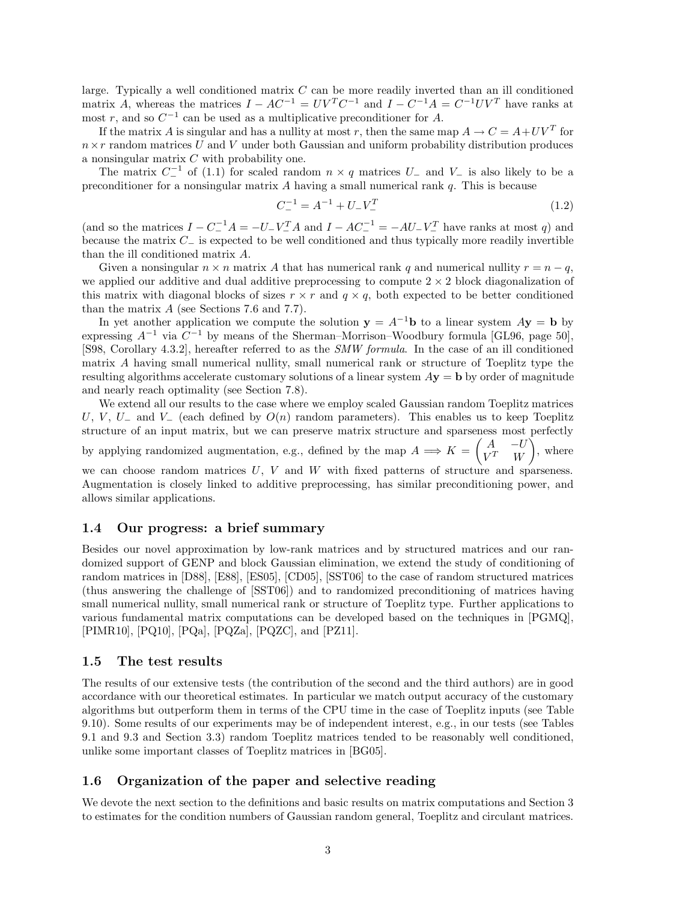large. Typically a well conditioned matrix $C$ can be more readily inverted than an ill conditioned matrix $A$, whereas the matrices $I - AC^{-1} = UV^TC^{-1}$ and $I - C^{-1}A = C^{-1}UV^T$ have ranks at most $r$, and so $C^{-1}$ can be used as a multiplicative preconditioner for $A$.

If the matrix $A$ is singular and has a nullity at most $r$, then the same map $A \to C = A + UV^T$ for $n \times r$ random matrices $U$ and $V$ under both Gaussian and uniform probability distribution produces a nonsingular matrix $C$ with probability one.

The matrix $C_-^{-1}$ of (1.1) for scaled random $n \times q$ matrices $U_-$ and $V_-$ is also likely to be a preconditioner for a nonsingular matrix $A$ having a small numerical rank $q$. This is because

$$C_-^{-1} = A^{-1} + U_-V_-^T \tag{1.2}$$

(and so the matrices $I - C_-^{-1}A = -U_-V_-^TA$ and $I - AC_-^{-1} = -AU_-V_-^T$ have ranks at most $q$) and because the matrix $C_-$ is expected to be well conditioned and thus typically more readily invertible than the ill conditioned matrix $A$.

Given a nonsingular $n \times n$ matrix $A$ that has numerical rank $q$ and numerical nullity $r = n - q$, we applied our additive and dual additive preprocessing to compute $2 \times 2$ block diagonalization of this matrix with diagonal blocks of sizes $r \times r$ and $q \times q$, both expected to be better conditioned than the matrix $A$ (see Sections 7.6 and 7.7).

In yet another application we compute the solution $\mathbf{y} = A^{-1}\mathbf{b}$ to a linear system $A\mathbf{y} = \mathbf{b}$ by expressing $A^{-1}$ via $C^{-1}$ by means of the Sherman–Morrison–Woodbury formula [GL96, page 50], [S98, Corollary 4.3.2], hereafter referred to as the *SMW formula*. In the case of an ill conditioned matrix $A$ having small numerical nullity, small numerical rank or structure of Toeplitz type the resulting algorithms accelerate customary solutions of a linear system $A\mathbf{y} = \mathbf{b}$ by order of magnitude and nearly reach optimality (see Section 7.8).

We extend all our results to the case where we employ scaled Gaussian random Toeplitz matrices $U$, $V$, $U_-$ and $V_-$ (each defined by $O(n)$ random parameters). This enables us to keep Toeplitz structure of an input matrix, but we can preserve matrix structure and sparseness most perfectly by applying randomized augmentation, e.g., defined by the map $A \Longrightarrow K = \begin{pmatrix} A & -U \\ V^T & W \end{pmatrix}$, where we can choose random matrices $U$, $V$ and $W$ with fixed patterns of structure and sparseness. Augmentation is closely linked to additive preprocessing, has similar preconditioning power, and allows similar applications.

## 1.4 Our progress: a brief summary

Besides our novel approximation by low-rank matrices and by structured matrices and our randomized support of GENP and block Gaussian elimination, we extend the study of conditioning of random matrices in [D88], [E88], [ES05], [CD05], [SST06] to the case of random structured matrices (thus answering the challenge of [SST06]) and to randomized preconditioning of matrices having small numerical nullity, small numerical rank or structure of Toeplitz type. Further applications to various fundamental matrix computations can be developed based on the techniques in [PGMQ], [PIMR10], [PQ10], [PQa], [PQZa], [PQZC], and [PZ11].

## 1.5 The test results

The results of our extensive tests (the contribution of the second and the third authors) are in good accordance with our theoretical estimates. In particular we match output accuracy of the customary algorithms but outperform them in terms of the CPU time in the case of Toeplitz inputs (see Table 9.10). Some results of our experiments may be of independent interest, e.g., in our tests (see Tables 9.1 and 9.3 and Section 3.3) random Toeplitz matrices tended to be reasonably well conditioned, unlike some important classes of Toeplitz matrices in [BG05].

## 1.6 Organization of the paper and selective reading

We devote the next section to the definitions and basic results on matrix computations and Section 3 to estimates for the condition numbers of Gaussian random general, Toeplitz and circulant matrices.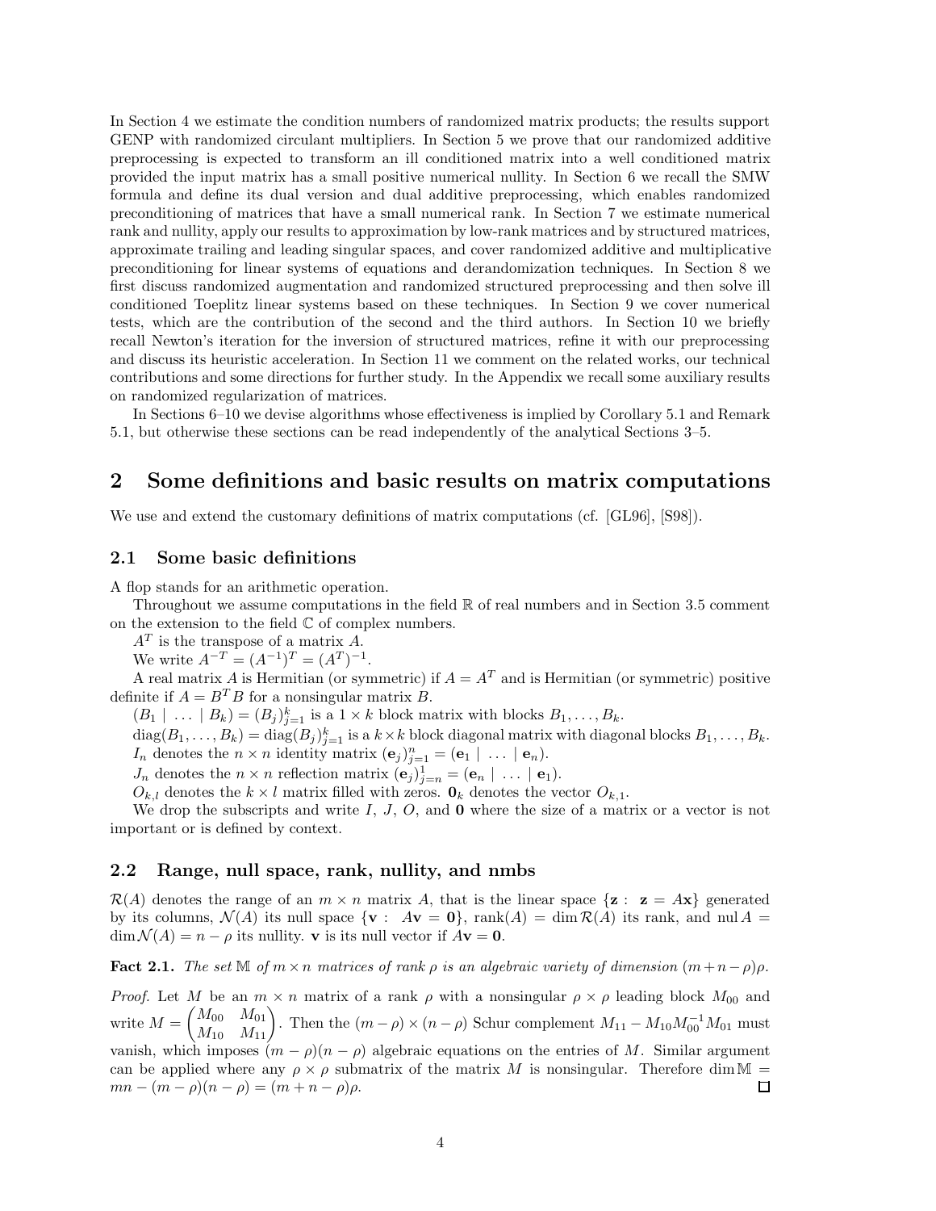In Section 4 we estimate the condition numbers of randomized matrix products; the results support GENP with randomized circulant multipliers. In Section 5 we prove that our randomized additive preprocessing is expected to transform an ill conditioned matrix into a well conditioned matrix provided the input matrix has a small positive numerical nullity. In Section 6 we recall the SMW formula and define its dual version and dual additive preprocessing, which enables randomized preconditioning of matrices that have a small numerical rank. In Section 7 we estimate numerical rank and nullity, apply our results to approximation by low-rank matrices and by structured matrices, approximate trailing and leading singular spaces, and cover randomized additive and multiplicative preconditioning for linear systems of equations and derandomization techniques. In Section 8 we first discuss randomized augmentation and randomized structured preprocessing and then solve ill conditioned Toeplitz linear systems based on these techniques. In Section 9 we cover numerical tests, which are the contribution of the second and the third authors. In Section 10 we briefly recall Newton's iteration for the inversion of structured matrices, refine it with our preprocessing and discuss its heuristic acceleration. In Section 11 we comment on the related works, our technical contributions and some directions for further study. In the Appendix we recall some auxiliary results on randomized regularization of matrices.

In Sections 6–10 we devise algorithms whose effectiveness is implied by Corollary 5.1 and Remark 5.1, but otherwise these sections can be read independently of the analytical Sections 3–5.

## 2 Some definitions and basic results on matrix computations

We use and extend the customary definitions of matrix computations (cf. [GL96], [S98]).

### 2.1 Some basic definitions

A flop stands for an arithmetic operation.

Throughout we assume computations in the field $\mathbb{R}$ of real numbers and in Section 3.5 comment on the extension to the field $\mathbb{C}$ of complex numbers.

$A^T$ is the transpose of a matrix $A$.

We write $A^{-T} = (A^{-1})^T = (A^T)^{-1}$.

A real matrix $A$ is Hermitian (or symmetric) if $A = A^T$ and is Hermitian (or symmetric) positive definite if $A = B^T B$ for a nonsingular matrix $B$.

$(B_1 \mid \ldots \mid B_k) = (B_j)_{j=1}^k$ is a $1 \times k$ block matrix with blocks $B_1, \ldots, B_k$.

$\operatorname{diag}(B_1, \ldots, B_k) = \operatorname{diag}(B_j)_{j=1}^k$ is a $k \times k$ block diagonal matrix with diagonal blocks $B_1, \ldots, B_k$.

$I_n$ denotes the $n \times n$ identity matrix $(\mathbf{e}_j)_{j=1}^n = (\mathbf{e}_1 \mid \ldots \mid \mathbf{e}_n)$.

$J_n$ denotes the $n \times n$ reflection matrix $(\mathbf{e}_j)_{j=n}^1 = (\mathbf{e}_n \mid \ldots \mid \mathbf{e}_1)$.

$O_{k,l}$ denotes the $k \times l$ matrix filled with zeros. $\mathbf{0}_k$ denotes the vector $O_{k,1}$.

We drop the subscripts and write $I$, $J$, $O$, and $\mathbf{0}$ where the size of a matrix or a vector is not important or is defined by context.

### 2.2 Range, null space, rank, nullity, and nmbs

$\mathcal{R}(A)$ denotes the range of an $m \times n$ matrix $A$, that is the linear space $\{\mathbf{z} : \ \mathbf{z} = A\mathbf{x}\}$ generated by its columns, $\mathcal{N}(A)$ its null space $\{\mathbf{v} : \ A\mathbf{v} = \mathbf{0}\}$, $\operatorname{rank}(A) = \dim \mathcal{R}(A)$ its rank, and $\operatorname{nul} A = \dim \mathcal{N}(A) = n - \rho$ its nullity. $\mathbf{v}$ is its null vector if $A\mathbf{v} = \mathbf{0}$.

**Fact 2.1.** *The set $\mathbb{M}$ of $m \times n$ matrices of rank $\rho$ is an algebraic variety of dimension $(m+n-\rho)\rho$.*

*Proof.* Let $M$ be an $m \times n$ matrix of a rank $\rho$ with a nonsingular $\rho \times \rho$ leading block $M_{00}$ and write $M = \begin{pmatrix} M_{00} & M_{01} \\ M_{10} & M_{11} \end{pmatrix}$. Then the $(m-\rho) \times (n-\rho)$ Schur complement $M_{11} - M_{10} M_{00}^{-1} M_{01}$ must vanish, which imposes $(m-\rho)(n-\rho)$ algebraic equations on the entries of $M$. Similar argument can be applied where any $\rho \times \rho$ submatrix of the matrix $M$ is nonsingular. Therefore $\dim \mathbb{M} = mn - (m-\rho)(n-\rho) = (m+n-\rho)\rho$. □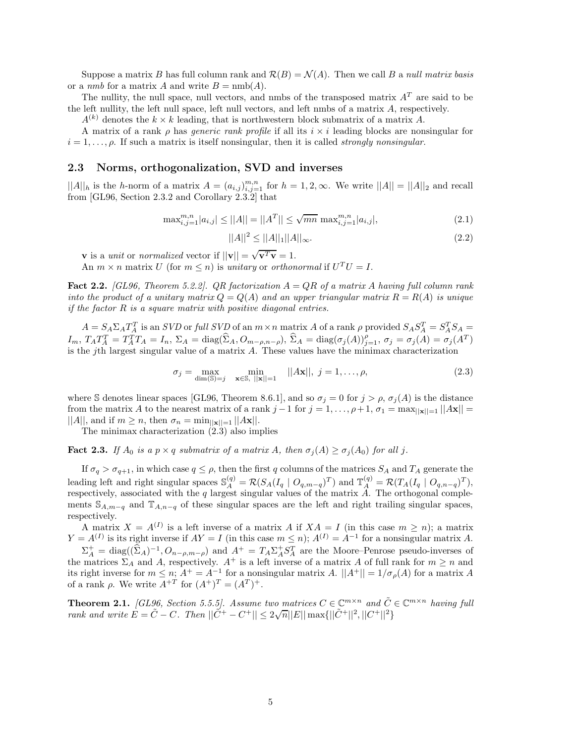Suppose a matrix $B$ has full column rank and $\mathcal{R}(B) = \mathcal{N}(A)$. Then we call $B$ a *null matrix basis* or a *nmb* for a matrix $A$ and write $B = \mathrm{nmb}(A)$.

The nullity, the null space, null vectors, and nmbs of the transposed matrix $A^T$ are said to be the left nullity, the left null space, left null vectors, and left nmbs of a matrix $A$, respectively.

$A^{(k)}$ denotes the $k \times k$ leading, that is northwestern block submatrix of a matrix $A$.

A matrix of a rank $\rho$ has *generic rank profile* if all its $i \times i$ leading blocks are nonsingular for $i = 1, \ldots, \rho$. If such a matrix is itself nonsingular, then it is called *strongly nonsingular*.

## 2.3 Norms, orthogonalization, SVD and inverses

$||A||_h$ is the $h$-norm of a matrix $A = (a_{i,j})_{i,j=1}^{m,n}$ for $h = 1, 2, \infty$. We write $||A|| = ||A||_2$ and recall from [GL96, Section 2.3.2 and Corollary 2.3.2] that

$$\max_{i,j=1}^{m,n} |a_{i,j}| \leq ||A|| = ||A^T|| \leq \sqrt{mn} \max_{i,j=1}^{m,n} |a_{i,j}|, \tag{2.1}$$

$$||A||^2 \leq ||A||_1 ||A||_\infty. \tag{2.2}$$

$\mathbf{v}$ is a *unit* or *normalized* vector if $||\mathbf{v}|| = \sqrt{\mathbf{v}^T\mathbf{v}} = 1$.

An $m \times n$ matrix $U$ (for $m \leq n$) is *unitary* or *orthonormal* if $U^T U = I$.

**Fact 2.2.** *[GL96, Theorem 5.2.2]. QR factorization $A = QR$ of a matrix $A$ having full column rank into the product of a unitary matrix $Q = Q(A)$ and an upper triangular matrix $R = R(A)$ is unique if the factor $R$ is a square matrix with positive diagonal entries.*

$A = S_A \Sigma_A T_A^T$ is an *SVD* or *full SVD* of an $m \times n$ matrix $A$ of a rank $\rho$ provided $S_A S_A^T = S_A^T S_A = I_m$, $T_A T_A^T = T_A^T T_A = I_n$, $\Sigma_A = \mathrm{diag}(\widehat{\Sigma}_A, O_{m-\rho,n-\rho})$, $\widehat{\Sigma}_A = \mathrm{diag}(\sigma_j(A))_{j=1}^{\rho}$, $\sigma_j = \sigma_j(A) = \sigma_j(A^T)$ is the $j$th largest singular value of a matrix $A$. These values have the minimax characterization

$$\sigma_j = \max_{\dim(\mathbb{S})=j} \quad \min_{\mathbf{x}\in\mathbb{S},\ ||\mathbf{x}||=1} \quad ||A\mathbf{x}||,\ j = 1, \ldots, \rho, \tag{2.3}$$

where $\mathbb{S}$ denotes linear spaces [GL96, Theorem 8.6.1], and so $\sigma_j = 0$ for $j > \rho$, $\sigma_j(A)$ is the distance from the matrix $A$ to the nearest matrix of a rank $j-1$ for $j = 1, \ldots, \rho+1$, $\sigma_1 = \max_{||\mathbf{x}||=1} ||A\mathbf{x}|| = ||A||$, and if $m \geq n$, then $\sigma_n = \min_{||\mathbf{x}||=1} ||A\mathbf{x}||$.

The minimax characterization (2.3) also implies

**Fact 2.3.** *If $A_0$ is a $p \times q$ submatrix of a matrix $A$, then $\sigma_j(A) \geq \sigma_j(A_0)$ for all $j$.*

If $\sigma_q > \sigma_{q+1}$, in which case $q \leq \rho$, then the first $q$ columns of the matrices $S_A$ and $T_A$ generate the leading left and right singular spaces $\mathbb{S}_A^{(q)} = \mathcal{R}(S_A(I_q \mid O_{q,m-q})^T)$ and $\mathbb{T}_A^{(q)} = \mathcal{R}(T_A(I_q \mid O_{q,n-q})^T)$, respectively, associated with the $q$ largest singular values of the matrix $A$. The orthogonal complements $\mathbb{S}_{A,m-q}$ and $\mathbb{T}_{A,n-q}$ of these singular spaces are the left and right trailing singular spaces, respectively.

A matrix $X = A^{(I)}$ is a left inverse of a matrix $A$ if $XA = I$ (in this case $m \geq n$); a matrix $Y = A^{(I)}$ is its right inverse if $AY = I$ (in this case $m \leq n$); $A^{(I)} = A^{-1}$ for a nonsingular matrix $A$.

$\Sigma_A^+ = \mathrm{diag}((\widehat{\Sigma}_A)^{-1}, O_{n-\rho,m-\rho})$ and $A^+ = T_A \Sigma_A^+ S_A^T$ are the Moore–Penrose pseudo-inverses of the matrices $\Sigma_A$ and $A$, respectively. $A^+$ is a left inverse of a matrix $A$ of full rank for $m \geq n$ and its right inverse for $m \leq n$; $A^+ = A^{-1}$ for a nonsingular matrix $A$. $||A^+|| = 1/\sigma_\rho(A)$ for a matrix $A$ of a rank $\rho$. We write $A^{+T}$ for $(A^+)^T = (A^T)^+$.

**Theorem 2.1.** *[GL96, Section 5.5.5]. Assume two matrices $C \in \mathbb{C}^{m\times n}$ and $\tilde{C} \in \mathbb{C}^{m\times n}$ having full rank and write $E = \tilde{C} - C$. Then $||\tilde{C}^+ - C^+|| \leq 2\sqrt{n}||E|| \max\{||\tilde{C}^+||^2, ||C^+||^2\}$*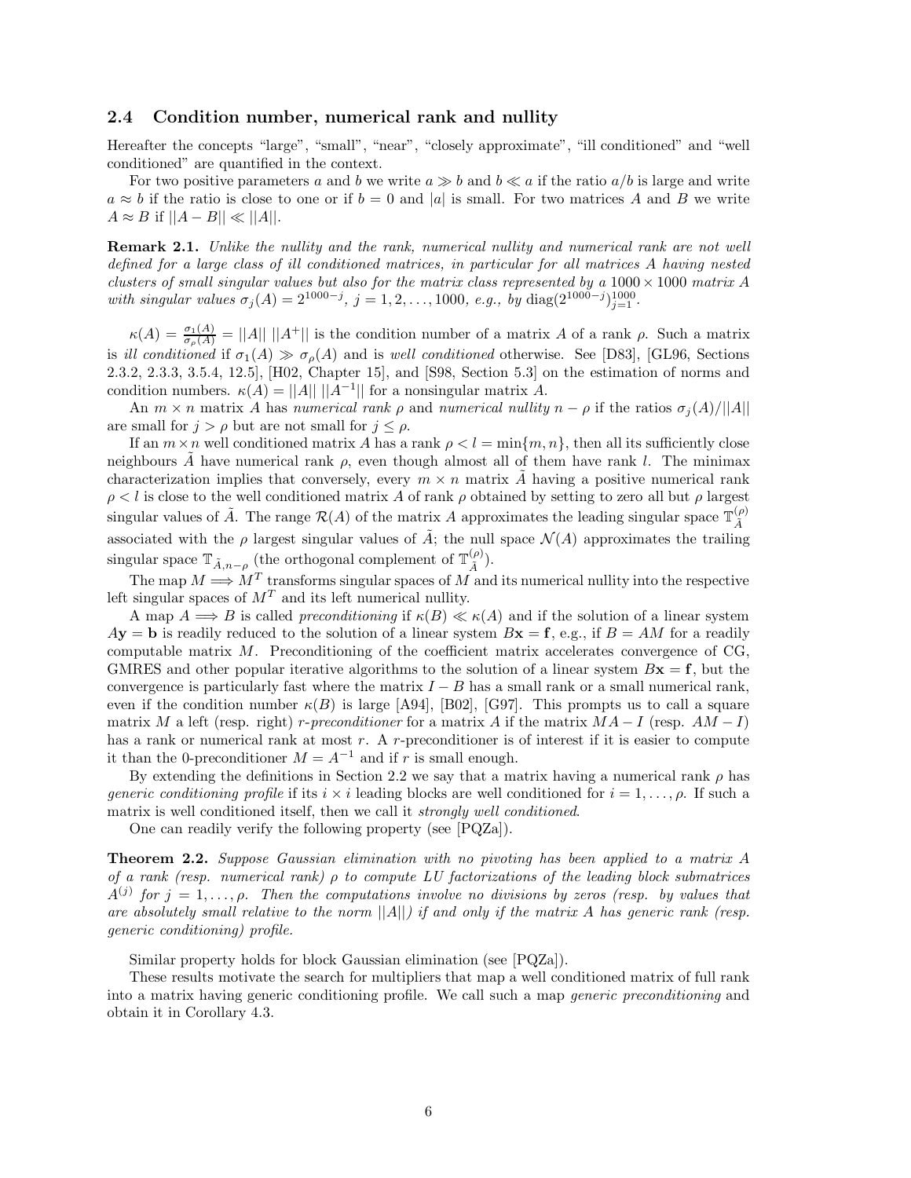### 2.4 Condition number, numerical rank and nullity

Hereafter the concepts "large", "small", "near", "closely approximate", "ill conditioned" and "well conditioned" are quantified in the context.

For two positive parameters $a$ and $b$ we write $a \gg b$ and $b \ll a$ if the ratio $a/b$ is large and write $a \approx b$ if the ratio is close to one or if $b = 0$ and $|a|$ is small. For two matrices $A$ and $B$ we write $A \approx B$ if $||A - B|| \ll ||A||$.

**Remark 2.1.** *Unlike the nullity and the rank, numerical nullity and numerical rank are not well defined for a large class of ill conditioned matrices, in particular for all matrices $A$ having nested clusters of small singular values but also for the matrix class represented by a $1000 \times 1000$ matrix $A$ with singular values $\sigma_j(A) = 2^{1000-j}$, $j = 1, 2, \ldots, 1000$, e.g., by $\operatorname{diag}(2^{1000-j})_{j=1}^{1000}$.*

$\kappa(A) = \frac{\sigma_1(A)}{\sigma_\rho(A)} = ||A||\ ||A^+||$ is the condition number of a matrix $A$ of a rank $\rho$. Such a matrix is *ill conditioned* if $\sigma_1(A) \gg \sigma_\rho(A)$ and is *well conditioned* otherwise. See [D83], [GL96, Sections 2.3.2, 2.3.3, 3.5.4, 12.5], [H02, Chapter 15], and [S98, Section 5.3] on the estimation of norms and condition numbers. $\kappa(A) = ||A||\ ||A^{-1}||$ for a nonsingular matrix $A$.

An $m \times n$ matrix $A$ has *numerical rank* $\rho$ and *numerical nullity* $n - \rho$ if the ratios $\sigma_j(A)/||A||$ are small for $j > \rho$ but are not small for $j \leq \rho$.

If an $m \times n$ well conditioned matrix $A$ has a rank $\rho < l = \min\{m, n\}$, then all its sufficiently close neighbours $\tilde{A}$ have numerical rank $\rho$, even though almost all of them have rank $l$. The minimax characterization implies that conversely, every $m \times n$ matrix $\tilde{A}$ having a positive numerical rank $\rho < l$ is close to the well conditioned matrix $A$ of rank $\rho$ obtained by setting to zero all but $\rho$ largest singular values of $\tilde{A}$. The range $\mathcal{R}(A)$ of the matrix $A$ approximates the leading singular space $\mathbb{T}_{\tilde{A}}^{(\rho)}$ associated with the $\rho$ largest singular values of $\tilde{A}$; the null space $\mathcal{N}(A)$ approximates the trailing singular space $\mathbb{T}_{\tilde{A},n-\rho}$ (the orthogonal complement of $\mathbb{T}_{\tilde{A}}^{(\rho)}$).

The map $M \Longrightarrow M^T$ transforms singular spaces of $M$ and its numerical nullity into the respective left singular spaces of $M^T$ and its left numerical nullity.

A map $A \Longrightarrow B$ is called *preconditioning* if $\kappa(B) \ll \kappa(A)$ and if the solution of a linear system $A\mathbf{y} = \mathbf{b}$ is readily reduced to the solution of a linear system $B\mathbf{x} = \mathbf{f}$, e.g., if $B = AM$ for a readily computable matrix $M$. Preconditioning of the coefficient matrix accelerates convergence of CG, GMRES and other popular iterative algorithms to the solution of a linear system $B\mathbf{x} = \mathbf{f}$, but the convergence is particularly fast where the matrix $I - B$ has a small rank or a small numerical rank, even if the condition number $\kappa(B)$ is large [A94], [B02], [G97]. This prompts us to call a square matrix $M$ a left (resp. right) *r-preconditioner* for a matrix $A$ if the matrix $MA - I$ (resp. $AM - I$) has a rank or numerical rank at most $r$. A $r$-preconditioner is of interest if it is easier to compute it than the 0-preconditioner $M = A^{-1}$ and if $r$ is small enough.

By extending the definitions in Section 2.2 we say that a matrix having a numerical rank $\rho$ has *generic conditioning profile* if its $i \times i$ leading blocks are well conditioned for $i = 1, \ldots, \rho$. If such a matrix is well conditioned itself, then we call it *strongly well conditioned*.

One can readily verify the following property (see [PQZa]).

**Theorem 2.2.** *Suppose Gaussian elimination with no pivoting has been applied to a matrix $A$ of a rank (resp. numerical rank) $\rho$ to compute LU factorizations of the leading block submatrices $A^{(j)}$ for $j = 1, \ldots, \rho$. Then the computations involve no divisions by zeros (resp. by values that are absolutely small relative to the norm $||A||$) if and only if the matrix $A$ has generic rank (resp. generic conditioning) profile.*

Similar property holds for block Gaussian elimination (see [PQZa]).

These results motivate the search for multipliers that map a well conditioned matrix of full rank into a matrix having generic conditioning profile. We call such a map *generic preconditioning* and obtain it in Corollary 4.3.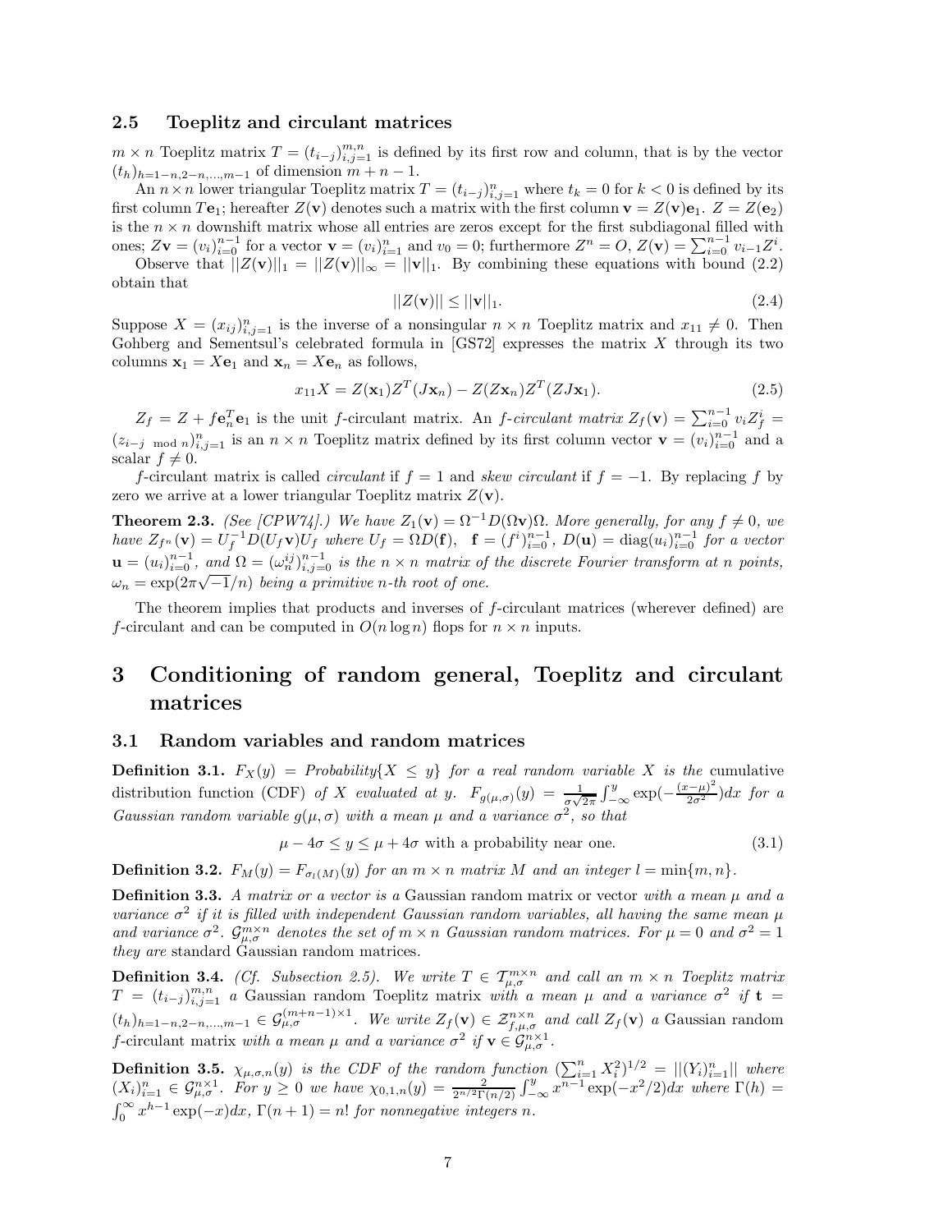### 2.5 Toeplitz and circulant matrices

$m \times n$ Toeplitz matrix $T = (t_{i-j})_{i,j=1}^{m,n}$ is defined by its first row and column, that is by the vector $(t_h)_{h=1-n,2-n,\dots,m-1}$ of dimension $m+n-1$.

An $n \times n$ lower triangular Toeplitz matrix $T = (t_{i-j})_{i,j=1}^{n}$ where $t_k = 0$ for $k < 0$ is defined by its first column $T\mathbf{e}_1$; hereafter $Z(\mathbf{v})$ denotes such a matrix with the first column $\mathbf{v} = Z(\mathbf{v})\mathbf{e}_1$. $Z = Z(\mathbf{e}_2)$ is the $n \times n$ downshift matrix whose all entries are zeros except for the first subdiagonal filled with ones; $Z\mathbf{v} = (v_i)_{i=0}^{n-1}$ for a vector $\mathbf{v} = (v_i)_{i=1}^{n}$ and $v_0 = 0$; furthermore $Z^n = O$, $Z(\mathbf{v}) = \sum_{i=0}^{n-1} v_{i-1} Z^i$.

Observe that $||Z(\mathbf{v})||_1 = ||Z(\mathbf{v})||_\infty = ||\mathbf{v}||_1$. By combining these equations with bound (2.2) obtain that

$$||Z(\mathbf{v})|| \le ||\mathbf{v}||_1. \tag{2.4}$$

Suppose $X = (x_{ij})_{i,j=1}^{n}$ is the inverse of a nonsingular $n \times n$ Toeplitz matrix and $x_{11} \neq 0$. Then Gohberg and Sementsul's celebrated formula in [GS72] expresses the matrix $X$ through its two columns $\mathbf{x}_1 = X\mathbf{e}_1$ and $\mathbf{x}_n = X\mathbf{e}_n$ as follows,

$$x_{11} X = Z(\mathbf{x}_1) Z^T(J\mathbf{x}_n) - Z(Z\mathbf{x}_n) Z^T(ZJ\mathbf{x}_1). \tag{2.5}$$

$Z_f = Z + f\mathbf{e}_n^T \mathbf{e}_1$ is the unit $f$-circulant matrix. An *$f$-circulant matrix* $Z_f(\mathbf{v}) = \sum_{i=0}^{n-1} v_i Z_f^i = (z_{i-j \mod n})_{i,j=1}^{n}$ is an $n \times n$ Toeplitz matrix defined by its first column vector $\mathbf{v} = (v_i)_{i=0}^{n-1}$ and a scalar $f \neq 0$.

$f$-circulant matrix is called *circulant* if $f = 1$ and *skew circulant* if $f = -1$. By replacing $f$ by zero we arrive at a lower triangular Toeplitz matrix $Z(\mathbf{v})$.

**Theorem 2.3.** *(See [CPW74].) We have $Z_1(\mathbf{v}) = \Omega^{-1} D(\Omega \mathbf{v})\Omega$. More generally, for any $f \neq 0$, we have $Z_{f^n}(\mathbf{v}) = U_f^{-1} D(U_f \mathbf{v}) U_f$ where $U_f = \Omega D(\mathbf{f})$, $\mathbf{f} = (f^i)_{i=0}^{n-1}$, $D(\mathbf{u}) = \operatorname{diag}(u_i)_{i=0}^{n-1}$ for a vector $\mathbf{u} = (u_i)_{i=0}^{n-1}$, and $\Omega = (\omega_n^{ij})_{i,j=0}^{n-1}$ is the $n \times n$ matrix of the discrete Fourier transform at $n$ points, $\omega_n = \exp(2\pi\sqrt{-1}/n)$ being a primitive $n$-th root of one.*

The theorem implies that products and inverses of $f$-circulant matrices (wherever defined) are $f$-circulant and can be computed in $O(n \log n)$ flops for $n \times n$ inputs.

# 3 Conditioning of random general, Toeplitz and circulant matrices

## 3.1 Random variables and random matrices

**Definition 3.1.** *$F_X(y) = Probability\{X \le y\}$ for a real random variable $X$ is the* cumulative distribution function (CDF) *of $X$ evaluated at $y$. $F_{g(\mu,\sigma)}(y) = \frac{1}{\sigma\sqrt{2\pi}} \int_{-\infty}^{y} \exp(-\frac{(x-\mu)^2}{2\sigma^2})dx$ for a Gaussian random variable $g(\mu,\sigma)$ with a mean $\mu$ and a variance $\sigma^2$, so that*

$$\mu - 4\sigma \le y \le \mu + 4\sigma \text{ with a probability near one.} \tag{3.1}$$

**Definition 3.2.** *$F_M(y) = F_{\sigma_l(M)}(y)$ for an $m \times n$ matrix $M$ and an integer $l = \min\{m,n\}$.*

**Definition 3.3.** *A matrix or a vector is a* Gaussian random matrix or vector *with a mean $\mu$ and a variance $\sigma^2$ if it is filled with independent Gaussian random variables, all having the same mean $\mu$ and variance $\sigma^2$. $\mathcal{G}_{\mu,\sigma}^{m\times n}$ denotes the set of $m \times n$ Gaussian random matrices. For $\mu = 0$ and $\sigma^2 = 1$ they are* standard Gaussian random matrices.

**Definition 3.4.** *(Cf. Subsection 2.5). We write $T \in \mathcal{T}_{\mu,\sigma}^{m\times n}$ and call an $m \times n$ Toeplitz matrix $T = (t_{i-j})_{i,j=1}^{m,n}$ a* Gaussian random Toeplitz matrix *with a mean $\mu$ and a variance $\sigma^2$ if $\mathbf{t} = (t_h)_{h=1-n,2-n,\dots,m-1} \in \mathcal{G}_{\mu,\sigma}^{(m+n-1)\times 1}$. We write $Z_f(\mathbf{v}) \in \mathcal{Z}_{f,\mu,\sigma}^{n\times n}$ and call $Z_f(\mathbf{v})$ a* Gaussian random $f$-circulant matrix *with a mean $\mu$ and a variance $\sigma^2$ if $\mathbf{v} \in \mathcal{G}_{\mu,\sigma}^{n\times 1}$.*

**Definition 3.5.** *$\chi_{\mu,\sigma,n}(y)$ is the CDF of the random function $(\sum_{i=1}^{n} X_i^2)^{1/2} = ||(Y_i)_{i=1}^{n}||$ where $(X_i)_{i=1}^{n} \in \mathcal{G}_{\mu,\sigma}^{n\times 1}$. For $y \ge 0$ we have $\chi_{0,1,n}(y) = \frac{2}{2^{n/2}\Gamma(n/2)} \int_{-\infty}^{y} x^{n-1}\exp(-x^2/2)dx$ where $\Gamma(h) = \int_0^\infty x^{h-1}\exp(-x)dx$, $\Gamma(n+1) = n!$ for nonnegative integers $n$.*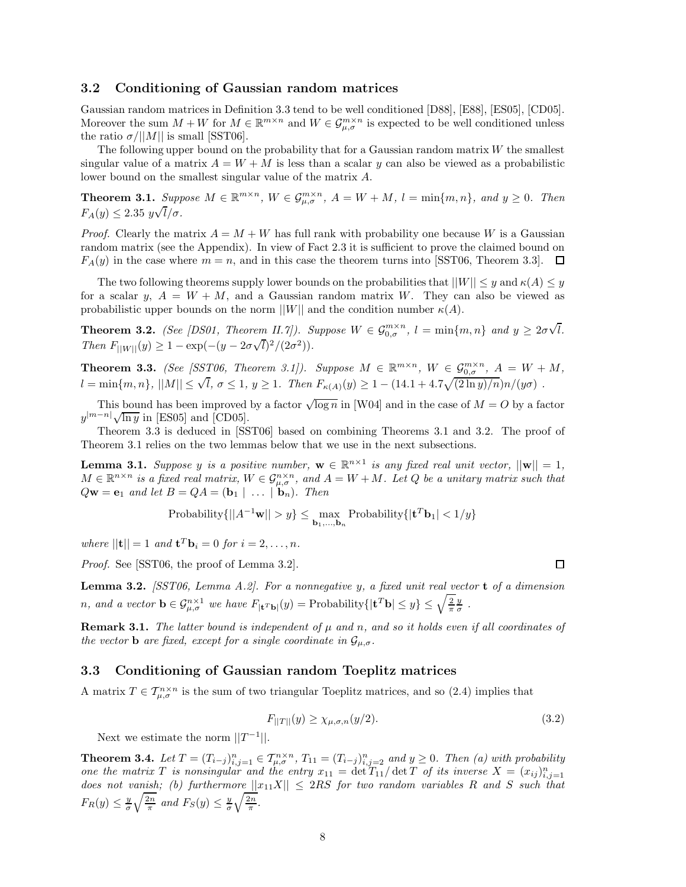### 3.2 Conditioning of Gaussian random matrices

Gaussian random matrices in Definition 3.3 tend to be well conditioned [D88], [E88], [ES05], [CD05]. Moreover the sum $M + W$ for $M \in \mathbb{R}^{m \times n}$ and $W \in \mathcal{G}_{\mu,\sigma}^{m \times n}$ is expected to be well conditioned unless the ratio $\sigma/||M||$ is small [SST06].

The following upper bound on the probability that for a Gaussian random matrix $W$ the smallest singular value of a matrix $A = W + M$ is less than a scalar $y$ can also be viewed as a probabilistic lower bound on the smallest singular value of the matrix $A$.

**Theorem 3.1.** *Suppose $M \in \mathbb{R}^{m \times n}$, $W \in \mathcal{G}_{\mu,\sigma}^{m \times n}$, $A = W + M$, $l = \min\{m, n\}$, and $y \geq 0$. Then $F_A(y) \leq 2.35\ y\sqrt{l}/\sigma$.*

*Proof.* Clearly the matrix $A = M + W$ has full rank with probability one because $W$ is a Gaussian random matrix (see the Appendix). In view of Fact 2.3 it is sufficient to prove the claimed bound on $F_A(y)$ in the case where $m = n$, and in this case the theorem turns into [SST06, Theorem 3.3]. $\square$

The two following theorems supply lower bounds on the probabilities that $||W|| \leq y$ and $\kappa(A) \leq y$ for a scalar $y$, $A = W + M$, and a Gaussian random matrix $W$. They can also be viewed as probabilistic upper bounds on the norm $||W||$ and the condition number $\kappa(A)$.

**Theorem 3.2.** *(See [DS01, Theorem II.7]). Suppose $W \in \mathcal{G}_{0,\sigma}^{m \times n}$, $l = \min\{m, n\}$ and $y \geq 2\sigma\sqrt{l}$. Then $F_{||W||}(y) \geq 1 - \exp(-(y - 2\sigma\sqrt{l})^2/(2\sigma^2))$.*

**Theorem 3.3.** *(See [SST06, Theorem 3.1]). Suppose $M \in \mathbb{R}^{m \times n}$, $W \in \mathcal{G}_{0,\sigma}^{m \times n}$, $A = W + M$, $l = \min\{m, n\}$, $||M|| \leq \sqrt{l}$, $\sigma \leq 1$, $y \geq 1$. Then $F_{\kappa(A)}(y) \geq 1 - (14.1 + 4.7\sqrt{(2 \ln y)/n})n/(y\sigma)$ .*

This bound has been improved by a factor $\sqrt{\log n}$ in [W04] and in the case of $M = O$ by a factor $y^{|m-n|}\sqrt{\ln y}$ in [ES05] and [CD05].

Theorem 3.3 is deduced in [SST06] based on combining Theorems 3.1 and 3.2. The proof of Theorem 3.1 relies on the two lemmas below that we use in the next subsections.

**Lemma 3.1.** *Suppose $y$ is a positive number, $\mathbf{w} \in \mathbb{R}^{n \times 1}$ is any fixed real unit vector, $||\mathbf{w}|| = 1$, $M \in \mathbb{R}^{n \times n}$ is a fixed real matrix, $W \in \mathcal{G}_{\mu,\sigma}^{n \times n}$, and $A = W + M$. Let $Q$ be a unitary matrix such that $Q\mathbf{w} = \mathbf{e}_1$ and let $B = QA = (\mathbf{b}_1 \mid \ldots \mid \mathbf{b}_n)$. Then*

$$\text{Probability}\{||A^{-1}\mathbf{w}|| > y\} \leq \max_{\mathbf{b}_1,\ldots,\mathbf{b}_n} \text{Probability}\{|\mathbf{t}^T\mathbf{b}_1| < 1/y\}$$

*where $||\mathbf{t}|| = 1$ and $\mathbf{t}^T\mathbf{b}_i = 0$ for $i = 2, \ldots, n$.*

*Proof.* See [SST06, the proof of Lemma 3.2]. $\square$

**Lemma 3.2.** *[SST06, Lemma A.2]. For a nonnegative $y$, a fixed unit real vector $\mathbf{t}$ of a dimension $n$, and a vector $\mathbf{b} \in \mathcal{G}_{\mu,\sigma}^{n \times 1}$ we have $F_{|\mathbf{t}^T\mathbf{b}|}(y) = \text{Probability}\{|\mathbf{t}^T\mathbf{b}| \leq y\} \leq \sqrt{\frac{2}{\pi}}\frac{y}{\sigma}$ .*

**Remark 3.1.** *The latter bound is independent of $\mu$ and $n$, and so it holds even if all coordinates of the vector $\mathbf{b}$ are fixed, except for a single coordinate in $\mathcal{G}_{\mu,\sigma}$.*

### 3.3 Conditioning of Gaussian random Toeplitz matrices

A matrix $T \in \mathcal{T}_{\mu,\sigma}^{n \times n}$ is the sum of two triangular Toeplitz matrices, and so (2.4) implies that

$$F_{||T||}(y) \geq \chi_{\mu,\sigma,n}(y/2). \tag{3.2}$$

Next we estimate the norm $||T^{-1}||$.

**Theorem 3.4.** *Let $T = (T_{i-j})_{i,j=1}^n \in \mathcal{T}_{\mu,\sigma}^{n \times n}$, $T_{11} = (T_{i-j})_{i,j=2}^n$ and $y \geq 0$. Then (a) with probability one the matrix $T$ is nonsingular and the entry $x_{11} = \det T_{11}/\det T$ of its inverse $X = (x_{ij})_{i,j=1}^n$ does not vanish; (b) furthermore $||x_{11}X|| \leq 2RS$ for two random variables $R$ and $S$ such that $F_R(y) \leq \frac{y}{\sigma}\sqrt{\frac{2n}{\pi}}$ and $F_S(y) \leq \frac{y}{\sigma}\sqrt{\frac{2n}{\pi}}$.*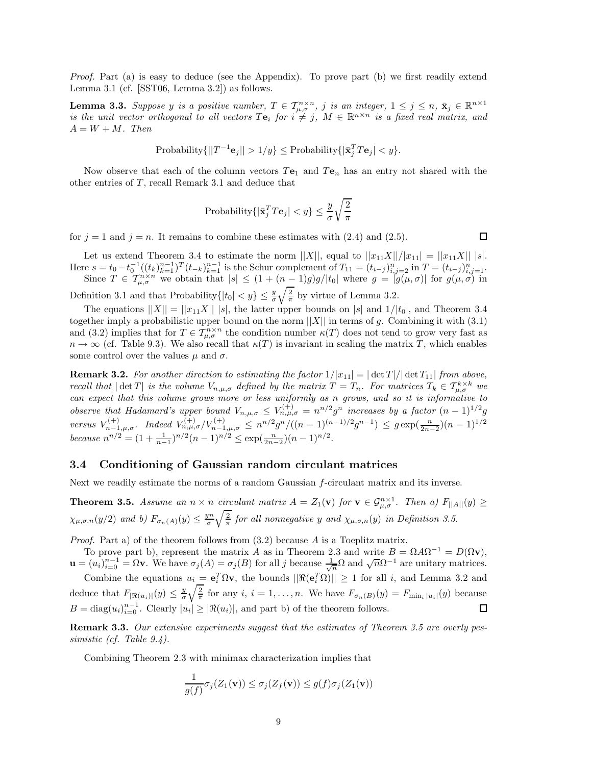*Proof.* Part (a) is easy to deduce (see the Appendix). To prove part (b) we first readily extend Lemma 3.1 (cf. [SST06, Lemma 3.2]) as follows.

**Lemma 3.3.** *Suppose $y$ is a positive number, $T \in \mathcal{T}^{n\times n}_{\mu,\sigma}$, $j$ is an integer, $1 \le j \le n$, $\bar{\mathbf{x}}_j \in \mathbb{R}^{n\times 1}$ is the unit vector orthogonal to all vectors $T\mathbf{e}_i$ for $i \ne j$, $M \in \mathbb{R}^{n\times n}$ is a fixed real matrix, and $A = W + M$. Then*

$$\text{Probability}\{||T^{-1}\mathbf{e}_j|| > 1/y\} \le \text{Probability}\{|\bar{\mathbf{x}}_j^T T\mathbf{e}_j| < y\}.$$

Now observe that each of the column vectors $T\mathbf{e}_1$ and $T\mathbf{e}_n$ has an entry not shared with the other entries of $T$, recall Remark 3.1 and deduce that

$$\text{Probability}\{|\bar{\mathbf{x}}_j^T T\mathbf{e}_j| < y\} \le \frac{y}{\sigma}\sqrt{\frac{2}{\pi}}$$

for $j = 1$ and $j = n$. It remains to combine these estimates with (2.4) and (2.5). $\square$

Let us extend Theorem 3.4 to estimate the norm $||X||$, equal to $||x_{11}X||/|x_{11}| = ||x_{11}X||\ |s|$. Here $s = t_0 - t_0^{-1}((t_k)_{k=1}^{n-1})^T(t_{-k})_{k=1}^{n-1}$ is the Schur complement of $T_{11} = (t_{i-j})_{i,j=2}^n$ in $T = (t_{i-j})_{i,j=1}^n$.
Since $T \in \mathcal{T}^{n\times n}_{\mu,\sigma}$ we obtain that $|s| \le (1 + (n-1)g)g/|t_0|$ where $g = |g(\mu,\sigma)|$ for $g(\mu,\sigma)$ in Definition 3.1 and that Probability$\{|t_0| < y\} \le \frac{y}{\sigma}\sqrt{\frac{2}{\pi}}$ by virtue of Lemma 3.2.

The equations $||X|| = ||x_{11}X||\ |s|$, the latter upper bounds on $|s|$ and $1/|t_0|$, and Theorem 3.4 together imply a probabilistic upper bound on the norm $||X||$ in terms of $g$. Combining it with (3.1) and (3.2) implies that for $T \in \mathcal{T}^{n\times n}_{\mu,\sigma}$ the condition number $\kappa(T)$ does not tend to grow very fast as $n \to \infty$ (cf. Table 9.3). We also recall that $\kappa(T)$ is invariant in scaling the matrix $T$, which enables some control over the values $\mu$ and $\sigma$.

**Remark 3.2.** *For another direction to estimating the factor $1/|x_{11}| = |\det T|/|\det T_{11}|$ from above, recall that $|\det T|$ is the volume $V_{n,\mu,\sigma}$ defined by the matrix $T = T_n$. For matrices $T_k \in \mathcal{T}^{k\times k}_{\mu,\sigma}$ we can expect that this volume grows more or less uniformly as n grows, and so it is informative to observe that Hadamard's upper bound $V_{n,\mu,\sigma} \le V^{(+)}_{n,\mu,\sigma} = n^{n/2}g^n$ increases by a factor $(n-1)^{1/2}g$ versus $V^{(+)}_{n-1,\mu,\sigma}$. Indeed $V^{(+)}_{n,\mu,\sigma}/V^{(+)}_{n-1,\mu,\sigma} \le n^{n/2}g^n/((n-1)^{(n-1)/2}g^{n-1}) \le g\exp(\frac{n}{2n-2})(n-1)^{1/2}$ because $n^{n/2} = (1+\frac{1}{n-1})^{n/2}(n-1)^{n/2} \le \exp(\frac{n}{2n-2})(n-1)^{n/2}$.*

### 3.4 Conditioning of Gaussian random circulant matrices

Next we readily estimate the norms of a random Gaussian $f$-circulant matrix and its inverse.

**Theorem 3.5.** *Assume an $n \times n$ circulant matrix $A = Z_1(\mathbf{v})$ for $\mathbf{v} \in \mathcal{G}^{n\times 1}_{\mu,\sigma}$. Then a) $F_{||A||}(y) \ge \chi_{\mu,\sigma,n}(y/2)$ and b) $F_{\sigma_n(A)}(y) \le \frac{yn}{\sigma}\sqrt{\frac{2}{\pi}}$ for all nonnegative $y$ and $\chi_{\mu,\sigma,n}(y)$ in Definition 3.5.*

*Proof.* Part a) of the theorem follows from (3.2) because $A$ is a Toeplitz matrix.

To prove part b), represent the matrix $A$ as in Theorem 2.3 and write $B = \Omega A \Omega^{-1} = D(\Omega\mathbf{v})$, $\mathbf{u} = (u_i)_{i=0}^{n-1} = \Omega\mathbf{v}$. We have $\sigma_j(A) = \sigma_j(B)$ for all $j$ because $\frac{1}{\sqrt{n}}\Omega$ and $\sqrt{n}\Omega^{-1}$ are unitary matrices.

Combine the equations $u_i = \mathbf{e}_i^T\Omega\mathbf{v}$, the bounds $||\Re(\mathbf{e}_i^T\Omega)|| \ge 1$ for all $i$, and Lemma 3.2 and deduce that $F_{|\Re(u_i)|}(y) \le \frac{y}{\sigma}\sqrt{\frac{2}{\pi}}$ for any $i$, $i = 1,\dots,n$. We have $F_{\sigma_n(B)}(y) = F_{\min_i |u_i|}(y)$ because $B = \text{diag}(u_i)_{i=0}^{n-1}$. Clearly $|u_i| \ge |\Re(u_i)|$, and part b) of the theorem follows. $\square$

**Remark 3.3.** *Our extensive experiments suggest that the estimates of Theorem 3.5 are overly pessimistic (cf. Table 9.4).*

Combining Theorem 2.3 with minimax characterization implies that

$$\frac{1}{g(f)}\sigma_j(Z_1(\mathbf{v})) \le \sigma_j(Z_f(\mathbf{v})) \le g(f)\sigma_j(Z_1(\mathbf{v}))$$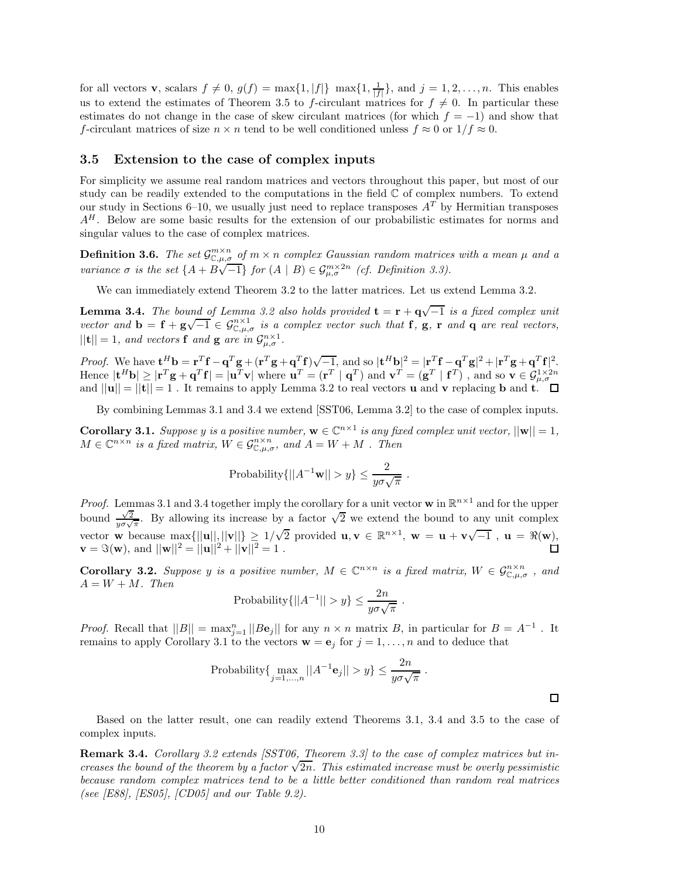for all vectors $\mathbf{v}$, scalars $f \neq 0$, $g(f) = \max\{1, |f|\}\ \max\{1, \frac{1}{|f|}\}$, and $j = 1, 2, \ldots, n$. This enables us to extend the estimates of Theorem 3.5 to $f$-circulant matrices for $f \neq 0$. In particular these estimates do not change in the case of skew circulant matrices (for which $f = -1$) and show that $f$-circulant matrices of size $n \times n$ tend to be well conditioned unless $f \approx 0$ or $1/f \approx 0$.

### 3.5 Extension to the case of complex inputs

For simplicity we assume real random matrices and vectors throughout this paper, but most of our study can be readily extended to the computations in the field $\mathbb{C}$ of complex numbers. To extend our study in Sections 6–10, we usually just need to replace transposes $A^T$ by Hermitian transposes $A^H$. Below are some basic results for the extension of our probabilistic estimates for norms and singular values to the case of complex matrices.

**Definition 3.6.** *The set $\mathcal{G}^{m\times n}_{\mathbb{C},\mu,\sigma}$ of $m \times n$ complex Gaussian random matrices with a mean $\mu$ and a variance $\sigma$ is the set $\{A + B\sqrt{-1}\}$ for $(A \mid B) \in \mathcal{G}^{m\times 2n}_{\mu,\sigma}$ (cf. Definition 3.3).*

We can immediately extend Theorem 3.2 to the latter matrices. Let us extend Lemma 3.2.

**Lemma 3.4.** *The bound of Lemma 3.2 also holds provided $\mathbf{t} = \mathbf{r} + \mathbf{q}\sqrt{-1}$ is a fixed complex unit vector and $\mathbf{b} = \mathbf{f} + \mathbf{g}\sqrt{-1} \in \mathcal{G}^{n\times 1}_{\mathbb{C},\mu,\sigma}$ is a complex vector such that $\mathbf{f}$, $\mathbf{g}$, $\mathbf{r}$ and $\mathbf{q}$ are real vectors, $||\mathbf{t}|| = 1$, and vectors $\mathbf{f}$ and $\mathbf{g}$ are in $\mathcal{G}^{n\times 1}_{\mu,\sigma}$.*

*Proof.* We have $\mathbf{t}^H\mathbf{b} = \mathbf{r}^T\mathbf{f} - \mathbf{q}^T\mathbf{g} + (\mathbf{r}^T\mathbf{g} + \mathbf{q}^T\mathbf{f})\sqrt{-1}$, and so $|\mathbf{t}^H\mathbf{b}|^2 = |\mathbf{r}^T\mathbf{f} - \mathbf{q}^T\mathbf{g}|^2 + |\mathbf{r}^T\mathbf{g} + \mathbf{q}^T\mathbf{f}|^2$. Hence $|\mathbf{t}^H\mathbf{b}| \geq |\mathbf{r}^T\mathbf{g} + \mathbf{q}^T\mathbf{f}| = |\mathbf{u}^T\mathbf{v}|$ where $\mathbf{u}^T = (\mathbf{r}^T \mid \mathbf{q}^T)$ and $\mathbf{v}^T = (\mathbf{g}^T \mid \mathbf{f}^T)$ , and so $\mathbf{v} \in \mathcal{G}^{1\times 2n}_{\mu,\sigma}$ and $||\mathbf{u}|| = ||\mathbf{t}|| = 1$ . It remains to apply Lemma 3.2 to real vectors $\mathbf{u}$ and $\mathbf{v}$ replacing $\mathbf{b}$ and $\mathbf{t}$. $\square$

By combining Lemmas 3.1 and 3.4 we extend [SST06, Lemma 3.2] to the case of complex inputs.

**Corollary 3.1.** *Suppose $y$ is a positive number, $\mathbf{w} \in \mathbb{C}^{n\times 1}$ is any fixed complex unit vector, $||\mathbf{w}|| = 1$, $M \in \mathbb{C}^{n\times n}$ is a fixed matrix, $W \in \mathcal{G}^{n\times n}_{\mathbb{C},\mu,\sigma}$, and $A = W + M$ . Then*

$$\text{Probability}\{||A^{-1}\mathbf{w}|| > y\} \leq \frac{2}{y\sigma\sqrt{\pi}} \ .$$

*Proof.* Lemmas 3.1 and 3.4 together imply the corollary for a unit vector $\mathbf{w}$ in $\mathbb{R}^{n\times 1}$ and for the upper bound $\frac{\sqrt{2}}{y\sigma\sqrt{\pi}}$. By allowing its increase by a factor $\sqrt{2}$ we extend the bound to any unit complex vector $\mathbf{w}$ because $\max\{||\mathbf{u}||, ||\mathbf{v}||\} \geq 1/\sqrt{2}$ provided $\mathbf{u}, \mathbf{v} \in \mathbb{R}^{n\times 1}$, $\mathbf{w} = \mathbf{u} + \mathbf{v}\sqrt{-1}$ , $\mathbf{u} = \Re(\mathbf{w})$, $\mathbf{v} = \Im(\mathbf{w})$, and $||\mathbf{w}||^2 = ||\mathbf{u}||^2 + ||\mathbf{v}||^2 = 1$ . $\square$

**Corollary 3.2.** *Suppose $y$ is a positive number, $M \in \mathbb{C}^{n\times n}$ is a fixed matrix, $W \in \mathcal{G}^{n\times n}_{\mathbb{C},\mu,\sigma}$ , and $A = W + M$. Then*

$$\text{Probability}\{||A^{-1}|| > y\} \leq \frac{2n}{y\sigma\sqrt{\pi}} \ .$$

*Proof.* Recall that $||B|| = \max_{j=1}^n ||B\mathbf{e}_j||$ for any $n \times n$ matrix $B$, in particular for $B = A^{-1}$ . It remains to apply Corollary 3.1 to the vectors $\mathbf{w} = \mathbf{e}_j$ for $j = 1, \ldots, n$ and to deduce that

$$\text{Probability}\{\max_{j=1,\ldots,n} ||A^{-1}\mathbf{e}_j|| > y\} \leq \frac{2n}{y\sigma\sqrt{\pi}} \ .$$

$\square$

Based on the latter result, one can readily extend Theorems 3.1, 3.4 and 3.5 to the case of complex inputs.

**Remark 3.4.** *Corollary 3.2 extends [SST06, Theorem 3.3] to the case of complex matrices but increases the bound of the theorem by a factor $\sqrt{2n}$. This estimated increase must be overly pessimistic because random complex matrices tend to be a little better conditioned than random real matrices (see [E88], [ES05], [CD05] and our Table 9.2).*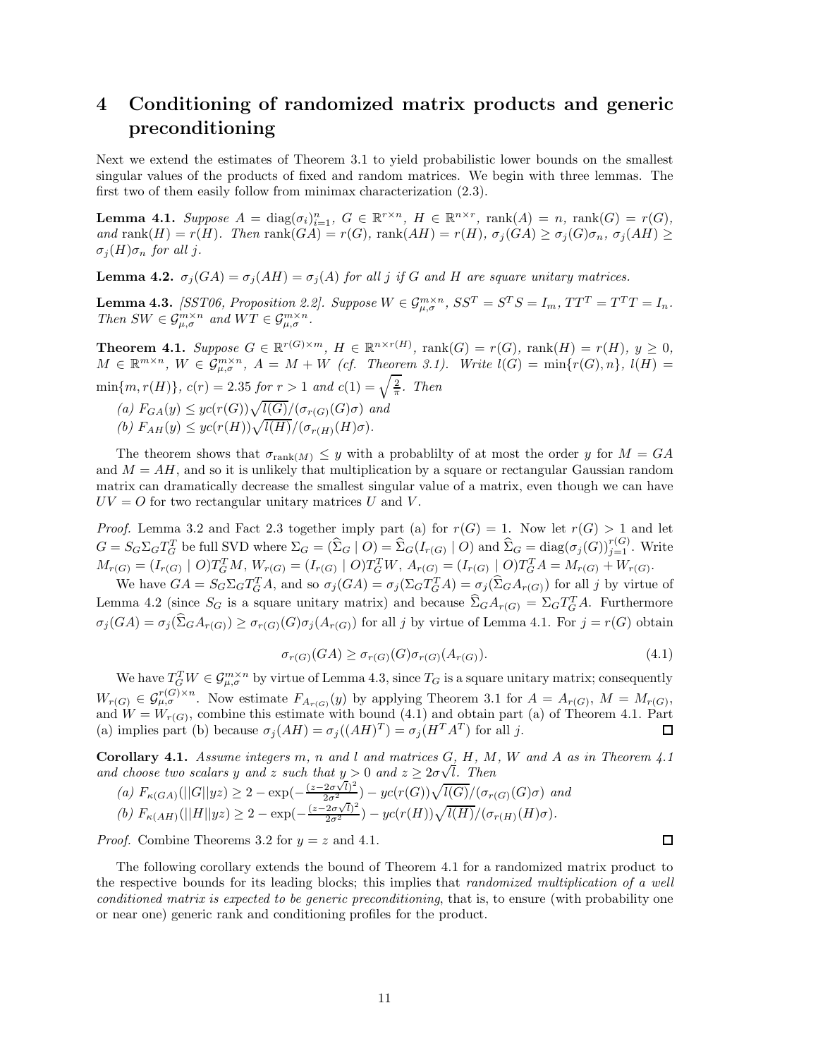# 4 Conditioning of randomized matrix products and generic preconditioning

Next we extend the estimates of Theorem 3.1 to yield probabilistic lower bounds on the smallest singular values of the products of fixed and random matrices. We begin with three lemmas. The first two of them easily follow from minimax characterization (2.3).

**Lemma 4.1.** *Suppose $A = \operatorname{diag}(\sigma_i)_{i=1}^n$, $G \in \mathbb{R}^{r\times n}$, $H \in \mathbb{R}^{n\times r}$, $\operatorname{rank}(A) = n$, $\operatorname{rank}(G) = r(G)$, and $\operatorname{rank}(H) = r(H)$. Then $\operatorname{rank}(GA) = r(G)$, $\operatorname{rank}(AH) = r(H)$, $\sigma_j(GA) \geq \sigma_j(G)\sigma_n$, $\sigma_j(AH) \geq \sigma_j(H)\sigma_n$ for all $j$.*

**Lemma 4.2.** *$\sigma_j(GA) = \sigma_j(AH) = \sigma_j(A)$ for all $j$ if $G$ and $H$ are square unitary matrices.*

**Lemma 4.3.** *[SST06, Proposition 2.2]. Suppose $W \in \mathcal{G}_{\mu,\sigma}^{m\times n}$, $SS^T = S^TS = I_m$, $TT^T = T^TT = I_n$. Then $SW \in \mathcal{G}_{\mu,\sigma}^{m\times n}$ and $WT \in \mathcal{G}_{\mu,\sigma}^{m\times n}$.*

**Theorem 4.1.** *Suppose $G \in \mathbb{R}^{r(G)\times m}$, $H \in \mathbb{R}^{n\times r(H)}$, $\operatorname{rank}(G) = r(G)$, $\operatorname{rank}(H) = r(H)$, $y \geq 0$, $M \in \mathbb{R}^{m\times n}$, $W \in \mathcal{G}_{\mu,\sigma}^{m\times n}$, $A = M + W$ (cf. Theorem 3.1). Write $l(G) = \min\{r(G), n\}$, $l(H) = \min\{m, r(H)\}$, $c(r) = 2.35$ for $r > 1$ and $c(1) = \sqrt{\frac{2}{\pi}}$. Then*

*(a) $F_{GA}(y) \leq yc(r(G))\sqrt{l(G)}/(\sigma_{r(G)}(G)\sigma)$ and*

*(b) $F_{AH}(y) \leq yc(r(H))\sqrt{l(H)}/(\sigma_{r(H)}(H)\sigma)$.*

The theorem shows that $\sigma_{\operatorname{rank}(M)} \leq y$ with a probablilty of at most the order $y$ for $M = GA$ and $M = AH$, and so it is unlikely that multiplication by a square or rectangular Gaussian random matrix can dramatically decrease the smallest singular value of a matrix, even though we can have $UV = O$ for two rectangular unitary matrices $U$ and $V$.

*Proof.* Lemma 3.2 and Fact 2.3 together imply part (a) for $r(G) = 1$. Now let $r(G) > 1$ and let $G = S_G\Sigma_G T_G^T$ be full SVD where $\Sigma_G = (\widehat{\Sigma}_G \mid O) = \widehat{\Sigma}_G(I_{r(G)} \mid O)$ and $\widehat{\Sigma}_G = \operatorname{diag}(\sigma_j(G))_{j=1}^{r(G)}$. Write $M_{r(G)} = (I_{r(G)} \mid O)T_G^TM$, $W_{r(G)} = (I_{r(G)} \mid O)T_G^TW$, $A_{r(G)} = (I_{r(G)} \mid O)T_G^TA = M_{r(G)} + W_{r(G)}$.

We have $GA = S_G\Sigma_GT_G^TA$, and so $\sigma_j(GA) = \sigma_j(\Sigma_GT_G^TA) = \sigma_j(\widehat{\Sigma}_GA_{r(G)})$ for all $j$ by virtue of Lemma 4.2 (since $S_G$ is a square unitary matrix) and because $\widehat{\Sigma}_GA_{r(G)} = \Sigma_GT_G^TA$. Furthermore $\sigma_j(GA) = \sigma_j(\widehat{\Sigma}_GA_{r(G)}) \geq \sigma_{r(G)}(G)\sigma_j(A_{r(G)})$ for all $j$ by virtue of Lemma 4.1. For $j = r(G)$ obtain

$$\sigma_{r(G)}(GA) \geq \sigma_{r(G)}(G)\sigma_{r(G)}(A_{r(G)}). \tag{4.1}$$

We have $T_G^TW \in \mathcal{G}_{\mu,\sigma}^{m\times n}$ by virtue of Lemma 4.3, since $T_G$ is a square unitary matrix; consequently $W_{r(G)} \in \mathcal{G}_{\mu,\sigma}^{r(G)\times n}$. Now estimate $F_{A_{r(G)}}(y)$ by applying Theorem 3.1 for $A = A_{r(G)}$, $M = M_{r(G)}$, and $W = W_{r(G)}$, combine this estimate with bound (4.1) and obtain part (a) of Theorem 4.1. Part (a) implies part (b) because $\sigma_j(AH) = \sigma_j((AH)^T) = \sigma_j(H^TA^T)$ for all $j$. $\square$

**Corollary 4.1.** *Assume integers $m$, $n$ and $l$ and matrices $G$, $H$, $M$, $W$ and $A$ as in Theorem 4.1 and choose two scalars $y$ and $z$ such that $y > 0$ and $z \geq 2\sigma\sqrt{l}$. Then*

*(a) $F_{\kappa(GA)}(||G||yz) \geq 2 - \exp(-\frac{(z-2\sigma\sqrt{l})^2}{2\sigma^2}) - yc(r(G))\sqrt{l(G)}/(\sigma_{r(G)}(G)\sigma)$ and*

*(b) $F_{\kappa(AH)}(||H||yz) \geq 2 - \exp(-\frac{(z-2\sigma\sqrt{l})^2}{2\sigma^2}) - yc(r(H))\sqrt{l(H)}/(\sigma_{r(H)}(H)\sigma)$.*

*Proof.* Combine Theorems 3.2 for $y = z$ and 4.1. $\square$

The following corollary extends the bound of Theorem 4.1 for a randomized matrix product to the respective bounds for its leading blocks; this implies that *randomized multiplication of a well conditioned matrix is expected to be generic preconditioning*, that is, to ensure (with probability one or near one) generic rank and conditioning profiles for the product.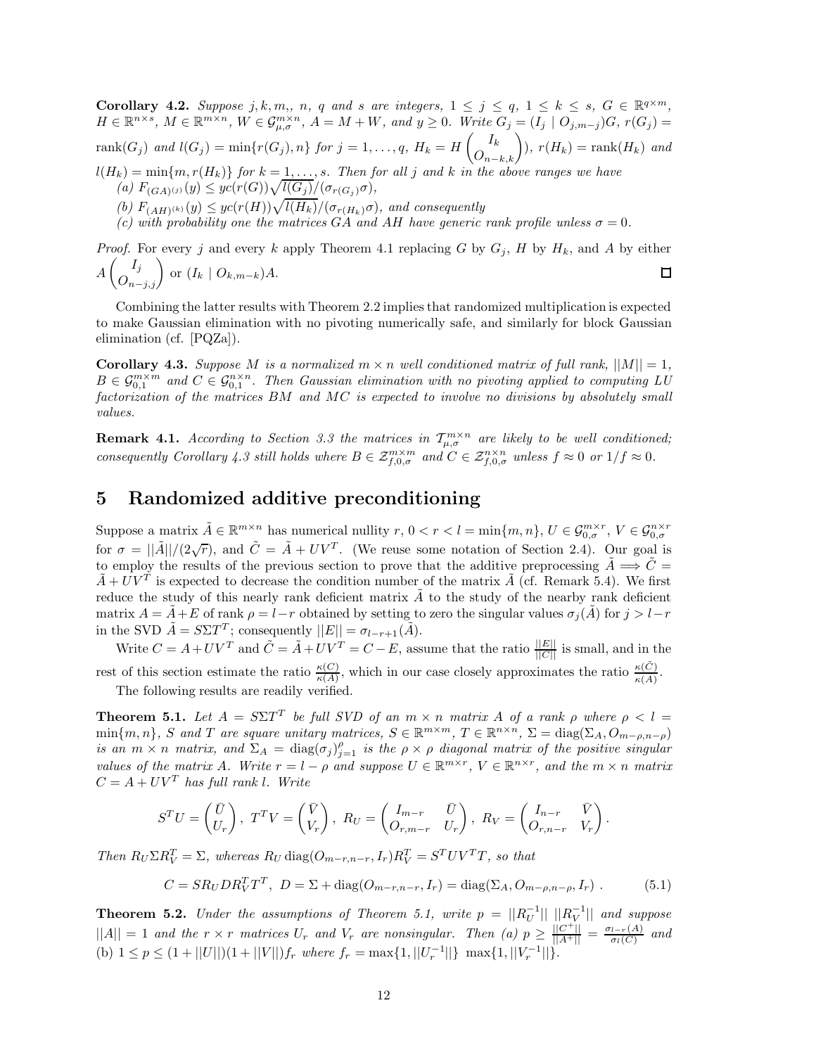**Corollary 4.2.** *Suppose $j, k, m,$, $n$, $q$ and $s$ are integers, $1 \leq j \leq q$, $1 \leq k \leq s$, $G \in \mathbb{R}^{q\times m}$, $H \in \mathbb{R}^{n\times s}$, $M \in \mathbb{R}^{m\times n}$, $W \in \mathcal{G}_{\mu,\sigma}^{m\times n}$, $A = M + W$, and $y \geq 0$. Write $G_j = (I_j \mid O_{j,m-j})G$, $r(G_j) = \mathrm{rank}(G_j)$ and $l(G_j) = \min\{r(G_j), n\}$ for $j = 1,\ldots,q$, $H_k = H\begin{pmatrix} I_k \\ O_{n-k,k}\end{pmatrix})$, $r(H_k) = \mathrm{rank}(H_k)$ and $l(H_k) = \min\{m, r(H_k)\}$ for $k = 1,\ldots,s$. Then for all $j$ and $k$ in the above ranges we have*

*(a) $F_{(GA)^{(j)}}(y) \leq yc(r(G))\sqrt{l(G_j)}/(\sigma_{r(G_j)}\sigma)$,*

*(b) $F_{(AH)^{(k)}}(y) \leq yc(r(H))\sqrt{l(H_k)}/(\sigma_{r(H_k)}\sigma)$, and consequently*

*(c) with probability one the matrices $GA$ and $AH$ have generic rank profile unless $\sigma = 0$.*

*Proof.* For every $j$ and every $k$ apply Theorem 4.1 replacing $G$ by $G_j$, $H$ by $H_k$, and $A$ by either $A\begin{pmatrix} I_j \\ O_{n-j,j}\end{pmatrix}$ or $(I_k \mid O_{k,m-k})A$. □

Combining the latter results with Theorem 2.2 implies that randomized multiplication is expected to make Gaussian elimination with no pivoting numerically safe, and similarly for block Gaussian elimination (cf. [PQZa]).

**Corollary 4.3.** *Suppose $M$ is a normalized $m \times n$ well conditioned matrix of full rank, $||M|| = 1$, $B \in \mathcal{G}_{0,1}^{m\times m}$ and $C \in \mathcal{G}_{0,1}^{n\times n}$. Then Gaussian elimination with no pivoting applied to computing LU factorization of the matrices $BM$ and $MC$ is expected to involve no divisions by absolutely small values.*

**Remark 4.1.** *According to Section 3.3 the matrices in $\mathcal{T}_{\mu,\sigma}^{m\times n}$ are likely to be well conditioned; consequently Corollary 4.3 still holds where $B \in \mathcal{Z}_{f,0,\sigma}^{m\times m}$ and $C \in \mathcal{Z}_{f,0,\sigma}^{n\times n}$ unless $f \approx 0$ or $1/f \approx 0$.*

# 5 Randomized additive preconditioning

Suppose a matrix $\tilde{A} \in \mathbb{R}^{m\times n}$ has numerical nullity $r$, $0 < r < l = \min\{m, n\}$, $U \in \mathcal{G}_{0,\sigma}^{m\times r}$, $V \in \mathcal{G}_{0,\sigma}^{n\times r}$ for $\sigma = ||\tilde{A}||/(2\sqrt{r})$, and $\tilde{C} = \tilde{A} + UV^T$. (We reuse some notation of Section 2.4). Our goal is to employ the results of the previous section to prove that the additive preprocessing $\tilde{A} \Longrightarrow \tilde{C} = \tilde{A} + UV^T$ is expected to decrease the condition number of the matrix $\tilde{A}$ (cf. Remark 5.4). We first reduce the study of this nearly rank deficient matrix $\tilde{A}$ to the study of the nearby rank deficient matrix $A = \tilde{A} + E$ of rank $\rho = l - r$ obtained by setting to zero the singular values $\sigma_j(\tilde{A})$ for $j > l - r$ in the SVD $\tilde{A} = S\Sigma T^T$; consequently $||E|| = \sigma_{l-r+1}(\tilde{A})$.

Write $C = A + UV^T$ and $\tilde{C} = \tilde{A} + UV^T = C - E$, assume that the ratio $\frac{||E||}{||C||}$ is small, and in the rest of this section estimate the ratio $\frac{\kappa(C)}{\kappa(A)}$, which in our case closely approximates the ratio $\frac{\kappa(\tilde{C})}{\kappa(A)}$.

The following results are readily verified.

**Theorem 5.1.** *Let $A = S\Sigma T^T$ be full SVD of an $m \times n$ matrix $A$ of a rank $\rho$ where $\rho < l = \min\{m, n\}$, $S$ and $T$ are square unitary matrices, $S \in \mathbb{R}^{m\times m}$, $T \in \mathbb{R}^{n\times n}$, $\Sigma = \mathrm{diag}(\Sigma_A, O_{m-\rho,n-\rho})$ is an $m \times n$ matrix, and $\Sigma_A = \mathrm{diag}(\sigma_j)_{j=1}^{\rho}$ is the $\rho \times \rho$ diagonal matrix of the positive singular values of the matrix $A$. Write $r = l - \rho$ and suppose $U \in \mathbb{R}^{m\times r}$, $V \in \mathbb{R}^{n\times r}$, and the $m \times n$ matrix $C = A + UV^T$ has full rank $l$. Write*

$$S^TU = \begin{pmatrix} \bar{U} \\ U_r \end{pmatrix},\ T^TV = \begin{pmatrix} \bar{V} \\ V_r \end{pmatrix},\ R_U = \begin{pmatrix} I_{m-r} & \bar{U} \\ O_{r,m-r} & U_r \end{pmatrix},\ R_V = \begin{pmatrix} I_{n-r} & \bar{V} \\ O_{r,n-r} & V_r \end{pmatrix}.$$

*Then $R_U\Sigma R_V^T = \Sigma$, whereas $R_U\,\mathrm{diag}(O_{m-r,n-r}, I_r)R_V^T = S^TUV^TT$, so that*

$$C = SR_UDR_V^TT^T,\ D = \Sigma + \mathrm{diag}(O_{m-r,n-r}, I_r) = \mathrm{diag}(\Sigma_A, O_{m-\rho,n-\rho}, I_r)\ . \tag{5.1}$$

**Theorem 5.2.** *Under the assumptions of Theorem 5.1, write $p = ||R_U^{-1}||\ ||R_V^{-1}||$ and suppose $||A|| = 1$ and the $r \times r$ matrices $U_r$ and $V_r$ are nonsingular. Then (a) $p \geq \frac{||C^+||}{||A^+||} = \frac{\sigma_{l-r}(A)}{\sigma_l(C)}$ and* (b) *$1 \leq p \leq (1 + ||U||)(1 + ||V||)f_r$ where $f_r = \max\{1, ||U_r^{-1}||\}\ \max\{1, ||V_r^{-1}||\}$.*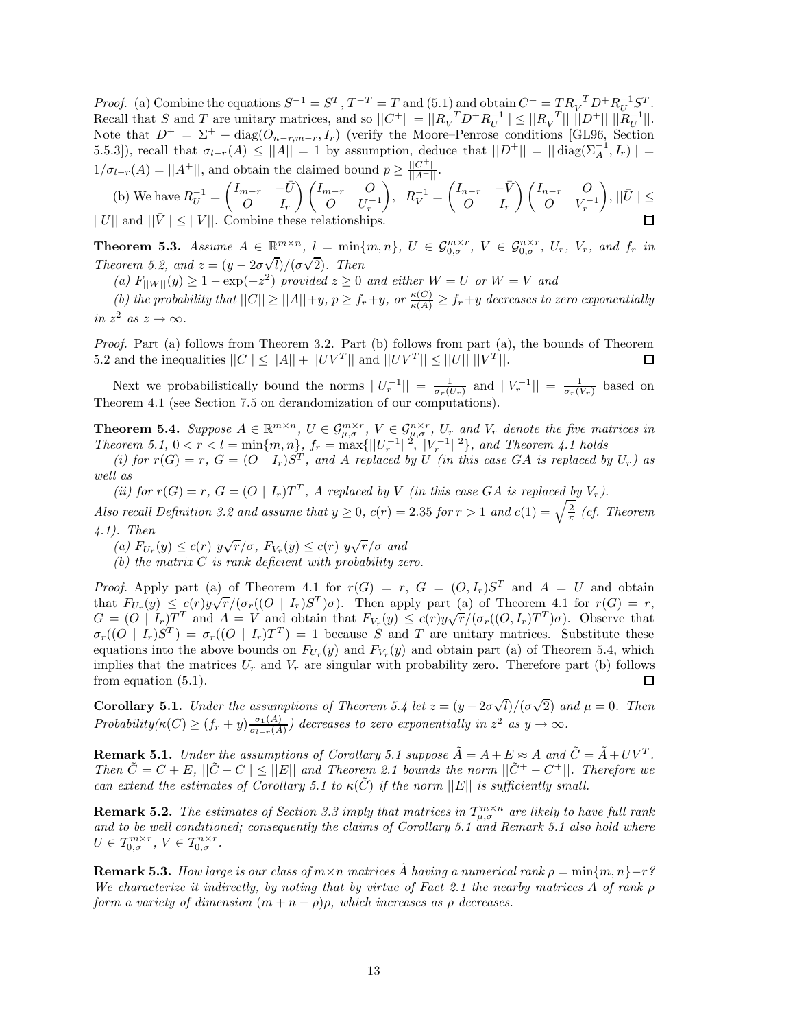*Proof.* (a) Combine the equations $S^{-1} = S^T$, $T^{-T} = T$ and (5.1) and obtain $C^+ = TR_V^{-T}D^+R_U^{-1}S^T$. Recall that $S$ and $T$ are unitary matrices, and so $||C^+|| = ||R_V^{-T}D^+R_U^{-1}|| \le ||R_V^{-T}||\ ||D^+||\ ||R_U^{-1}||$. Note that $D^+ = \Sigma^+ + \operatorname{diag}(O_{n-r,m-r}, I_r)$ (verify the Moore–Penrose conditions [GL96, Section 5.5.3]), recall that $\sigma_{l-r}(A) \le ||A|| = 1$ by assumption, deduce that $||D^+|| = ||\operatorname{diag}(\Sigma_A^{-1}, I_r)|| = 1/\sigma_{l-r}(A) = ||A^+||$, and obtain the claimed bound $p \ge \frac{||C^+||}{||A^+||}$.

(b) We have $R_U^{-1} = \begin{pmatrix} I_{m-r} & -\bar{U} \\ O & I_r \end{pmatrix} \begin{pmatrix} I_{m-r} & O \\ O & U_r^{-1} \end{pmatrix}$, $R_V^{-1} = \begin{pmatrix} I_{n-r} & -\bar{V} \\ O & I_r \end{pmatrix} \begin{pmatrix} I_{n-r} & O \\ O & V_r^{-1} \end{pmatrix}$, $||\bar{U}|| \le ||U||$ and $||\bar{V}|| \le ||V||$. Combine these relationships. □

**Theorem 5.3.** *Assume $A \in \mathbb{R}^{m\times n}$, $l = \min\{m, n\}$, $U \in \mathcal{G}_{0,\sigma}^{m\times r}$, $V \in \mathcal{G}_{0,\sigma}^{n\times r}$, $U_r$, $V_r$, and $f_r$ in Theorem 5.2, and $z = (y - 2\sigma\sqrt{l})/(\sigma\sqrt{2})$. Then*

*(a) $F_{||W||}(y) \ge 1 - \exp(-z^2)$ provided $z \ge 0$ and either $W = U$ or $W = V$ and*

*(b) the probability that $||C|| \ge ||A|| + y$, $p \ge f_r + y$, or $\frac{\kappa(C)}{\kappa(A)} \ge f_r + y$ decreases to zero exponentially in $z^2$ as $z \to \infty$.*

*Proof.* Part (a) follows from Theorem 3.2. Part (b) follows from part (a), the bounds of Theorem 5.2 and the inequalities $||C|| \le ||A|| + ||UV^T||$ and $||UV^T|| \le ||U||\ ||V^T||$. □

Next we probabilistically bound the norms $||U_r^{-1}|| = \frac{1}{\sigma_r(U_r)}$ and $||V_r^{-1}|| = \frac{1}{\sigma_r(V_r)}$ based on Theorem 4.1 (see Section 7.5 on derandomization of our computations).

**Theorem 5.4.** *Suppose $A \in \mathbb{R}^{m\times n}$, $U \in \mathcal{G}_{\mu,\sigma}^{m\times r}$, $V \in \mathcal{G}_{\mu,\sigma}^{n\times r}$, $U_r$ and $V_r$ denote the five matrices in Theorem 5.1, $0 < r < l = \min\{m, n\}$, $f_r = \max\{||U_r^{-1}||^2, ||V_r^{-1}||^2\}$, and Theorem 4.1 holds*

*(i) for $r(G) = r$, $G = (O \mid I_r)S^T$, and $A$ replaced by $U$ (in this case $GA$ is replaced by $U_r$) as well as*

*(ii) for $r(G) = r$, $G = (O \mid I_r)T^T$, $A$ replaced by $V$ (in this case $GA$ is replaced by $V_r$).*

*Also recall Definition 3.2 and assume that $y \ge 0$, $c(r) = 2.35$ for $r > 1$ and $c(1) = \sqrt{\frac{2}{\pi}}$ (cf. Theorem 4.1). Then*

*(a) $F_{U_r}(y) \le c(r)\ y\sqrt{r}/\sigma$, $F_{V_r}(y) \le c(r)\ y\sqrt{r}/\sigma$ and*

*(b) the matrix $C$ is rank deficient with probability zero.*

*Proof.* Apply part (a) of Theorem 4.1 for $r(G) = r$, $G = (O, I_r)S^T$ and $A = U$ and obtain that $F_{U_r}(y) \le c(r)y\sqrt{r}/(\sigma_r((O \mid I_r)S^T)\sigma)$. Then apply part (a) of Theorem 4.1 for $r(G) = r$, $G = (O \mid I_r)T^T$ and $A = V$ and obtain that $F_{V_r}(y) \le c(r)y\sqrt{r}/(\sigma_r((O, I_r)T^T)\sigma)$. Observe that $\sigma_r((O \mid I_r)S^T) = \sigma_r((O \mid I_r)T^T) = 1$ because $S$ and $T$ are unitary matrices. Substitute these equations into the above bounds on $F_{U_r}(y)$ and $F_{V_r}(y)$ and obtain part (a) of Theorem 5.4, which implies that the matrices $U_r$ and $V_r$ are singular with probability zero. Therefore part (b) follows from equation (5.1). □

**Corollary 5.1.** *Under the assumptions of Theorem 5.4 let $z = (y - 2\sigma\sqrt{l})/(\sigma\sqrt{2})$ and $\mu = 0$. Then Probability($\kappa(C) \ge (f_r + y)\frac{\sigma_1(A)}{\sigma_{l-r}(A)}$) decreases to zero exponentially in $z^2$ as $y \to \infty$.*

**Remark 5.1.** *Under the assumptions of Corollary 5.1 suppose $\tilde{A} = A + E \approx A$ and $\tilde{C} = \tilde{A} + UV^T$. Then $\tilde{C} = C + E$, $||\tilde{C} - C|| \le ||E||$ and Theorem 2.1 bounds the norm $||\tilde{C}^+ - C^+||$. Therefore we can extend the estimates of Corollary 5.1 to $\kappa(\tilde{C})$ if the norm $||E||$ is sufficiently small.*

**Remark 5.2.** *The estimates of Section 3.3 imply that matrices in $\mathcal{T}_{\mu,\sigma}^{m\times n}$ are likely to have full rank and to be well conditioned; consequently the claims of Corollary 5.1 and Remark 5.1 also hold where $U \in \mathcal{T}_{0,\sigma}^{m\times r}$, $V \in \mathcal{T}_{0,\sigma}^{n\times r}$.*

**Remark 5.3.** *How large is our class of $m\times n$ matrices $\tilde{A}$ having a numerical rank $\rho = \min\{m, n\} - r$? We characterize it indirectly, by noting that by virtue of Fact 2.1 the nearby matrices $A$ of rank $\rho$ form a variety of dimension $(m + n - \rho)\rho$, which increases as $\rho$ decreases.*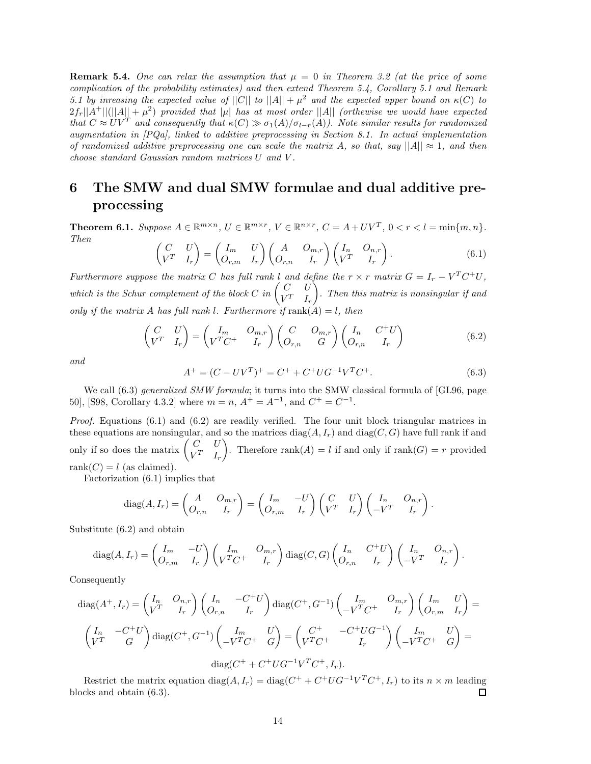**Remark 5.4.** *One can relax the assumption that $\mu = 0$ in Theorem 3.2 (at the price of some complication of the probability estimates) and then extend Theorem 5.4, Corollary 5.1 and Remark 5.1 by inreasing the expected value of $||C||$ to $||A|| + \mu^2$ and the expected upper bound on $\kappa(C)$ to $2f_r||A^+||(||A|| + \mu^2)$ provided that $|\mu|$ has at most order $||A||$ (orthewise we would have expected that $C \approx UV^T$ and consequently that $\kappa(C) \gg \sigma_1(A)/\sigma_{l-r}(A)$). Note similar results for randomized augmentation in [PQa], linked to additive preprocessing in Section 8.1. In actual implementation of randomized additive preprocessing one can scale the matrix $A$, so that, say $||A|| \approx 1$, and then choose standard Gaussian random matrices $U$ and $V$.*

# 6 The SMW and dual SMW formulae and dual additive preprocessing

**Theorem 6.1.** *Suppose $A \in \mathbb{R}^{m\times n}$, $U \in \mathbb{R}^{m\times r}$, $V \in \mathbb{R}^{n\times r}$, $C = A + UV^T$, $0 < r < l = \min\{m, n\}$. Then*

$$\begin{pmatrix} C & U \\ V^T & I_r \end{pmatrix} = \begin{pmatrix} I_m & U \\ O_{r,m} & I_r \end{pmatrix} \begin{pmatrix} A & O_{m,r} \\ O_{r,n} & I_r \end{pmatrix} \begin{pmatrix} I_n & O_{n,r} \\ V^T & I_r \end{pmatrix}. \tag{6.1}$$

*Furthermore suppose the matrix $C$ has full rank $l$ and define the $r \times r$ matrix $G = I_r - V^T C^+ U$, which is the Schur complement of the block $C$ in $\begin{pmatrix} C & U \\ V^T & I_r \end{pmatrix}$. Then this matrix is nonsingular if and only if the matrix $A$ has full rank $l$. Furthermore if* $\text{rank}(A) = l$, *then*

$$\begin{pmatrix} C & U \\ V^T & I_r \end{pmatrix} = \begin{pmatrix} I_m & O_{m,r} \\ V^T C^+ & I_r \end{pmatrix} \begin{pmatrix} C & O_{m,r} \\ O_{r,n} & G \end{pmatrix} \begin{pmatrix} I_n & C^+U \\ O_{r,n} & I_r \end{pmatrix} \tag{6.2}$$

*and*

$$A^+ = (C - UV^T)^+ = C^+ + C^+ U G^{-1} V^T C^+. \tag{6.3}$$

We call (6.3) *generalized SMW formula*; it turns into the SMW classical formula of [GL96, page 50], [S98, Corollary 4.3.2] where $m = n$, $A^+ = A^{-1}$, and $C^+ = C^{-1}$.

*Proof.* Equations (6.1) and (6.2) are readily verified. The four unit block triangular matrices in these equations are nonsingular, and so the matrices $\text{diag}(A, I_r)$ and $\text{diag}(C, G)$ have full rank if and only if so does the matrix $\begin{pmatrix} C & U \\ V^T & I_r \end{pmatrix}$. Therefore $\text{rank}(A) = l$ if and only if $\text{rank}(G) = r$ provided $\text{rank}(C) = l$ (as claimed).

Factorization (6.1) implies that

$$\text{diag}(A, I_r) = \begin{pmatrix} A & O_{m,r} \\ O_{r,n} & I_r \end{pmatrix} = \begin{pmatrix} I_m & -U \\ O_{r,m} & I_r \end{pmatrix} \begin{pmatrix} C & U \\ V^T & I_r \end{pmatrix} \begin{pmatrix} I_n & O_{n,r} \\ -V^T & I_r \end{pmatrix}.$$

Substitute (6.2) and obtain

$$\text{diag}(A, I_r) = \begin{pmatrix} I_m & -U \\ O_{r,m} & I_r \end{pmatrix} \begin{pmatrix} I_m & O_{m,r} \\ V^T C^+ & I_r \end{pmatrix} \text{diag}(C, G) \begin{pmatrix} I_n & C^+U \\ O_{r,n} & I_r \end{pmatrix} \begin{pmatrix} I_n & O_{n,r} \\ -V^T & I_r \end{pmatrix}.$$

Consequently

$$\text{diag}(A^+, I_r) = \begin{pmatrix} I_n & O_{n,r} \\ V^T & I_r \end{pmatrix} \begin{pmatrix} I_n & -C^+U \\ O_{r,n} & I_r \end{pmatrix} \text{diag}(C^+, G^{-1}) \begin{pmatrix} I_m & O_{m,r} \\ -V^T C^+ & I_r \end{pmatrix} \begin{pmatrix} I_m & U \\ O_{r,m} & I_r \end{pmatrix} =$$

$$\begin{pmatrix} I_n & -C^+U \\ V^T & G \end{pmatrix} \text{diag}(C^+, G^{-1}) \begin{pmatrix} I_m & U \\ -V^T C^+ & G \end{pmatrix} = \begin{pmatrix} C^+ & -C^+UG^{-1} \\ V^T C^+ & I_r \end{pmatrix} \begin{pmatrix} I_m & U \\ -V^T C^+ & G \end{pmatrix} =$$

$$\text{diag}(C^+ + C^+UG^{-1}V^T C^+, I_r).$$

Restrict the matrix equation $\text{diag}(A, I_r) = \text{diag}(C^+ + C^+UG^{-1}V^T C^+, I_r)$ to its $n \times m$ leading blocks and obtain (6.3). $\square$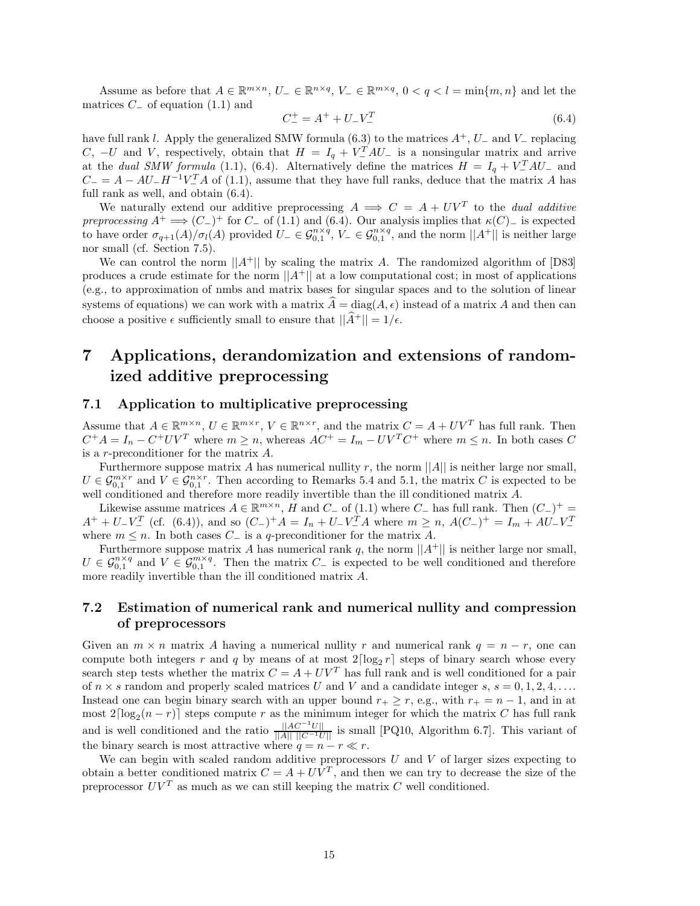Assume as before that $A \in \mathbb{R}^{m\times n}$, $U_- \in \mathbb{R}^{n\times q}$, $V_- \in \mathbb{R}^{m\times q}$, $0 < q < l = \min\{m, n\}$ and let the matrices $C_-$ of equation (1.1) and

$$C_-^+ = A^+ + U_- V_-^T \tag{6.4}$$

have full rank $l$. Apply the generalized SMW formula (6.3) to the matrices $A^+$, $U_-$ and $V_-$ replacing $C$, $-U$ and $V$, respectively, obtain that $H = I_q + V_-^T A U_-$ is a nonsingular matrix and arrive at the *dual SMW formula* (1.1), (6.4). Alternatively define the matrices $H = I_q + V_-^T A U_-$ and $C_- = A - AU_- H^{-1} V_-^T A$ of (1.1), assume that they have full ranks, deduce that the matrix $A$ has full rank as well, and obtain (6.4).

We naturally extend our additive preprocessing $A \Longrightarrow C = A + UV^T$ to the *dual additive preprocessing* $A^+ \Longrightarrow (C_-)^+$ for $C_-$ of (1.1) and (6.4). Our analysis implies that $\kappa(C)_-$ is expected to have order $\sigma_{q+1}(A)/\sigma_l(A)$ provided $U_- \in \mathcal{G}_{0,1}^{n\times q}$, $V_- \in \mathcal{G}_{0,1}^{n\times q}$, and the norm $||A^+||$ is neither large nor small (cf. Section 7.5).

We can control the norm $||A^+||$ by scaling the matrix $A$. The randomized algorithm of [D83] produces a crude estimate for the norm $||A^+||$ at a low computational cost; in most of applications (e.g., to approximation of nmbs and matrix bases for singular spaces and to the solution of linear systems of equations) we can work with a matrix $\widehat{A} = \operatorname{diag}(A, \epsilon)$ instead of a matrix $A$ and then can choose a positive $\epsilon$ sufficiently small to ensure that $||\widehat{A}^+|| = 1/\epsilon$.

# 7 Applications, derandomization and extensions of randomized additive preprocessing

## 7.1 Application to multiplicative preprocessing

Assume that $A \in \mathbb{R}^{m\times n}$, $U \in \mathbb{R}^{m\times r}$, $V \in \mathbb{R}^{n\times r}$, and the matrix $C = A + UV^T$ has full rank. Then $C^+ A = I_n - C^+ UV^T$ where $m \geq n$, whereas $AC^+ = I_m - UV^T C^+$ where $m \leq n$. In both cases $C$ is a $r$-preconditioner for the matrix $A$.

Furthermore suppose matrix $A$ has numerical nullity $r$, the norm $||A||$ is neither large nor small, $U \in \mathcal{G}_{0,1}^{m\times r}$ and $V \in \mathcal{G}_{0,1}^{n\times r}$. Then according to Remarks 5.4 and 5.1, the matrix $C$ is expected to be well conditioned and therefore more readily invertible than the ill conditioned matrix $A$.

Likewise assume matrices $A \in \mathbb{R}^{m\times n}$, $H$ and $C_-$ of (1.1) where $C_-$ has full rank. Then $(C_-)^+ = A^+ + U_- V_-^T$ (cf. (6.4)), and so $(C_-)^+ A = I_n + U_- V_-^T A$ where $m \geq n$, $A(C_-)^+ = I_m + AU_- V_-^T$ where $m \leq n$. In both cases $C_-$ is a $q$-preconditioner for the matrix $A$.

Furthermore suppose matrix $A$ has numerical rank $q$, the norm $||A^+||$ is neither large nor small, $U \in \mathcal{G}_{0,1}^{n\times q}$ and $V \in \mathcal{G}_{0,1}^{m\times q}$. Then the matrix $C_-$ is expected to be well conditioned and therefore more readily invertible than the ill conditioned matrix $A$.

## 7.2 Estimation of numerical rank and numerical nullity and compression of preprocessors

Given an $m \times n$ matrix $A$ having a numerical nullity $r$ and numerical rank $q = n - r$, one can compute both integers $r$ and $q$ by means of at most $2\lceil \log_2 r \rceil$ steps of binary search whose every search step tests whether the matrix $C = A + UV^T$ has full rank and is well conditioned for a pair of $n \times s$ random and properly scaled matrices $U$ and $V$ and a candidate integer $s$, $s = 0, 1, 2, 4, \ldots$. Instead one can begin binary search with an upper bound $r_+ \geq r$, e.g., with $r_+ = n - 1$, and in at most $2\lceil \log_2(n - r) \rceil$ steps compute $r$ as the minimum integer for which the matrix $C$ has full rank and is well conditioned and the ratio $\frac{||AC^{-1}U||}{||A||\ ||C^{-1}U||}$ is small [PQ10, Algorithm 6.7]. This variant of the binary search is most attractive where $q = n - r \ll r$.

We can begin with scaled random additive preprocessors $U$ and $V$ of larger sizes expecting to obtain a better conditioned matrix $C = A + UV^T$, and then we can try to decrease the size of the preprocessor $UV^T$ as much as we can still keeping the matrix $C$ well conditioned.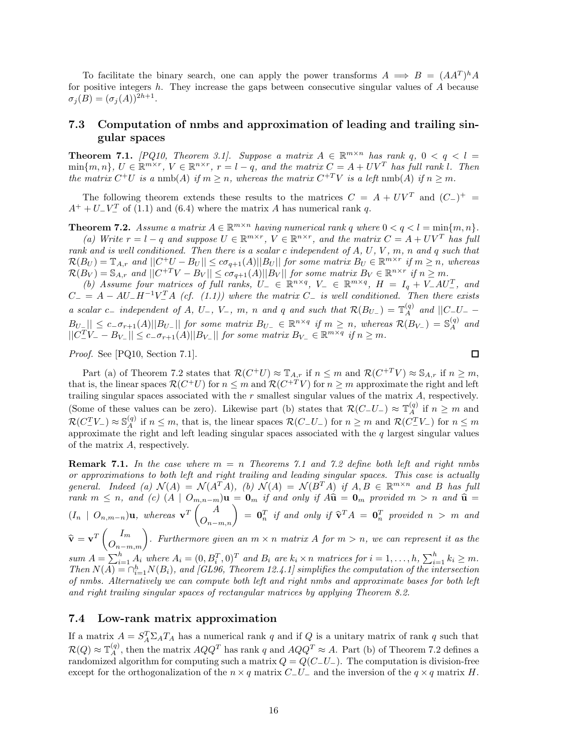To facilitate the binary search, one can apply the power transforms $A \Longrightarrow B = (AA^T)^h A$ for positive integers $h$. They increase the gaps between consecutive singular values of $A$ because $\sigma_j(B) = (\sigma_j(A))^{2h+1}$.

### 7.3 Computation of nmbs and approximation of leading and trailing singular spaces

**Theorem 7.1.** *[PQ10, Theorem 3.1]. Suppose a matrix $A \in \mathbb{R}^{m\times n}$ has rank $q$, $0 < q < l = \min\{m, n\}$, $U \in \mathbb{R}^{m\times r}$, $V \in \mathbb{R}^{n\times r}$, $r = l - q$, and the matrix $C = A + UV^T$ has full rank $l$. Then the matrix $C^+U$ is a* nmb$(A)$ *if $m \geq n$, whereas the matrix $C^{+T}V$ is a left* nmb$(A)$ *if $n \geq m$.*

The following theorem extends these results to the matrices $C = A + UV^T$ and $(C_-)^+ = A^+ + U_-V_-^T$ of (1.1) and (6.4) where the matrix $A$ has numerical rank $q$.

**Theorem 7.2.** *Assume a matrix $A \in \mathbb{R}^{m\times n}$ having numerical rank $q$ where $0 < q < l = \min\{m, n\}$.*
*(a) Write $r = l - q$ and suppose $U \in \mathbb{R}^{m\times r}$, $V \in \mathbb{R}^{n\times r}$, and the matrix $C = A + UV^T$ has full rank and is well conditioned. Then there is a scalar $c$ independent of $A$, $U$, $V$, $m$, $n$ and $q$ such that $\mathcal{R}(B_U) = \mathbb{T}_{A,r}$ and $||C^+U - B_U|| \leq c\sigma_{q+1}(A)||B_U||$ for some matrix $B_U \in \mathbb{R}^{n\times r}$ if $m \geq n$, whereas $\mathcal{R}(B_V) = \mathbb{S}_{A,r}$ and $||C^{+T}V - B_V|| \leq c\sigma_{q+1}(A)||B_V||$ for some matrix $B_V \in \mathbb{R}^{n\times r}$ if $n \geq m$.*
*(b) Assume four matrices of full ranks, $U_- \in \mathbb{R}^{n\times q}$, $V_- \in \mathbb{R}^{m\times q}$, $H = I_q + V_-AU_-^T$, and $C_- = A - AU_-H^{-1}V_-^TA$ (cf. (1.1)) where the matrix $C_-$ is well conditioned. Then there exists a scalar $c_-$ independent of $A$, $U_-$, $V_-$, $m$, $n$ and $q$ and such that $\mathcal{R}(B_{U_-}) = \mathbb{T}_A^{(q)}$ and $||C_-U_- - B_{U_-}|| \leq c_-\sigma_{r+1}(A)||B_{U_-}||$ for some matrix $B_{U_-} \in \mathbb{R}^{n\times q}$ if $m \geq n$, whereas $\mathcal{R}(B_{V_-}) = \mathbb{S}_A^{(q)}$ and $||C_-^TV_- - B_{V_-}|| \leq c_-\sigma_{r+1}(A)||B_{V_-}||$ for some matrix $B_{V_-} \in \mathbb{R}^{m\times q}$ if $n \geq m$.*

*Proof.* See [PQ10, Section 7.1]. □

Part (a) of Theorem 7.2 states that $\mathcal{R}(C^+U) \approx \mathbb{T}_{A,r}$ if $n \leq m$ and $\mathcal{R}(C^{+T}V) \approx \mathbb{S}_{A,r}$ if $n \geq m$, that is, the linear spaces $\mathcal{R}(C^+U)$ for $n \leq m$ and $\mathcal{R}(C^{+T}V)$ for $n \geq m$ approximate the right and left trailing singular spaces associated with the $r$ smallest singular values of the matrix $A$, respectively. (Some of these values can be zero). Likewise part (b) states that $\mathcal{R}(C_-U_-) \approx \mathbb{T}_A^{(q)}$ if $n \geq m$ and $\mathcal{R}(C_-^TV_-) \approx \mathbb{S}_A^{(q)}$ if $n \leq m$, that is, the linear spaces $\mathcal{R}(C_-U_-)$ for $n \geq m$ and $\mathcal{R}(C_-^TV_-)$ for $n \leq m$ approximate the right and left leading singular spaces associated with the $q$ largest singular values of the matrix $A$, respectively.

**Remark 7.1.** *In the case where $m = n$ Theorems 7.1 and 7.2 define both left and right nmbs or approximations to both left and right trailing and leading singular spaces. This case is actually general. Indeed (a) $\mathcal{N}(A) = \mathcal{N}(A^TA)$, (b) $\mathcal{N}(A) = \mathcal{N}(B^TA)$ if $A, B \in \mathbb{R}^{m\times n}$ and $B$ has full rank $m \leq n$, and (c) $(A \mid O_{m,n-m})\mathbf{u} = \mathbf{0}_m$ if and only if $A\widehat{\mathbf{u}} = \mathbf{0}_m$ provided $m > n$ and $\widehat{\mathbf{u}} = (I_n \mid O_{n,m-n})\mathbf{u}$, whereas $\mathbf{v}^T\begin{pmatrix} A \\ O_{n-m,n}\end{pmatrix} = \mathbf{0}_n^T$ if and only if $\widehat{\mathbf{v}}^TA = \mathbf{0}_n^T$ provided $n > m$ and $\widehat{\mathbf{v}} = \mathbf{v}^T\begin{pmatrix} I_m \\ O_{n-m,m}\end{pmatrix}$. Furthermore given an $m\times n$ matrix $A$ for $m > n$, we can represent it as the sum $A = \sum_{i=1}^h A_i$ where $A_i = (0, B_i^T, 0)^T$ and $B_i$ are $k_i \times n$ matrices for $i = 1, \dots, h$, $\sum_{i=1}^h k_i \geq m$. Then $N(A) = \cap_{i=1}^h N(B_i)$, and [GL96, Theorem 12.4.1] simplifies the computation of the intersection of nmbs. Alternatively we can compute both left and right nmbs and approximate bases for both left and right trailing singular spaces of rectangular matrices by applying Theorem 8.2.*

### 7.4 Low-rank matrix approximation

If a matrix $A = S_A^T\Sigma_AT_A$ has a numerical rank $q$ and if $Q$ is a unitary matrix of rank $q$ such that $\mathcal{R}(Q) \approx \mathbb{T}_A^{(q)}$, then the matrix $AQQ^T$ has rank $q$ and $AQQ^T \approx A$. Part (b) of Theorem 7.2 defines a randomized algorithm for computing such a matrix $Q = Q(C_-U_-)$. The computation is division-free except for the orthogonalization of the $n\times q$ matrix $C_-U_-$ and the inversion of the $q\times q$ matrix $H$.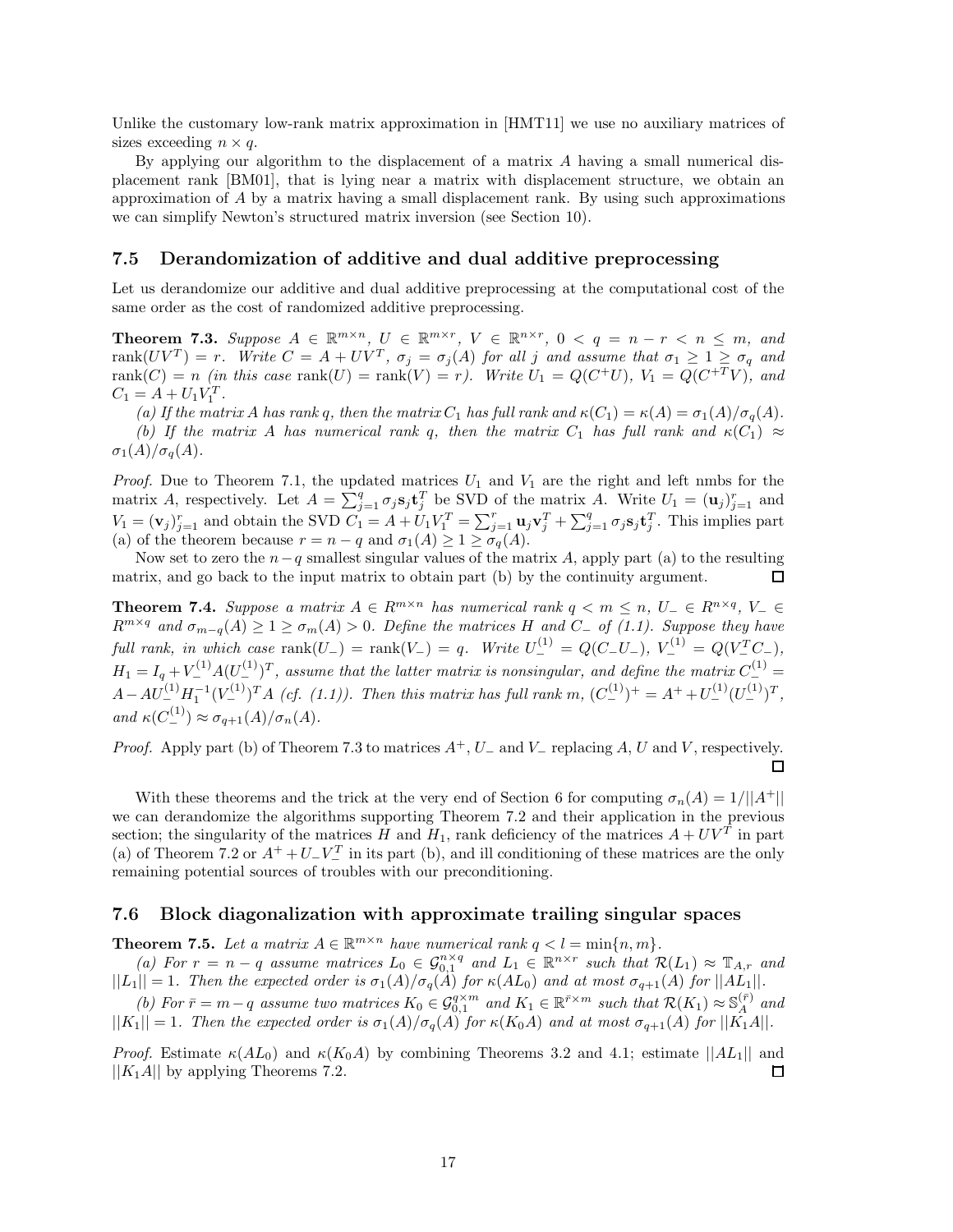Unlike the customary low-rank matrix approximation in [HMT11] we use no auxiliary matrices of sizes exceeding $n \times q$.

By applying our algorithm to the displacement of a matrix $A$ having a small numerical displacement rank [BM01], that is lying near a matrix with displacement structure, we obtain an approximation of $A$ by a matrix having a small displacement rank. By using such approximations we can simplify Newton's structured matrix inversion (see Section 10).

### 7.5 Derandomization of additive and dual additive preprocessing

Let us derandomize our additive and dual additive preprocessing at the computational cost of the same order as the cost of randomized additive preprocessing.

**Theorem 7.3.** *Suppose $A \in \mathbb{R}^{m\times n}$, $U \in \mathbb{R}^{m\times r}$, $V \in \mathbb{R}^{n\times r}$, $0 < q = n - r < n \le m$, and $\operatorname{rank}(UV^T) = r$. Write $C = A + UV^T$, $\sigma_j = \sigma_j(A)$ for all $j$ and assume that $\sigma_1 \ge 1 \ge \sigma_q$ and $\operatorname{rank}(C) = n$ (in this case $\operatorname{rank}(U) = \operatorname{rank}(V) = r$). Write $U_1 = Q(C^+U)$, $V_1 = Q(C^{+T}V)$, and $C_1 = A + U_1V_1^T$.*

*(a) If the matrix $A$ has rank $q$, then the matrix $C_1$ has full rank and $\kappa(C_1) = \kappa(A) = \sigma_1(A)/\sigma_q(A)$.*

*(b) If the matrix $A$ has numerical rank $q$, then the matrix $C_1$ has full rank and $\kappa(C_1) \approx \sigma_1(A)/\sigma_q(A)$.*

*Proof.* Due to Theorem 7.1, the updated matrices $U_1$ and $V_1$ are the right and left nmbs for the matrix $A$, respectively. Let $A = \sum_{j=1}^{q} \sigma_j \mathbf{s}_j \mathbf{t}_j^T$ be SVD of the matrix $A$. Write $U_1 = (\mathbf{u}_j)_{j=1}^r$ and $V_1 = (\mathbf{v}_j)_{j=1}^r$ and obtain the SVD $C_1 = A + U_1V_1^T = \sum_{j=1}^{r} \mathbf{u}_j\mathbf{v}_j^T + \sum_{j=1}^{q} \sigma_j \mathbf{s}_j \mathbf{t}_j^T$. This implies part (a) of the theorem because $r = n - q$ and $\sigma_1(A) \ge 1 \ge \sigma_q(A)$.

Now set to zero the $n-q$ smallest singular values of the matrix $A$, apply part (a) to the resulting matrix, and go back to the input matrix to obtain part (b) by the continuity argument. $\square$

**Theorem 7.4.** *Suppose a matrix $A \in R^{m\times n}$ has numerical rank $q < m \le n$, $U_- \in R^{n\times q}$, $V_- \in R^{m\times q}$ and $\sigma_{m-q}(A) \ge 1 \ge \sigma_m(A) > 0$. Define the matrices $H$ and $C_-$ of (1.1). Suppose they have full rank, in which case $\operatorname{rank}(U_-) = \operatorname{rank}(V_-) = q$. Write $U_-^{(1)} = Q(C_-U_-)$, $V_-^{(1)} = Q(V_-^TC_-)$, $H_1 = I_q + V_-^{(1)}A(U_-^{(1)})^T$, assume that the latter matrix is nonsingular, and define the matrix $C_-^{(1)} = A - AU_-^{(1)}H_1^{-1}(V_-^{(1)})^TA$ (cf. (1.1)). Then this matrix has full rank $m$, $(C_-^{(1)})^+ = A^+ + U_-^{(1)}(U_-^{(1)})^T$, and $\kappa(C_-^{(1)}) \approx \sigma_{q+1}(A)/\sigma_n(A)$.*

*Proof.* Apply part (b) of Theorem 7.3 to matrices $A^+$, $U_-$ and $V_-$ replacing $A$, $U$ and $V$, respectively. $\square$

With these theorems and the trick at the very end of Section 6 for computing $\sigma_n(A) = 1/||A^+||$ we can derandomize the algorithms supporting Theorem 7.2 and their application in the previous section; the singularity of the matrices $H$ and $H_1$, rank deficiency of the matrices $A + UV^T$ in part (a) of Theorem 7.2 or $A^+ + U_-V_-^T$ in its part (b), and ill conditioning of these matrices are the only remaining potential sources of troubles with our preconditioning.

### 7.6 Block diagonalization with approximate trailing singular spaces

**Theorem 7.5.** *Let a matrix $A \in \mathbb{R}^{m\times n}$ have numerical rank $q < l = \min\{n, m\}$.*

*(a) For $r = n - q$ assume matrices $L_0 \in \mathcal{G}_{0,1}^{n\times q}$ and $L_1 \in \mathbb{R}^{n\times r}$ such that $\mathcal{R}(L_1) \approx \mathbb{T}_{A,r}$ and $||L_1|| = 1$. Then the expected order is $\sigma_1(A)/\sigma_q(A)$ for $\kappa(AL_0)$ and at most $\sigma_{q+1}(A)$ for $||AL_1||$.*

*(b) For $\bar{r} = m - q$ assume two matrices $K_0 \in \mathcal{G}_{0,1}^{q\times m}$ and $K_1 \in \mathbb{R}^{\bar{r}\times m}$ such that $\mathcal{R}(K_1) \approx \mathbb{S}_A^{(\bar{r})}$ and $||K_1|| = 1$. Then the expected order is $\sigma_1(A)/\sigma_q(A)$ for $\kappa(K_0A)$ and at most $\sigma_{q+1}(A)$ for $||K_1A||$.*

*Proof.* Estimate $\kappa(AL_0)$ and $\kappa(K_0A)$ by combining Theorems 3.2 and 4.1; estimate $||AL_1||$ and $||K_1A||$ by applying Theorems 7.2. $\square$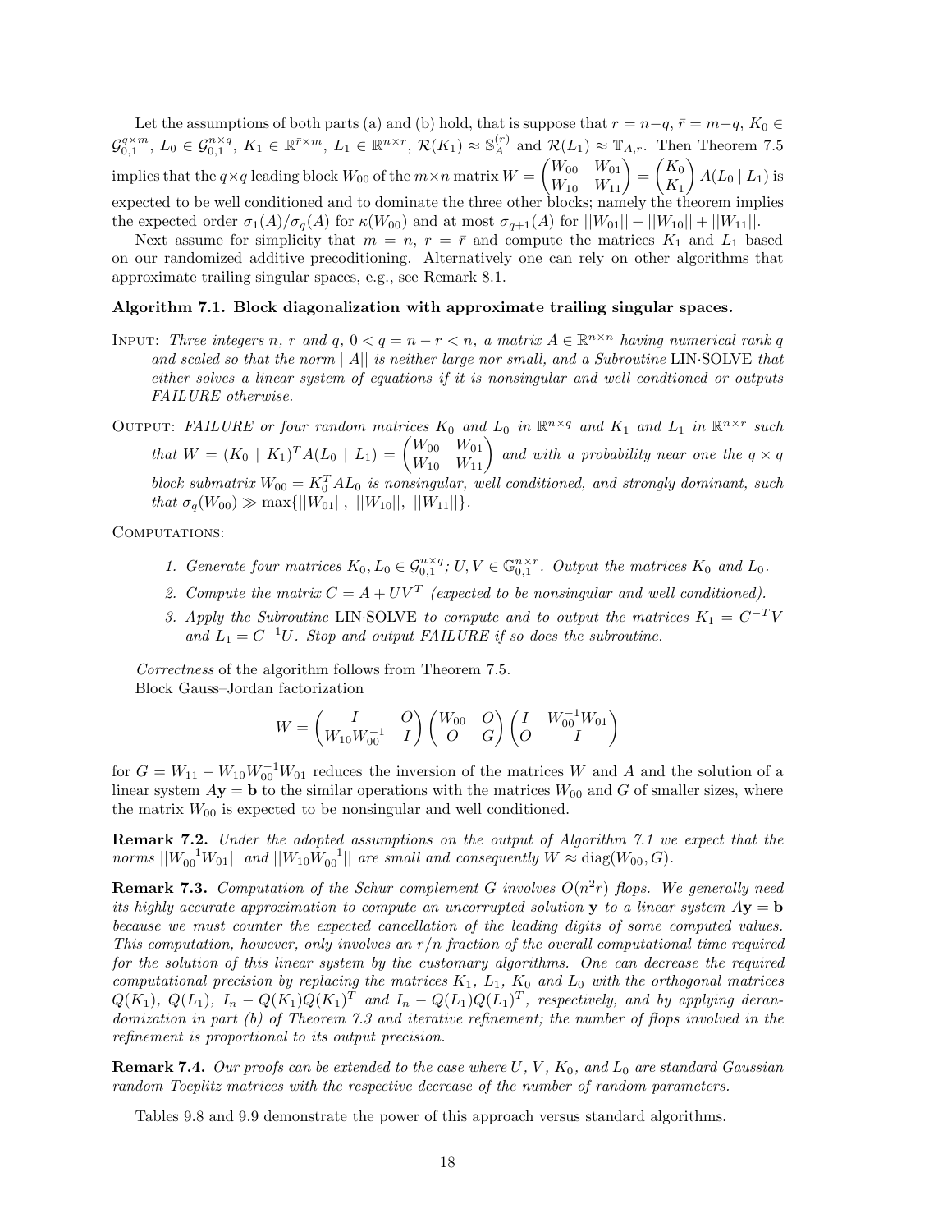Let the assumptions of both parts (a) and (b) hold, that is suppose that $r = n-q$, $\bar{r} = m-q$, $K_0 \in \mathcal{G}_{0,1}^{q\times m}$, $L_0 \in \mathcal{G}_{0,1}^{n\times q}$, $K_1 \in \mathbb{R}^{\bar{r}\times m}$, $L_1 \in \mathbb{R}^{n\times r}$, $\mathcal{R}(K_1) \approx \mathbb{S}_A^{(\bar{r})}$ and $\mathcal{R}(L_1) \approx \mathbb{T}_{A,r}$. Then Theorem 7.5 implies that the $q\times q$ leading block $W_{00}$ of the $m\times n$ matrix $W = \begin{pmatrix} W_{00} & W_{01} \\ W_{10} & W_{11} \end{pmatrix} = \begin{pmatrix} K_0 \\ K_1 \end{pmatrix} A(L_0 \mid L_1)$ is expected to be well conditioned and to dominate the three other blocks; namely the theorem implies the expected order $\sigma_1(A)/\sigma_q(A)$ for $\kappa(W_{00})$ and at most $\sigma_{q+1}(A)$ for $||W_{01}|| + ||W_{10}|| + ||W_{11}||$.

Next assume for simplicity that $m = n$, $r = \bar{r}$ and compute the matrices $K_1$ and $L_1$ based on our randomized additive preconditioning. Alternatively one can rely on other algorithms that approximate trailing singular spaces, e.g., see Remark 8.1.

**Algorithm 7.1. Block diagonalization with approximate trailing singular spaces.**

INPUT: *Three integers $n$, $r$ and $q$, $0 < q = n-r < n$, a matrix $A \in \mathbb{R}^{n\times n}$ having numerical rank $q$ and scaled so that the norm $||A||$ is neither large nor small, and a Subroutine* LIN·SOLVE *that either solves a linear system of equations if it is nonsingular and well condtioned or outputs FAILURE otherwise.*

OUTPUT: *FAILURE or four random matrices $K_0$ and $L_0$ in $\mathbb{R}^{n\times q}$ and $K_1$ and $L_1$ in $\mathbb{R}^{n\times r}$ such that $W = (K_0 \mid K_1)^T A(L_0 \mid L_1) = \begin{pmatrix} W_{00} & W_{01} \\ W_{10} & W_{11} \end{pmatrix}$ and with a probability near one the $q\times q$ block submatrix $W_{00} = K_0^T A L_0$ is nonsingular, well conditioned, and strongly dominant, such that $\sigma_q(W_{00}) \gg \max\{||W_{01}||,\ ||W_{10}||,\ ||W_{11}||\}$.*

COMPUTATIONS:

1. *Generate four matrices $K_0, L_0 \in \mathcal{G}_{0,1}^{n\times q}$; $U, V \in \mathbb{G}_{0,1}^{n\times r}$. Output the matrices $K_0$ and $L_0$.*
2. *Compute the matrix $C = A + UV^T$ (expected to be nonsingular and well conditioned).*
3. *Apply the Subroutine* LIN·SOLVE *to compute and to output the matrices $K_1 = C^{-T}V$ and $L_1 = C^{-1}U$. Stop and output FAILURE if so does the subroutine.*

*Correctness* of the algorithm follows from Theorem 7.5.

Block Gauss–Jordan factorization

$$W = \begin{pmatrix} I & O \\ W_{10}W_{00}^{-1} & I \end{pmatrix} \begin{pmatrix} W_{00} & O \\ O & G \end{pmatrix} \begin{pmatrix} I & W_{00}^{-1}W_{01} \\ O & I \end{pmatrix}$$

for $G = W_{11} - W_{10}W_{00}^{-1}W_{01}$ reduces the inversion of the matrices $W$ and $A$ and the solution of a linear system $A\mathbf{y} = \mathbf{b}$ to the similar operations with the matrices $W_{00}$ and $G$ of smaller sizes, where the matrix $W_{00}$ is expected to be nonsingular and well conditioned.

**Remark 7.2.** *Under the adopted assumptions on the output of Algorithm 7.1 we expect that the norms $||W_{00}^{-1}W_{01}||$ and $||W_{10}W_{00}^{-1}||$ are small and consequently $W \approx \operatorname{diag}(W_{00}, G)$.*

**Remark 7.3.** *Computation of the Schur complement $G$ involves $O(n^2 r)$ flops. We generally need its highly accurate approximation to compute an uncorrupted solution $\mathbf{y}$ to a linear system $A\mathbf{y} = \mathbf{b}$ because we must counter the expected cancellation of the leading digits of some computed values. This computation, however, only involves an $r/n$ fraction of the overall computational time required for the solution of this linear system by the customary algorithms. One can decrease the required computational precision by replacing the matrices $K_1$, $L_1$, $K_0$ and $L_0$ with the orthogonal matrices $Q(K_1)$, $Q(L_1)$, $I_n - Q(K_1)Q(K_1)^T$ and $I_n - Q(L_1)Q(L_1)^T$, respectively, and by applying derandomization in part (b) of Theorem 7.3 and iterative refinement; the number of flops involved in the refinement is proportional to its output precision.*

**Remark 7.4.** *Our proofs can be extended to the case where $U$, $V$, $K_0$, and $L_0$ are standard Gaussian random Toeplitz matrices with the respective decrease of the number of random parameters.*

Tables 9.8 and 9.9 demonstrate the power of this approach versus standard algorithms.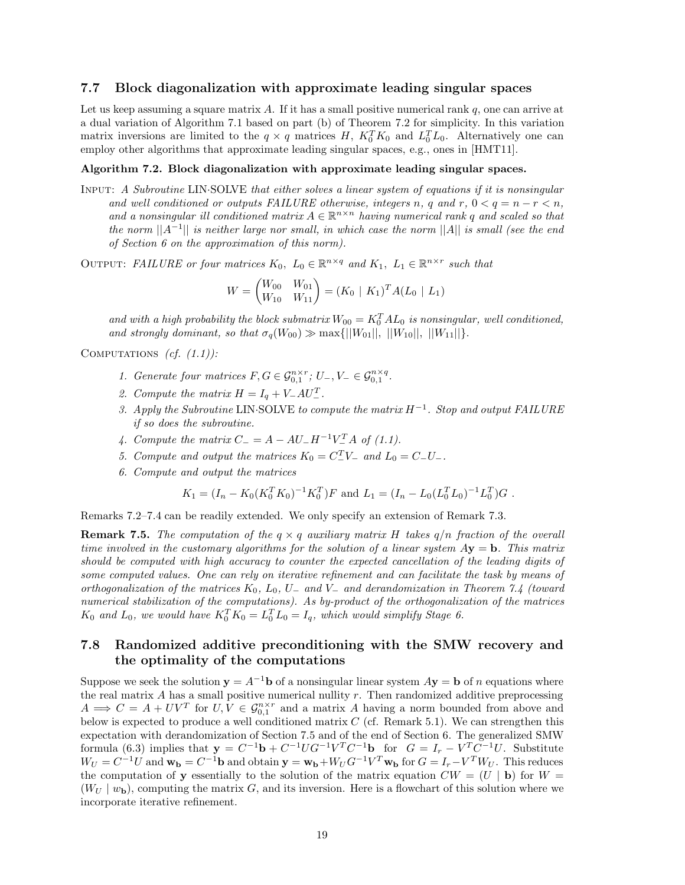### 7.7 Block diagonalization with approximate leading singular spaces

Let us keep assuming a square matrix $A$. If it has a small positive numerical rank $q$, one can arrive at a dual variation of Algorithm 7.1 based on part (b) of Theorem 7.2 for simplicity. In this variation matrix inversions are limited to the $q \times q$ matrices $H$, $K_0^T K_0$ and $L_0^T L_0$. Alternatively one can employ other algorithms that approximate leading singular spaces, e.g., ones in [HMT11].

**Algorithm 7.2. Block diagonalization with approximate leading singular spaces.**

INPUT: *A Subroutine* LIN·SOLVE *that either solves a linear system of equations if it is nonsingular and well conditioned or outputs FAILURE otherwise, integers $n$, $q$ and $r$, $0 < q = n - r < n$, and a nonsingular ill conditioned matrix $A \in \mathbb{R}^{n \times n}$ having numerical rank $q$ and scaled so that the norm $||A^{-1}||$ is neither large nor small, in which case the norm $||A||$ is small (see the end of Section 6 on the approximation of this norm).*

OUTPUT: *FAILURE or four matrices $K_0$, $L_0 \in \mathbb{R}^{n \times q}$ and $K_1$, $L_1 \in \mathbb{R}^{n \times r}$ such that*

$$W = \begin{pmatrix} W_{00} & W_{01} \\ W_{10} & W_{11} \end{pmatrix} = (K_0 \mid K_1)^T A (L_0 \mid L_1)$$

*and with a high probability the block submatrix $W_{00} = K_0^T A L_0$ is nonsingular, well conditioned, and strongly dominant, so that $\sigma_q(W_{00}) \gg \max\{||W_{01}||,\ ||W_{10}||,\ ||W_{11}||\}$.*

COMPUTATIONS *(cf. (1.1)):*

1. *Generate four matrices $F, G \in \mathcal{G}_{0,1}^{n \times r}$; $U_-, V_- \in \mathcal{G}_{0,1}^{n \times q}$.*
2. *Compute the matrix $H = I_q + V_- A U_-^T$.*
3. *Apply the Subroutine* LIN·SOLVE *to compute the matrix $H^{-1}$. Stop and output FAILURE if so does the subroutine.*
4. *Compute the matrix $C_- = A - AU_- H^{-1} V_-^T A$ of (1.1).*
5. *Compute and output the matrices $K_0 = C_-^T V_-$ and $L_0 = C_- U_-$.*
6. *Compute and output the matrices*

$$K_1 = (I_n - K_0(K_0^T K_0)^{-1} K_0^T)F \text{ and } L_1 = (I_n - L_0(L_0^T L_0)^{-1} L_0^T)G \ .$$

Remarks 7.2–7.4 can be readily extended. We only specify an extension of Remark 7.3.

**Remark 7.5.** *The computation of the $q \times q$ auxiliary matrix $H$ takes $q/n$ fraction of the overall time involved in the customary algorithms for the solution of a linear system $A\mathbf{y} = \mathbf{b}$. This matrix should be computed with high accuracy to counter the expected cancellation of the leading digits of some computed values. One can rely on iterative refinement and can facilitate the task by means of orthogonalization of the matrices $K_0$, $L_0$, $U_-$ and $V_-$ and derandomization in Theorem 7.4 (toward numerical stabilization of the computations). As by-product of the orthogonalization of the matrices $K_0$ and $L_0$, we would have $K_0^T K_0 = L_0^T L_0 = I_q$, which would simplify Stage 6.*

### 7.8 Randomized additive preconditioning with the SMW recovery and the optimality of the computations

Suppose we seek the solution $\mathbf{y} = A^{-1}\mathbf{b}$ of a nonsingular linear system $A\mathbf{y} = \mathbf{b}$ of $n$ equations where the real matrix $A$ has a small positive numerical nullity $r$. Then randomized additive preprocessing $A \Longrightarrow C = A + UV^T$ for $U, V \in \mathcal{G}_{0,1}^{n \times r}$ and a matrix $A$ having a norm bounded from above and below is expected to produce a well conditioned matrix $C$ (cf. Remark 5.1). We can strengthen this expectation with derandomization of Section 7.5 and of the end of Section 6. The generalized SMW formula (6.3) implies that $\mathbf{y} = C^{-1}\mathbf{b} + C^{-1}UG^{-1}V^T C^{-1}\mathbf{b}$ for $G = I_r - V^T C^{-1} U$. Substitute $W_U = C^{-1}U$ and $\mathbf{w_b} = C^{-1}\mathbf{b}$ and obtain $\mathbf{y} = \mathbf{w_b} + W_U G^{-1} V^T \mathbf{w_b}$ for $G = I_r - V^T W_U$. This reduces the computation of $\mathbf{y}$ essentially to the solution of the matrix equation $CW = (U \mid \mathbf{b})$ for $W = (W_U \mid w_{\mathbf{b}})$, computing the matrix $G$, and its inversion. Here is a flowchart of this solution where we incorporate iterative refinement.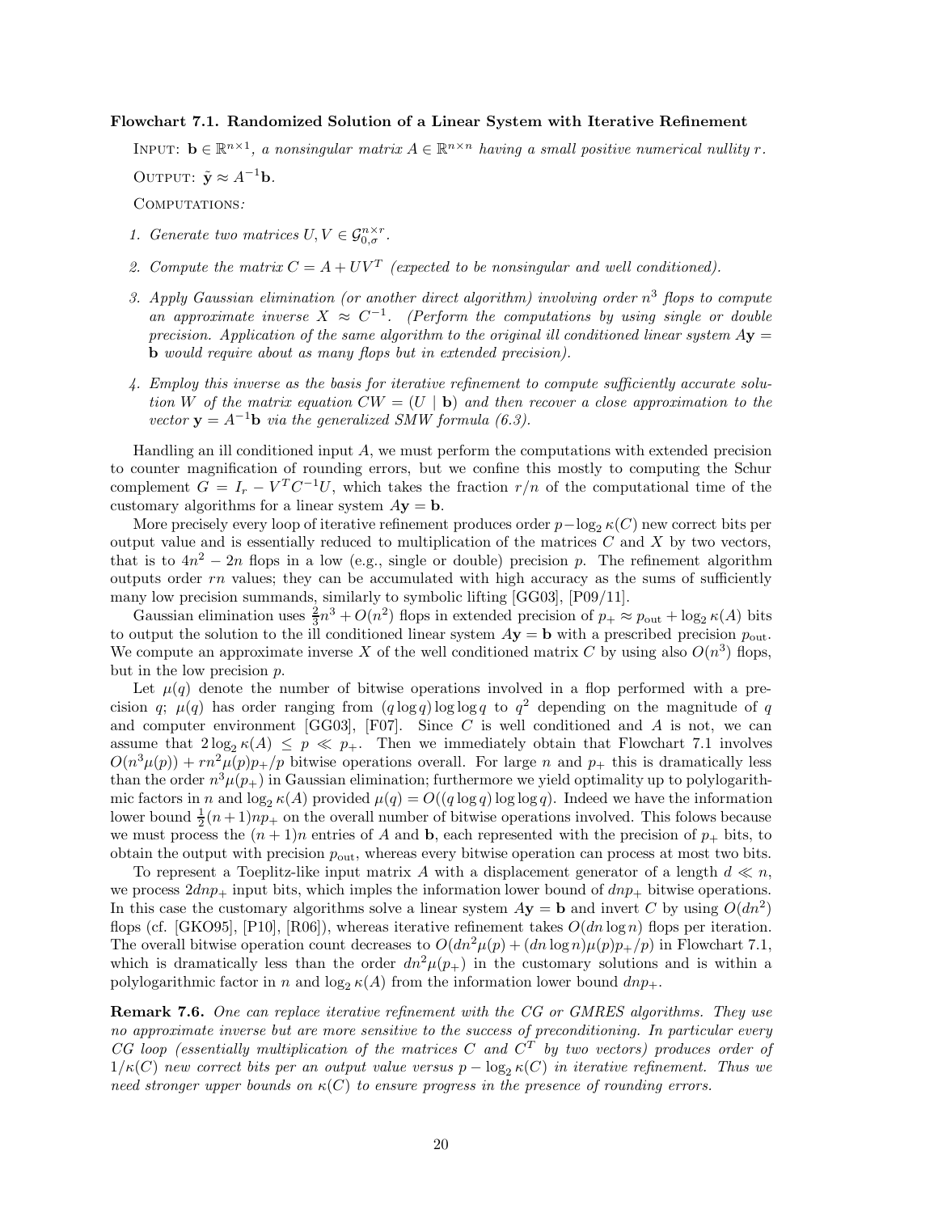**Flowchart 7.1. Randomized Solution of a Linear System with Iterative Refinement**

INPUT: $\mathbf{b} \in \mathbb{R}^{n\times 1}$, *a nonsingular matrix* $A \in \mathbb{R}^{n\times n}$ *having a small positive numerical nullity* $r$.

OUTPUT: $\tilde{\mathbf{y}} \approx A^{-1}\mathbf{b}$.

COMPUTATIONS*:*

1. *Generate two matrices* $U, V \in \mathcal{G}_{0,\sigma}^{n\times r}$.
2. *Compute the matrix* $C = A + UV^T$ *(expected to be nonsingular and well conditioned).*
3. *Apply Gaussian elimination (or another direct algorithm) involving order* $n^3$ *flops to compute an approximate inverse* $X \approx C^{-1}$. *(Perform the computations by using single or double precision. Application of the same algorithm to the original ill conditioned linear system* $A\mathbf{y} = \mathbf{b}$ *would require about as many flops but in extended precision).*
4. *Employ this inverse as the basis for iterative refinement to compute sufficiently accurate solution* $W$ *of the matrix equation* $CW = (U \mid \mathbf{b})$ *and then recover a close approximation to the vector* $\mathbf{y} = A^{-1}\mathbf{b}$ *via the generalized SMW formula (6.3).*

Handling an ill conditioned input $A$, we must perform the computations with extended precision to counter magnification of rounding errors, but we confine this mostly to computing the Schur complement $G = I_r - V^T C^{-1} U$, which takes the fraction $r/n$ of the computational time of the customary algorithms for a linear system $A\mathbf{y} = \mathbf{b}$.

More precisely every loop of iterative refinement produces order $p - \log_2 \kappa(C)$ new correct bits per output value and is essentially reduced to multiplication of the matrices $C$ and $X$ by two vectors, that is to $4n^2 - 2n$ flops in a low (e.g., single or double) precision $p$. The refinement algorithm outputs order $rn$ values; they can be accumulated with high accuracy as the sums of sufficiently many low precision summands, similarly to symbolic lifting [GG03], [P09/11].

Gaussian elimination uses $\frac{2}{3}n^3 + O(n^2)$ flops in extended precision of $p_+ \approx p_{\text{out}} + \log_2 \kappa(A)$ bits to output the solution to the ill conditioned linear system $A\mathbf{y} = \mathbf{b}$ with a prescribed precision $p_{\text{out}}$. We compute an approximate inverse $X$ of the well conditioned matrix $C$ by using also $O(n^3)$ flops, but in the low precision $p$.

Let $\mu(q)$ denote the number of bitwise operations involved in a flop performed with a precision $q$; $\mu(q)$ has order ranging from $(q \log q) \log\log q$ to $q^2$ depending on the magnitude of $q$ and computer environment [GG03], [F07]. Since $C$ is well conditioned and $A$ is not, we can assume that $2\log_2 \kappa(A) \le p \ll p_+$. Then we immediately obtain that Flowchart 7.1 involves $O(n^3\mu(p)) + rn^2\mu(p)p_+/p$ bitwise operations overall. For large $n$ and $p_+$ this is dramatically less than the order $n^3\mu(p_+)$ in Gaussian elimination; furthermore we yield optimality up to polylogarithmic factors in $n$ and $\log_2 \kappa(A)$ provided $\mu(q) = O((q\log q)\log\log q)$. Indeed we have the information lower bound $\frac{1}{2}(n+1)np_+$ on the overall number of bitwise operations involved. This folows because we must process the $(n+1)n$ entries of $A$ and $\mathbf{b}$, each represented with the precision of $p_+$ bits, to obtain the output with precision $p_{\text{out}}$, whereas every bitwise operation can process at most two bits.

To represent a Toeplitz-like input matrix $A$ with a displacement generator of a length $d \ll n$, we process $2dnp_+$ input bits, which imples the information lower bound of $dnp_+$ bitwise operations. In this case the customary algorithms solve a linear system $A\mathbf{y} = \mathbf{b}$ and invert $C$ by using $O(dn^2)$ flops (cf. [GKO95], [P10], [R06]), whereas iterative refinement takes $O(dn\log n)$ flops per iteration. The overall bitwise operation count decreases to $O(dn^2\mu(p) + (dn\log n)\mu(p)p_+/p)$ in Flowchart 7.1, which is dramatically less than the order $dn^2\mu(p_+)$ in the customary solutions and is within a polylogarithmic factor in $n$ and $\log_2 \kappa(A)$ from the information lower bound $dnp_+$.

**Remark 7.6.** *One can replace iterative refinement with the CG or GMRES algorithms. They use no approximate inverse but are more sensitive to the success of preconditioning. In particular every CG loop (essentially multiplication of the matrices* $C$ *and* $C^T$ *by two vectors) produces order of* $1/\kappa(C)$ *new correct bits per an output value versus* $p - \log_2 \kappa(C)$ *in iterative refinement. Thus we need stronger upper bounds on* $\kappa(C)$ *to ensure progress in the presence of rounding errors.*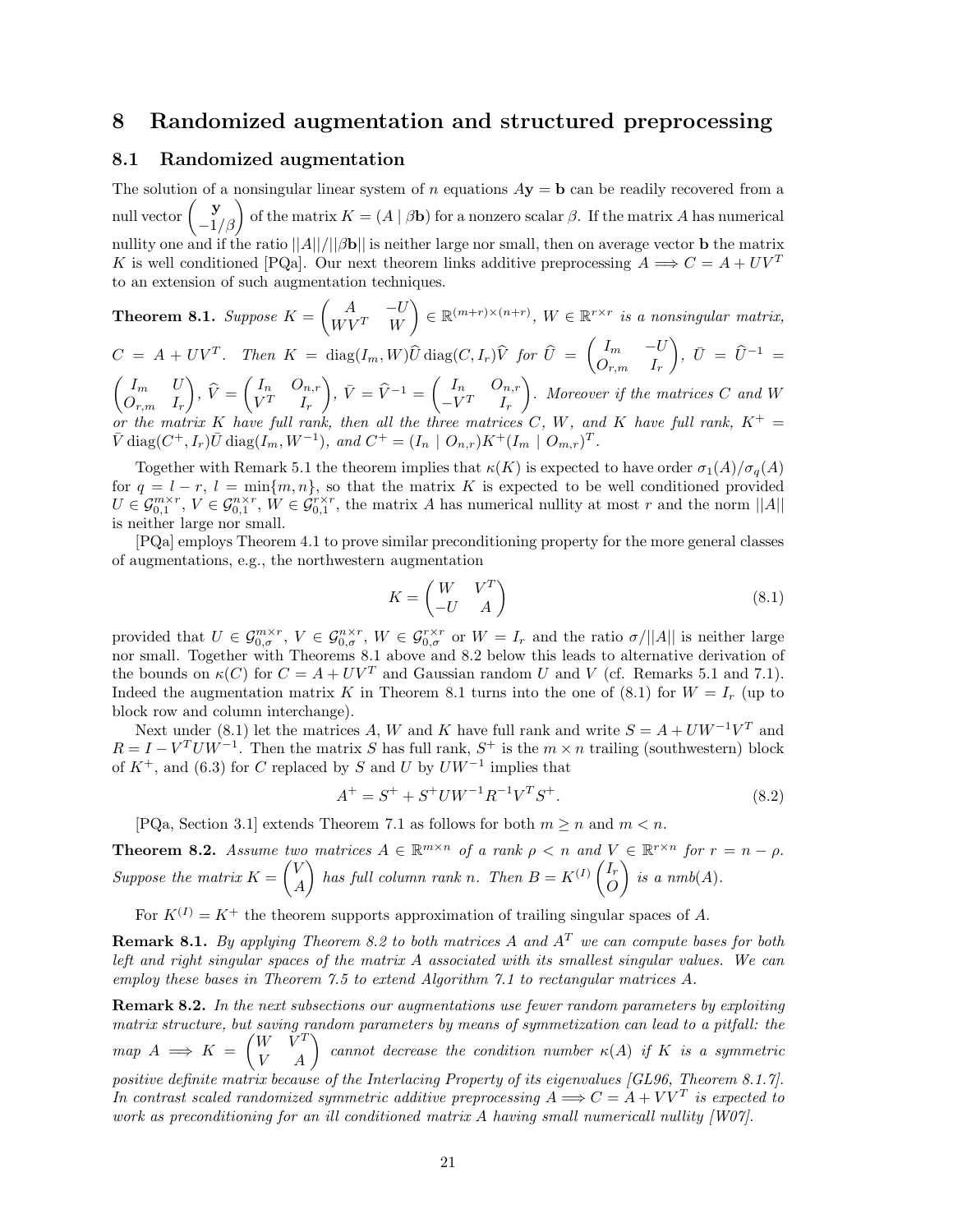## 8 Randomized augmentation and structured preprocessing

### 8.1 Randomized augmentation

The solution of a nonsingular linear system of $n$ equations $A\mathbf{y} = \mathbf{b}$ can be readily recovered from a null vector $\begin{pmatrix} \mathbf{y} \\ -1/\beta \end{pmatrix}$ of the matrix $K = (A \mid \beta\mathbf{b})$ for a nonzero scalar $\beta$. If the matrix $A$ has numerical nullity one and if the ratio $||A||/||\beta\mathbf{b}||$ is neither large nor small, then on average vector $\mathbf{b}$ the matrix $K$ is well conditioned [PQa]. Our next theorem links additive preprocessing $A \Longrightarrow C = A + UV^T$ to an extension of such augmentation techniques.

**Theorem 8.1.** *Suppose $K = \begin{pmatrix} A & -U \\ WV^T & W \end{pmatrix} \in \mathbb{R}^{(m+r)\times(n+r)}$, $W \in \mathbb{R}^{r\times r}$ is a nonsingular matrix, $C = A + UV^T$. Then $K = \operatorname{diag}(I_m, W)\widehat{U}\operatorname{diag}(C, I_r)\widehat{V}$ for $\widehat{U} = \begin{pmatrix} I_m & -U \\ O_{r,m} & I_r \end{pmatrix}$, $\bar{U} = \widehat{U}^{-1} = \begin{pmatrix} I_m & U \\ O_{r,m} & I_r \end{pmatrix}$, $\widehat{V} = \begin{pmatrix} I_n & O_{n,r} \\ V^T & I_r \end{pmatrix}$, $\bar{V} = \widehat{V}^{-1} = \begin{pmatrix} I_n & O_{n,r} \\ -V^T & I_r \end{pmatrix}$. Moreover if the matrices $C$ and $W$ or the matrix $K$ have full rank, then all the three matrices $C$, $W$, and $K$ have full rank, $K^+ = \bar{V}\operatorname{diag}(C^+, I_r)\bar{U}\operatorname{diag}(I_m, W^{-1})$, and $C^+ = (I_n \mid O_{n,r})K^+(I_m \mid O_{m,r})^T$.*

Together with Remark 5.1 the theorem implies that $\kappa(K)$ is expected to have order $\sigma_1(A)/\sigma_q(A)$ for $q = l - r$, $l = \min\{m, n\}$, so that the matrix $K$ is expected to be well conditioned provided $U \in \mathcal{G}_{0,1}^{m\times r}$, $V \in \mathcal{G}_{0,1}^{n\times r}$, $W \in \mathcal{G}_{0,1}^{r\times r}$, the matrix $A$ has numerical nullity at most $r$ and the norm $||A||$ is neither large nor small.

[PQa] employs Theorem 4.1 to prove similar preconditioning property for the more general classes of augmentations, e.g., the northwestern augmentation

$$K = \begin{pmatrix} W & V^T \\ -U & A \end{pmatrix} \tag{8.1}$$

provided that $U \in \mathcal{G}_{0,\sigma}^{m\times r}$, $V \in \mathcal{G}_{0,\sigma}^{n\times r}$, $W \in \mathcal{G}_{0,\sigma}^{r\times r}$ or $W = I_r$ and the ratio $\sigma/||A||$ is neither large nor small. Together with Theorems 8.1 above and 8.2 below this leads to alternative derivation of the bounds on $\kappa(C)$ for $C = A + UV^T$ and Gaussian random $U$ and $V$ (cf. Remarks 5.1 and 7.1). Indeed the augmentation matrix $K$ in Theorem 8.1 turns into the one of (8.1) for $W = I_r$ (up to block row and column interchange).

Next under (8.1) let the matrices $A$, $W$ and $K$ have full rank and write $S = A + UW^{-1}V^T$ and $R = I - V^TUW^{-1}$. Then the matrix $S$ has full rank, $S^+$ is the $m \times n$ trailing (southwestern) block of $K^+$, and (6.3) for $C$ replaced by $S$ and $U$ by $UW^{-1}$ implies that

$$A^+ = S^+ + S^+UW^{-1}R^{-1}V^TS^+. \tag{8.2}$$

[PQa, Section 3.1] extends Theorem 7.1 as follows for both $m \geq n$ and $m < n$.

**Theorem 8.2.** *Assume two matrices $A \in \mathbb{R}^{m\times n}$ of a rank $\rho < n$ and $V \in \mathbb{R}^{r\times n}$ for $r = n - \rho$. Suppose the matrix $K = \begin{pmatrix} V \\ A \end{pmatrix}$ has full column rank $n$. Then $B = K^{(I)}\begin{pmatrix} I_r \\ O \end{pmatrix}$ is a nmb$(A)$.*

For $K^{(I)} = K^+$ the theorem supports approximation of trailing singular spaces of $A$.

**Remark 8.1.** *By applying Theorem 8.2 to both matrices $A$ and $A^T$ we can compute bases for both left and right singular spaces of the matrix $A$ associated with its smallest singular values. We can employ these bases in Theorem 7.5 to extend Algorithm 7.1 to rectangular matrices $A$.*

**Remark 8.2.** *In the next subsections our augmentations use fewer random parameters by exploiting matrix structure, but saving random parameters by means of symmetization can lead to a pitfall: the map $A \Longrightarrow K = \begin{pmatrix} W & V^T \\ V & A \end{pmatrix}$ cannot decrease the condition number $\kappa(A)$ if $K$ is a symmetric positive definite matrix because of the Interlacing Property of its eigenvalues [GL96, Theorem 8.1.7]. In contrast scaled randomized symmetric additive preprocessing $A \Longrightarrow C = A + VV^T$ is expected to work as preconditioning for an ill conditioned matrix $A$ having small numericall nullity [W07].*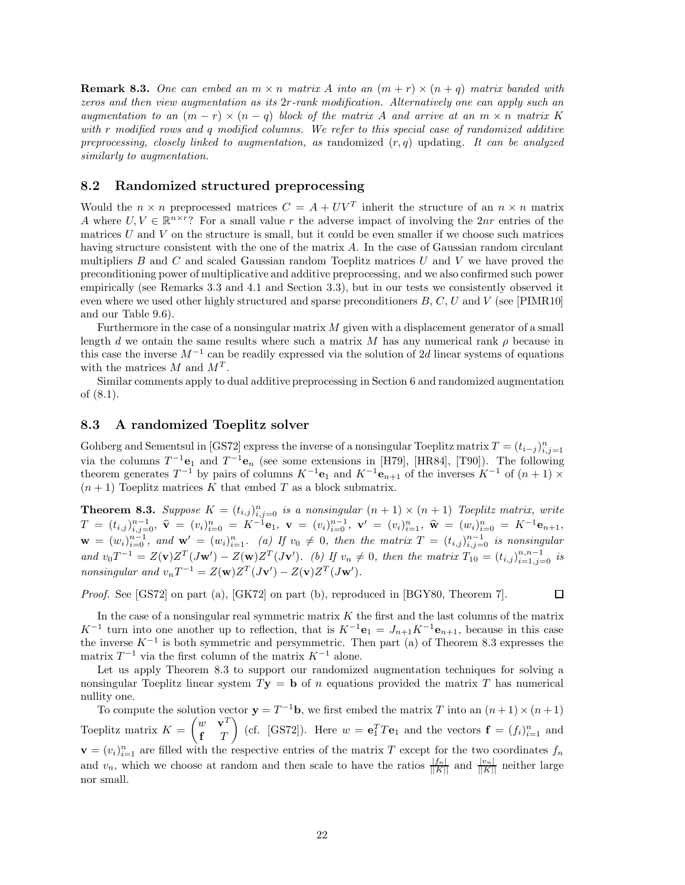**Remark 8.3.** *One can embed an $m \times n$ matrix $A$ into an $(m+r) \times (n+q)$ matrix banded with zeros and then view augmentation as its $2r$-rank modification. Alternatively one can apply such an augmentation to an $(m-r) \times (n-q)$ block of the matrix $A$ and arrive at an $m \times n$ matrix $K$ with $r$ modified rows and $q$ modified columns. We refer to this special case of randomized additive preprocessing, closely linked to augmentation, as* randomized $(r, q)$ updating*. It can be analyzed similarly to augmentation.*

## 8.2 Randomized structured preprocessing

Would the $n \times n$ preprocessed matrices $C = A + UV^T$ inherit the structure of an $n \times n$ matrix $A$ where $U, V \in \mathbb{R}^{n \times r}$? For a small value $r$ the adverse impact of involving the $2nr$ entries of the matrices $U$ and $V$ on the structure is small, but it could be even smaller if we choose such matrices having structure consistent with the one of the matrix $A$. In the case of Gaussian random circulant multipliers $B$ and $C$ and scaled Gaussian random Toeplitz matrices $U$ and $V$ we have proved the preconditioning power of multiplicative and additive preprocessing, and we also confirmed such power empirically (see Remarks 3.3 and 4.1 and Section 3.3), but in our tests we consistently observed it even where we used other highly structured and sparse preconditioners $B$, $C$, $U$ and $V$ (see [PIMR10] and our Table 9.6).

Furthermore in the case of a nonsingular matrix $M$ given with a displacement generator of a small length $d$ we ontain the same results where such a matrix $M$ has any numerical rank $\rho$ because in this case the inverse $M^{-1}$ can be readily expressed via the solution of $2d$ linear systems of equations with the matrices $M$ and $M^T$.

Similar comments apply to dual additive preprocessing in Section 6 and randomized augmentation of (8.1).

## 8.3 A randomized Toeplitz solver

Gohberg and Sementsul in [GS72] express the inverse of a nonsingular Toeplitz matrix $T = (t_{i-j})_{i,j=1}^{n}$ via the columns $T^{-1}\mathbf{e}_1$ and $T^{-1}\mathbf{e}_n$ (see some extensions in [H79], [HR84], [T90]). The following theorem generates $T^{-1}$ by pairs of columns $K^{-1}\mathbf{e}_1$ and $K^{-1}\mathbf{e}_{n+1}$ of the inverses $K^{-1}$ of $(n+1) \times (n+1)$ Toeplitz matrices $K$ that embed $T$ as a block submatrix.

**Theorem 8.3.** *Suppose $K = (t_{i,j})_{i,j=0}^{n}$ is a nonsingular $(n+1) \times (n+1)$ Toeplitz matrix, write $T = (t_{i,j})_{i,j=0}^{n-1}$, $\widehat{\mathbf{v}} = (v_i)_{i=0}^{n} = K^{-1}\mathbf{e}_1$, $\mathbf{v} = (v_i)_{i=0}^{n-1}$, $\mathbf{v}' = (v_i)_{i=1}^{n}$, $\widehat{\mathbf{w}} = (w_i)_{i=0}^{n} = K^{-1}\mathbf{e}_{n+1}$, $\mathbf{w} = (w_i)_{i=0}^{n-1}$, and $\mathbf{w}' = (w_i)_{i=1}^{n}$. (a) If $v_0 \neq 0$, then the matrix $T = (t_{i,j})_{i,j=0}^{n-1}$ is nonsingular and $v_0 T^{-1} = Z(\mathbf{v})Z^T(J\mathbf{w}') - Z(\mathbf{w})Z^T(J\mathbf{v}')$. (b) If $v_n \neq 0$, then the matrix $T_{10} = (t_{i,j})_{i=1,j=0}^{n,n-1}$ is nonsingular and $v_n T^{-1} = Z(\mathbf{w})Z^T(J\mathbf{v}') - Z(\mathbf{v})Z^T(J\mathbf{w}')$.*

*Proof.* See [GS72] on part (a), [GK72] on part (b), reproduced in [BGY80, Theorem 7]. $\square$

In the case of a nonsingular real symmetric matrix $K$ the first and the last columns of the matrix $K^{-1}$ turn into one another up to reflection, that is $K^{-1}\mathbf{e}_1 = J_{n+1}K^{-1}\mathbf{e}_{n+1}$, because in this case the inverse $K^{-1}$ is both symmetric and persymmetric. Then part (a) of Theorem 8.3 expresses the matrix $T^{-1}$ via the first column of the matrix $K^{-1}$ alone.

Let us apply Theorem 8.3 to support our randomized augmentation techniques for solving a nonsingular Toeplitz linear system $T\mathbf{y} = \mathbf{b}$ of $n$ equations provided the matrix $T$ has numerical nullity one.

To compute the solution vector $\mathbf{y} = T^{-1}\mathbf{b}$, we first embed the matrix $T$ into an $(n+1) \times (n+1)$ Toeplitz matrix $K = \begin{pmatrix} w & \mathbf{v}^T \\ \mathbf{f} & T \end{pmatrix}$ (cf. [GS72]). Here $w = \mathbf{e}_1^T T \mathbf{e}_1$ and the vectors $\mathbf{f} = (f_i)_{i=1}^{n}$ and $\mathbf{v} = (v_i)_{i=1}^{n}$ are filled with the respective entries of the matrix $T$ except for the two coordinates $f_n$ and $v_n$, which we choose at random and then scale to have the ratios $\frac{|f_n|}{||K||}$ and $\frac{|v_n|}{||K||}$ neither large nor small.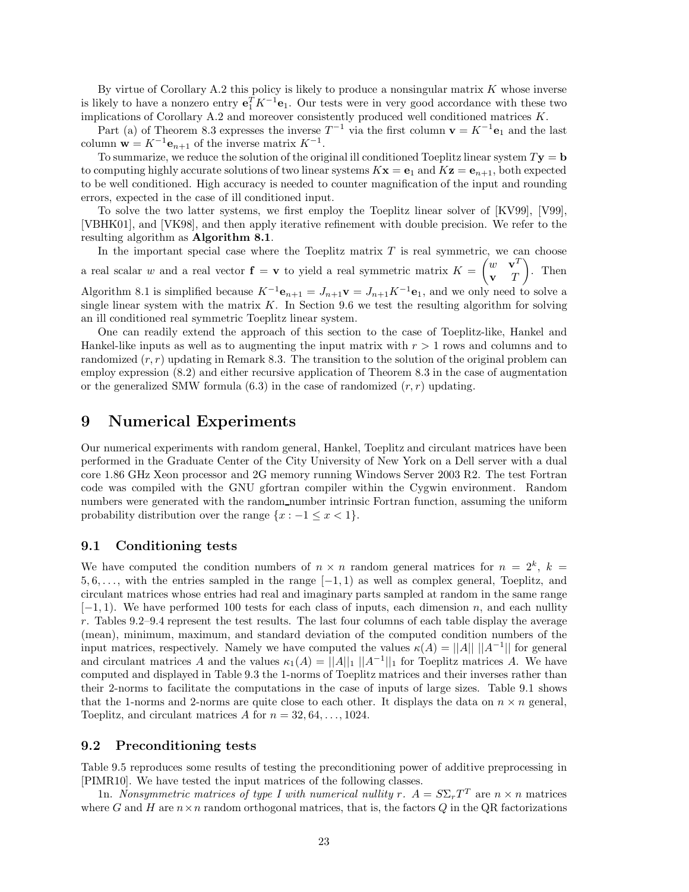By virtue of Corollary A.2 this policy is likely to produce a nonsingular matrix $K$ whose inverse is likely to have a nonzero entry $\mathbf{e}_1^T K^{-1}\mathbf{e}_1$. Our tests were in very good accordance with these two implications of Corollary A.2 and moreover consistently produced well conditioned matrices $K$.

Part (a) of Theorem 8.3 expresses the inverse $T^{-1}$ via the first column $\mathbf{v} = K^{-1}\mathbf{e}_1$ and the last column $\mathbf{w} = K^{-1}\mathbf{e}_{n+1}$ of the inverse matrix $K^{-1}$.

To summarize, we reduce the solution of the original ill conditioned Toeplitz linear system $T\mathbf{y} = \mathbf{b}$ to computing highly accurate solutions of two linear systems $K\mathbf{x} = \mathbf{e}_1$ and $K\mathbf{z} = \mathbf{e}_{n+1}$, both expected to be well conditioned. High accuracy is needed to counter magnification of the input and rounding errors, expected in the case of ill conditioned input.

To solve the two latter systems, we first employ the Toeplitz linear solver of [KV99], [V99], [VBHK01], and [VK98], and then apply iterative refinement with double precision. We refer to the resulting algorithm as **Algorithm 8.1**.

In the important special case where the Toeplitz matrix $T$ is real symmetric, we can choose a real scalar $w$ and a real vector $\mathbf{f} = \mathbf{v}$ to yield a real symmetric matrix $K = \begin{pmatrix} w & \mathbf{v}^T \\ \mathbf{v} & T \end{pmatrix}$. Then Algorithm 8.1 is simplified because $K^{-1}\mathbf{e}_{n+1} = J_{n+1}\mathbf{v} = J_{n+1}K^{-1}\mathbf{e}_1$, and we only need to solve a single linear system with the matrix $K$. In Section 9.6 we test the resulting algorithm for solving an ill conditioned real symmetric Toeplitz linear system.

One can readily extend the approach of this section to the case of Toeplitz-like, Hankel and Hankel-like inputs as well as to augmenting the input matrix with $r > 1$ rows and columns and to randomized $(r, r)$ updating in Remark 8.3. The transition to the solution of the original problem can employ expression (8.2) and either recursive application of Theorem 8.3 in the case of augmentation or the generalized SMW formula (6.3) in the case of randomized $(r, r)$ updating.

# 9 Numerical Experiments

Our numerical experiments with random general, Hankel, Toeplitz and circulant matrices have been performed in the Graduate Center of the City University of New York on a Dell server with a dual core 1.86 GHz Xeon processor and 2G memory running Windows Server 2003 R2. The test Fortran code was compiled with the GNU gfortran compiler within the Cygwin environment. Random numbers were generated with the random_number intrinsic Fortran function, assuming the uniform probability distribution over the range $\{x : -1 \leq x < 1\}$.

## 9.1 Conditioning tests

We have computed the condition numbers of $n \times n$ random general matrices for $n = 2^k$, $k = 5, 6, \ldots$, with the entries sampled in the range $[-1, 1)$ as well as complex general, Toeplitz, and circulant matrices whose entries had real and imaginary parts sampled at random in the same range $[-1, 1)$. We have performed 100 tests for each class of inputs, each dimension $n$, and each nullity $r$. Tables 9.2–9.4 represent the test results. The last four columns of each table display the average (mean), minimum, maximum, and standard deviation of the computed condition numbers of the input matrices, respectively. Namely we have computed the values $\kappa(A) = ||A||\ ||A^{-1}||$ for general and circulant matrices $A$ and the values $\kappa_1(A) = ||A||_1\ ||A^{-1}||_1$ for Toeplitz matrices $A$. We have computed and displayed in Table 9.3 the 1-norms of Toeplitz matrices and their inverses rather than their 2-norms to facilitate the computations in the case of inputs of large sizes. Table 9.1 shows that the 1-norms and 2-norms are quite close to each other. It displays the data on $n \times n$ general, Toeplitz, and circulant matrices $A$ for $n = 32, 64, \ldots, 1024$.

## 9.2 Preconditioning tests

Table 9.5 reproduces some results of testing the preconditioning power of additive preprocessing in [PIMR10]. We have tested the input matrices of the following classes.

1n. *Nonsymmetric matrices of type I with numerical nullity $r$.* $A = S\Sigma_r T^T$ are $n \times n$ matrices where $G$ and $H$ are $n \times n$ random orthogonal matrices, that is, the factors $Q$ in the QR factorizations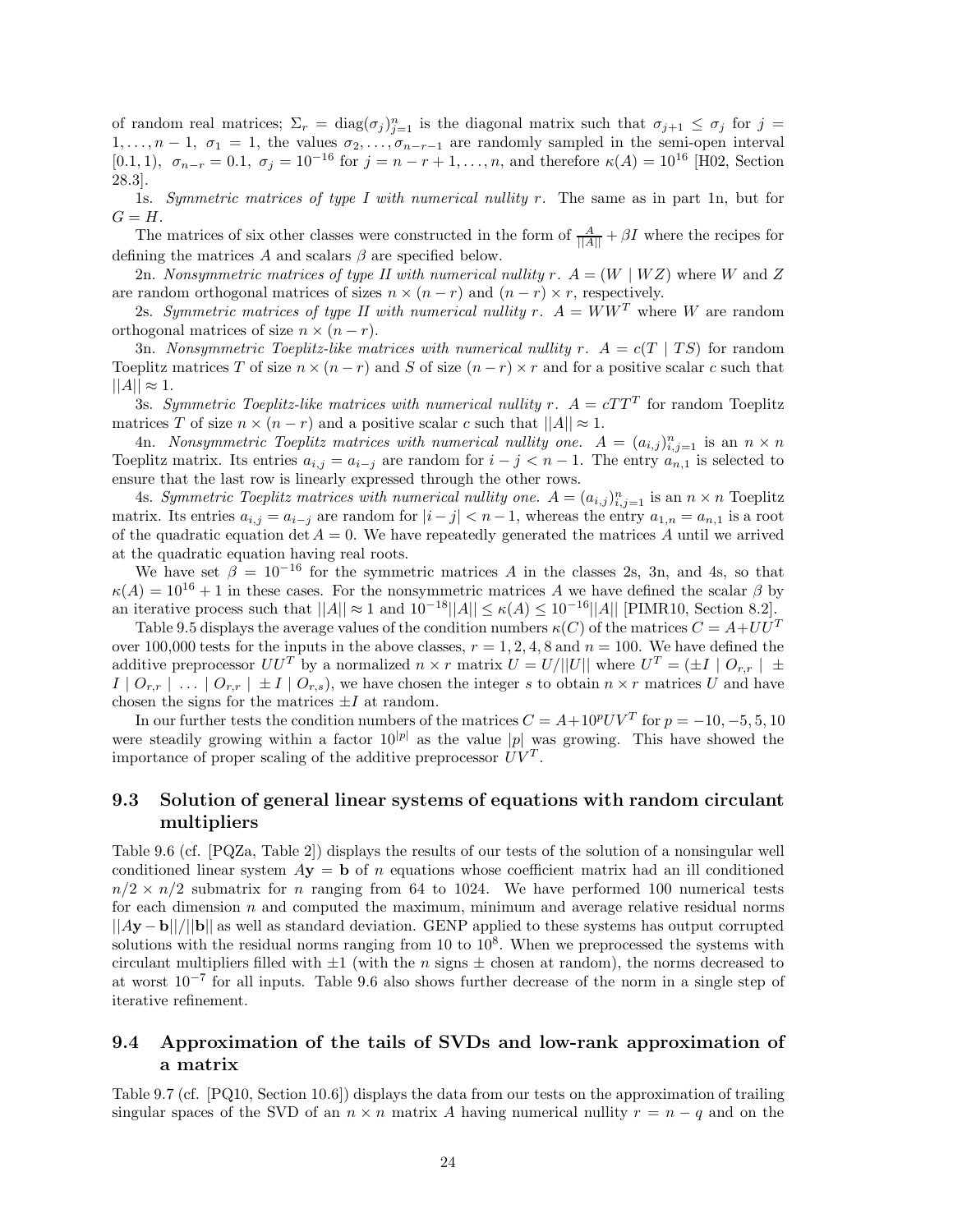of random real matrices; $\Sigma_r = \mathrm{diag}(\sigma_j)_{j=1}^n$ is the diagonal matrix such that $\sigma_{j+1} \le \sigma_j$ for $j = 1,\dots,n-1$, $\sigma_1 = 1$, the values $\sigma_2,\dots,\sigma_{n-r-1}$ are randomly sampled in the semi-open interval $[0.1, 1)$, $\sigma_{n-r} = 0.1$, $\sigma_j = 10^{-16}$ for $j = n-r+1,\dots,n$, and therefore $\kappa(A) = 10^{16}$ [H02, Section 28.3].

1s. *Symmetric matrices of type I with numerical nullity $r$.* The same as in part 1n, but for $G = H$.

The matrices of six other classes were constructed in the form of $\frac{A}{||A||} + \beta I$ where the recipes for defining the matrices $A$ and scalars $\beta$ are specified below.

2n. *Nonsymmetric matrices of type II with numerical nullity $r$.* $A = (W \mid WZ)$ where $W$ and $Z$ are random orthogonal matrices of sizes $n \times (n-r)$ and $(n-r) \times r$, respectively.

2s. *Symmetric matrices of type II with numerical nullity $r$.* $A = WW^T$ where $W$ are random orthogonal matrices of size $n \times (n-r)$.

3n. *Nonsymmetric Toeplitz-like matrices with numerical nullity $r$.* $A = c(T \mid TS)$ for random Toeplitz matrices $T$ of size $n \times (n-r)$ and $S$ of size $(n-r) \times r$ and for a positive scalar $c$ such that $||A|| \approx 1$.

3s. *Symmetric Toeplitz-like matrices with numerical nullity $r$.* $A = cTT^T$ for random Toeplitz matrices $T$ of size $n \times (n-r)$ and a positive scalar $c$ such that $||A|| \approx 1$.

4n. *Nonsymmetric Toeplitz matrices with numerical nullity one.* $A = (a_{i,j})_{i,j=1}^n$ is an $n \times n$ Toeplitz matrix. Its entries $a_{i,j} = a_{i-j}$ are random for $i - j < n-1$. The entry $a_{n,1}$ is selected to ensure that the last row is linearly expressed through the other rows.

4s. *Symmetric Toeplitz matrices with numerical nullity one.* $A = (a_{i,j})_{i,j=1}^n$ is an $n \times n$ Toeplitz matrix. Its entries $a_{i,j} = a_{i-j}$ are random for $|i-j| < n-1$, whereas the entry $a_{1,n} = a_{n,1}$ is a root of the quadratic equation $\det A = 0$. We have repeatedly generated the matrices $A$ until we arrived at the quadratic equation having real roots.

We have set $\beta = 10^{-16}$ for the symmetric matrices $A$ in the classes 2s, 3n, and 4s, so that $\kappa(A) = 10^{16} + 1$ in these cases. For the nonsymmetric matrices $A$ we have defined the scalar $\beta$ by an iterative process such that $||A|| \approx 1$ and $10^{-18}||A|| \le \kappa(A) \le 10^{-16}||A||$ [PIMR10, Section 8.2].

Table 9.5 displays the average values of the condition numbers $\kappa(C)$ of the matrices $C = A + UU^T$ over 100,000 tests for the inputs in the above classes, $r = 1, 2, 4, 8$ and $n = 100$. We have defined the additive preprocessor $UU^T$ by a normalized $n \times r$ matrix $U = U/||U||$ where $U^T = (\pm I \mid O_{r,r} \mid \pm I \mid O_{r,r} \mid \dots \mid O_{r,r} \mid \pm I \mid O_{r,s})$, we have chosen the integer $s$ to obtain $n \times r$ matrices $U$ and have chosen the signs for the matrices $\pm I$ at random.

In our further tests the condition numbers of the matrices $C = A + 10^p UV^T$ for $p = -10, -5, 5, 10$ were steadily growing within a factor $10^{|p|}$ as the value $|p|$ was growing. This have showed the importance of proper scaling of the additive preprocessor $UV^T$.

## 9.3 Solution of general linear systems of equations with random circulant multipliers

Table 9.6 (cf. [PQZa, Table 2]) displays the results of our tests of the solution of a nonsingular well conditioned linear system $A\mathbf{y} = \mathbf{b}$ of $n$ equations whose coefficient matrix had an ill conditioned $n/2 \times n/2$ submatrix for $n$ ranging from 64 to 1024. We have performed 100 numerical tests for each dimension $n$ and computed the maximum, minimum and average relative residual norms $||A\mathbf{y} - \mathbf{b}||/||\mathbf{b}||$ as well as standard deviation. GENP applied to these systems has output corrupted solutions with the residual norms ranging from 10 to $10^8$. When we preprocessed the systems with circulant multipliers filled with $\pm 1$ (with the $n$ signs $\pm$ chosen at random), the norms decreased to at worst $10^{-7}$ for all inputs. Table 9.6 also shows further decrease of the norm in a single step of iterative refinement.

## 9.4 Approximation of the tails of SVDs and low-rank approximation of a matrix

Table 9.7 (cf. [PQ10, Section 10.6]) displays the data from our tests on the approximation of trailing singular spaces of the SVD of an $n \times n$ matrix $A$ having numerical nullity $r = n - q$ and on the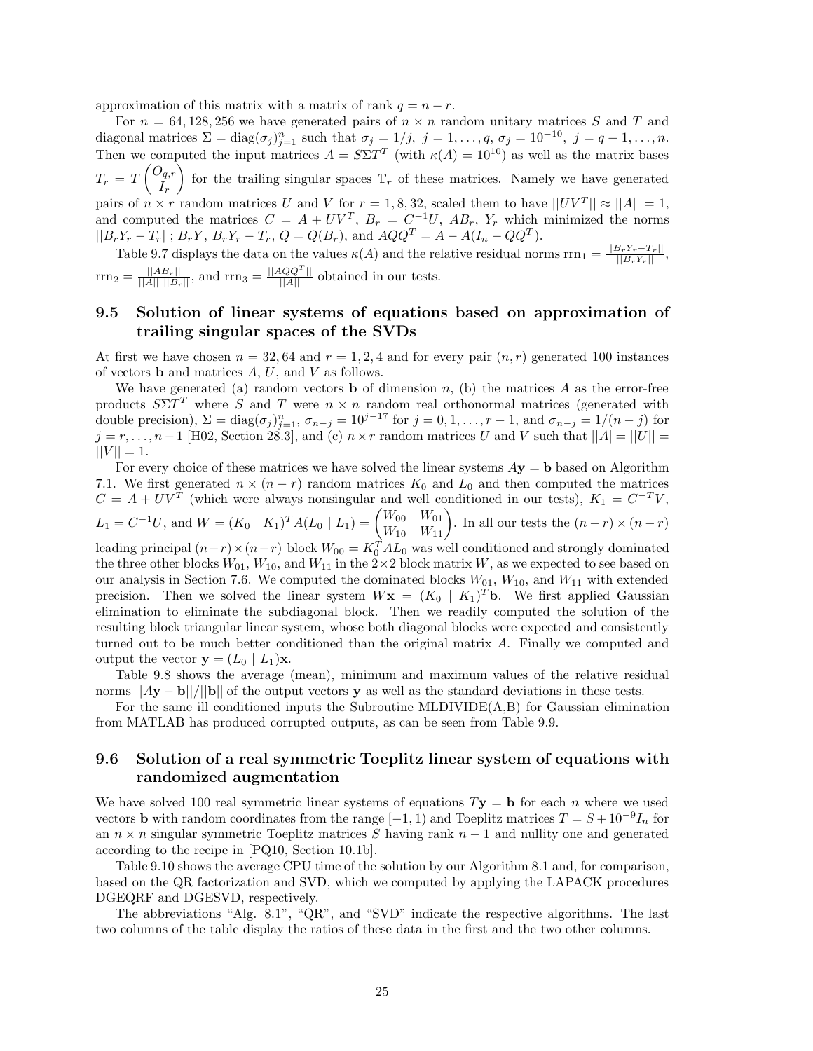approximation of this matrix with a matrix of rank $q = n - r$.

For $n = 64, 128, 256$ we have generated pairs of $n \times n$ random unitary matrices $S$ and $T$ and diagonal matrices $\Sigma = \text{diag}(\sigma_j)_{j=1}^n$ such that $\sigma_j = 1/j,\ j = 1, \dots, q,\ \sigma_j = 10^{-10},\ j = q+1, \dots, n$. Then we computed the input matrices $A = S\Sigma T^T$ (with $\kappa(A) = 10^{10}$) as well as the matrix bases $T_r = T \begin{pmatrix} O_{q,r} \\ I_r \end{pmatrix}$ for the trailing singular spaces $\mathbb{T}_r$ of these matrices. Namely we have generated pairs of $n \times r$ random matrices $U$ and $V$ for $r = 1, 8, 32$, scaled them to have $||UV^T|| \approx ||A|| = 1$, and computed the matrices $C = A + UV^T$, $B_r = C^{-1}U$, $AB_r$, $Y_r$ which minimized the norms $||B_rY_r - T_r||$; $B_rY$, $B_rY_r - T_r$, $Q = Q(B_r)$, and $AQQ^T = A - A(I_n - QQ^T)$.

Table 9.7 displays the data on the values $\kappa(A)$ and the relative residual norms $\text{rrn}_1 = \frac{||B_rY_r - T_r||}{||B_rY_r||}$, $\text{rrn}_2 = \frac{||AB_r||}{||A||\ ||B_r||}$, and $\text{rrn}_3 = \frac{||AQQ^T||}{||A||}$ obtained in our tests.

## 9.5 Solution of linear systems of equations based on approximation of trailing singular spaces of the SVDs

At first we have chosen $n = 32, 64$ and $r = 1, 2, 4$ and for every pair $(n, r)$ generated 100 instances of vectors $\mathbf{b}$ and matrices $A$, $U$, and $V$ as follows.

We have generated (a) random vectors $\mathbf{b}$ of dimension $n$, (b) the matrices $A$ as the error-free products $S\Sigma T^T$ where $S$ and $T$ were $n \times n$ random real orthonormal matrices (generated with double precision), $\Sigma = \text{diag}(\sigma_j)_{j=1}^n$, $\sigma_{n-j} = 10^{j-17}$ for $j = 0, 1, \dots, r-1$, and $\sigma_{n-j} = 1/(n-j)$ for $j = r, \dots, n-1$ [H02, Section 28.3], and (c) $n \times r$ random matrices $U$ and $V$ such that $||A| = ||U|| = ||V|| = 1$.

For every choice of these matrices we have solved the linear systems $A\mathbf{y} = \mathbf{b}$ based on Algorithm 7.1. We first generated $n \times (n-r)$ random matrices $K_0$ and $L_0$ and then computed the matrices $C = A + UV^T$ (which were always nonsingular and well conditioned in our tests), $K_1 = C^{-T}V$, $L_1 = C^{-1}U$, and $W = (K_0 \mid K_1)^T A(L_0 \mid L_1) = \begin{pmatrix} W_{00} & W_{01} \\ W_{10} & W_{11} \end{pmatrix}$. In all our tests the $(n-r) \times (n-r)$ leading principal $(n-r) \times (n-r)$ block $W_{00} = K_0^T A L_0$ was well conditioned and strongly dominated the three other blocks $W_{01}$, $W_{10}$, and $W_{11}$ in the $2 \times 2$ block matrix $W$, as we expected to see based on our analysis in Section 7.6. We computed the dominated blocks $W_{01}$, $W_{10}$, and $W_{11}$ with extended precision. Then we solved the linear system $W\mathbf{x} = (K_0 \mid K_1)^T\mathbf{b}$. We first applied Gaussian elimination to eliminate the subdiagonal block. Then we readily computed the solution of the resulting block triangular linear system, whose both diagonal blocks were expected and consistently turned out to be much better conditioned than the original matrix $A$. Finally we computed and output the vector $\mathbf{y} = (L_0 \mid L_1)\mathbf{x}$.

Table 9.8 shows the average (mean), minimum and maximum values of the relative residual norms $||A\mathbf{y} - \mathbf{b}||/||\mathbf{b}||$ of the output vectors $\mathbf{y}$ as well as the standard deviations in these tests.

For the same ill conditioned inputs the Subroutine MLDIVIDE(A,B) for Gaussian elimination from MATLAB has produced corrupted outputs, as can be seen from Table 9.9.

## 9.6 Solution of a real symmetric Toeplitz linear system of equations with randomized augmentation

We have solved 100 real symmetric linear systems of equations $T\mathbf{y} = \mathbf{b}$ for each $n$ where we used vectors $\mathbf{b}$ with random coordinates from the range $[-1, 1)$ and Toeplitz matrices $T = S + 10^{-9}I_n$ for an $n \times n$ singular symmetric Toeplitz matrices $S$ having rank $n-1$ and nullity one and generated according to the recipe in [PQ10, Section 10.1b].

Table 9.10 shows the average CPU time of the solution by our Algorithm 8.1 and, for comparison, based on the QR factorization and SVD, which we computed by applying the LAPACK procedures DGEQRF and DGESVD, respectively.

The abbreviations "Alg. 8.1", "QR", and "SVD" indicate the respective algorithms. The last two columns of the table display the ratios of these data in the first and the two other columns.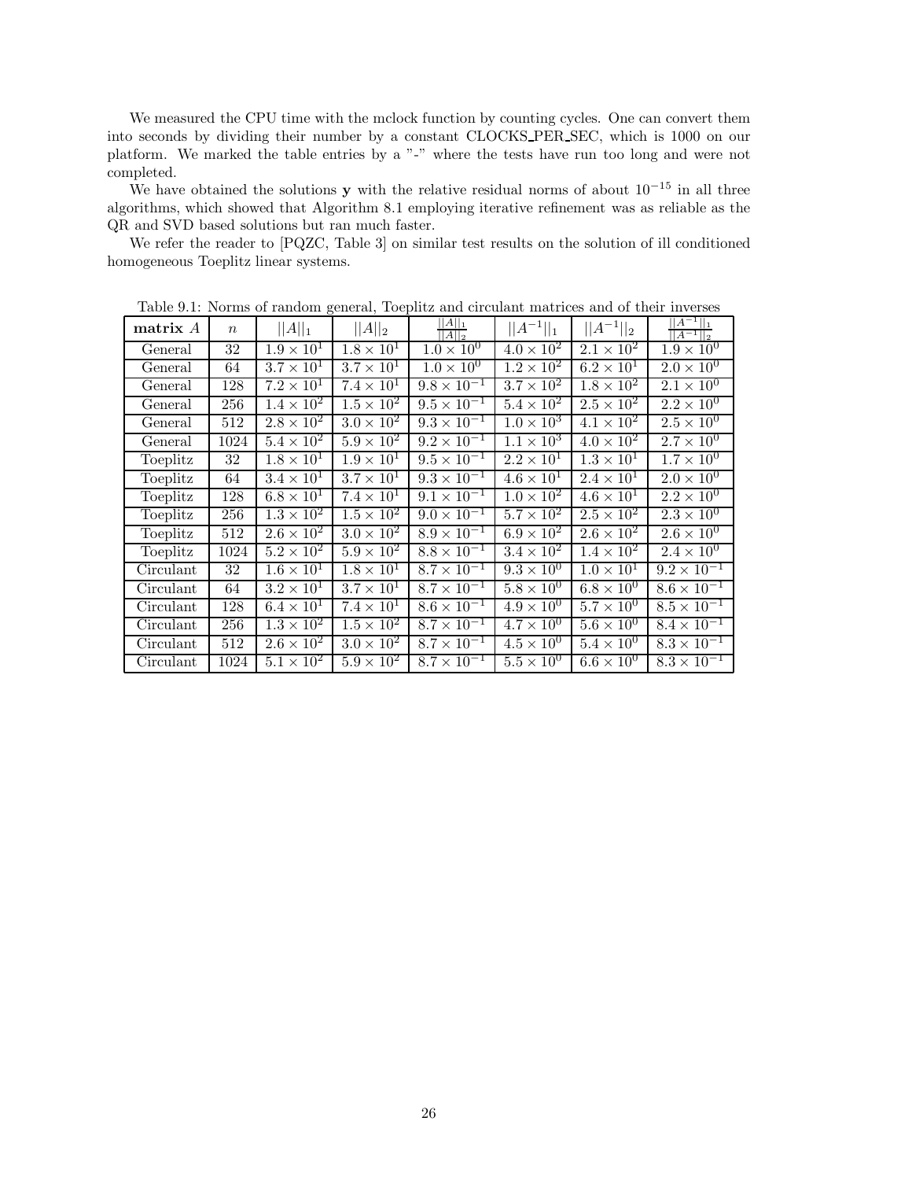We measured the CPU time with the mclock function by counting cycles. One can convert them into seconds by dividing their number by a constant CLOCKS_PER_SEC, which is 1000 on our platform. We marked the table entries by a "-" where the tests have run too long and were not completed.

We have obtained the solutions $\mathbf{y}$ with the relative residual norms of about $10^{-15}$ in all three algorithms, which showed that Algorithm 8.1 employing iterative refinement was as reliable as the QR and SVD based solutions but ran much faster.

We refer the reader to [PQZC, Table 3] on similar test results on the solution of ill conditioned homogeneous Toeplitz linear systems.

Table 9.1: Norms of random general, Toeplitz and circulant matrices and of their inverses

| **matrix** $A$ | $n$ | $\|\|A\|\|_1$ | $\|\|A\|\|_2$ | $\frac{\|\|A\|\|_1}{\|\|A\|\|_2}$ | $\|\|A^{-1}\|\|_1$ | $\|\|A^{-1}\|\|_2$ | $\frac{\|\|A^{-1}\|\|_1}{\|\|A^{-1}\|\|_2}$ |
|---|---|---|---|---|---|---|---|
| General | 32 | $1.9 \times 10^1$ | $1.8 \times 10^1$ | $1.0 \times 10^0$ | $4.0 \times 10^2$ | $2.1 \times 10^2$ | $1.9 \times 10^0$ |
| General | 64 | $3.7 \times 10^1$ | $3.7 \times 10^1$ | $1.0 \times 10^0$ | $1.2 \times 10^2$ | $6.2 \times 10^1$ | $2.0 \times 10^0$ |
| General | 128 | $7.2 \times 10^1$ | $7.4 \times 10^1$ | $9.8 \times 10^{-1}$ | $3.7 \times 10^2$ | $1.8 \times 10^2$ | $2.1 \times 10^0$ |
| General | 256 | $1.4 \times 10^2$ | $1.5 \times 10^2$ | $9.5 \times 10^{-1}$ | $5.4 \times 10^2$ | $2.5 \times 10^2$ | $2.2 \times 10^0$ |
| General | 512 | $2.8 \times 10^2$ | $3.0 \times 10^2$ | $9.3 \times 10^{-1}$ | $1.0 \times 10^3$ | $4.1 \times 10^2$ | $2.5 \times 10^0$ |
| General | 1024 | $5.4 \times 10^2$ | $5.9 \times 10^2$ | $9.2 \times 10^{-1}$ | $1.1 \times 10^3$ | $4.0 \times 10^2$ | $2.7 \times 10^0$ |
| Toeplitz | 32 | $1.8 \times 10^1$ | $1.9 \times 10^1$ | $9.5 \times 10^{-1}$ | $2.2 \times 10^1$ | $1.3 \times 10^1$ | $1.7 \times 10^0$ |
| Toeplitz | 64 | $3.4 \times 10^1$ | $3.7 \times 10^1$ | $9.3 \times 10^{-1}$ | $4.6 \times 10^1$ | $2.4 \times 10^1$ | $2.0 \times 10^0$ |
| Toeplitz | 128 | $6.8 \times 10^1$ | $7.4 \times 10^1$ | $9.1 \times 10^{-1}$ | $1.0 \times 10^2$ | $4.6 \times 10^1$ | $2.2 \times 10^0$ |
| Toeplitz | 256 | $1.3 \times 10^2$ | $1.5 \times 10^2$ | $9.0 \times 10^{-1}$ | $5.7 \times 10^2$ | $2.5 \times 10^2$ | $2.3 \times 10^0$ |
| Toeplitz | 512 | $2.6 \times 10^2$ | $3.0 \times 10^2$ | $8.9 \times 10^{-1}$ | $6.9 \times 10^2$ | $2.6 \times 10^2$ | $2.6 \times 10^0$ |
| Toeplitz | 1024 | $5.2 \times 10^2$ | $5.9 \times 10^2$ | $8.8 \times 10^{-1}$ | $3.4 \times 10^2$ | $1.4 \times 10^2$ | $2.4 \times 10^0$ |
| Circulant | 32 | $1.6 \times 10^1$ | $1.8 \times 10^1$ | $8.7 \times 10^{-1}$ | $9.3 \times 10^0$ | $1.0 \times 10^1$ | $9.2 \times 10^{-1}$ |
| Circulant | 64 | $3.2 \times 10^1$ | $3.7 \times 10^1$ | $8.7 \times 10^{-1}$ | $5.8 \times 10^0$ | $6.8 \times 10^0$ | $8.6 \times 10^{-1}$ |
| Circulant | 128 | $6.4 \times 10^1$ | $7.4 \times 10^1$ | $8.6 \times 10^{-1}$ | $4.9 \times 10^0$ | $5.7 \times 10^0$ | $8.5 \times 10^{-1}$ |
| Circulant | 256 | $1.3 \times 10^2$ | $1.5 \times 10^2$ | $8.7 \times 10^{-1}$ | $4.7 \times 10^0$ | $5.6 \times 10^0$ | $8.4 \times 10^{-1}$ |
| Circulant | 512 | $2.6 \times 10^2$ | $3.0 \times 10^2$ | $8.7 \times 10^{-1}$ | $4.5 \times 10^0$ | $5.4 \times 10^0$ | $8.3 \times 10^{-1}$ |
| Circulant | 1024 | $5.1 \times 10^2$ | $5.9 \times 10^2$ | $8.7 \times 10^{-1}$ | $5.5 \times 10^0$ | $6.6 \times 10^0$ | $8.3 \times 10^{-1}$ |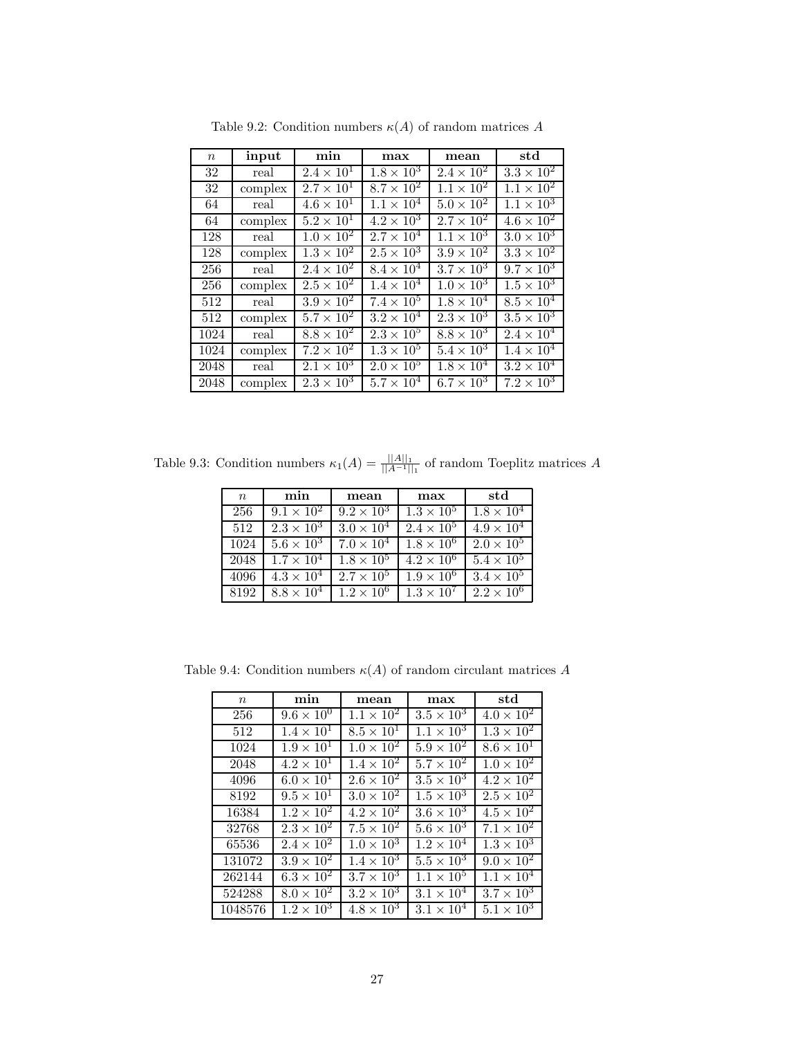Table 9.2: Condition numbers $\kappa(A)$ of random matrices $A$

| $n$ | **input** | **min** | **max** | **mean** | **std** |
|---|---|---|---|---|---|
| 32 | real | $2.4 \times 10^1$ | $1.8 \times 10^3$ | $2.4 \times 10^2$ | $3.3 \times 10^2$ |
| 32 | complex | $2.7 \times 10^1$ | $8.7 \times 10^2$ | $1.1 \times 10^2$ | $1.1 \times 10^2$ |
| 64 | real | $4.6 \times 10^1$ | $1.1 \times 10^4$ | $5.0 \times 10^2$ | $1.1 \times 10^3$ |
| 64 | complex | $5.2 \times 10^1$ | $4.2 \times 10^3$ | $2.7 \times 10^2$ | $4.6 \times 10^2$ |
| 128 | real | $1.0 \times 10^2$ | $2.7 \times 10^4$ | $1.1 \times 10^3$ | $3.0 \times 10^3$ |
| 128 | complex | $1.3 \times 10^2$ | $2.5 \times 10^3$ | $3.9 \times 10^2$ | $3.3 \times 10^2$ |
| 256 | real | $2.4 \times 10^2$ | $8.4 \times 10^4$ | $3.7 \times 10^3$ | $9.7 \times 10^3$ |
| 256 | complex | $2.5 \times 10^2$ | $1.4 \times 10^4$ | $1.0 \times 10^3$ | $1.5 \times 10^3$ |
| 512 | real | $3.9 \times 10^2$ | $7.4 \times 10^5$ | $1.8 \times 10^4$ | $8.5 \times 10^4$ |
| 512 | complex | $5.7 \times 10^2$ | $3.2 \times 10^4$ | $2.3 \times 10^3$ | $3.5 \times 10^3$ |
| 1024 | real | $8.8 \times 10^2$ | $2.3 \times 10^5$ | $8.8 \times 10^3$ | $2.4 \times 10^4$ |
| 1024 | complex | $7.2 \times 10^2$ | $1.3 \times 10^5$ | $5.4 \times 10^3$ | $1.4 \times 10^4$ |
| 2048 | real | $2.1 \times 10^3$ | $2.0 \times 10^5$ | $1.8 \times 10^4$ | $3.2 \times 10^4$ |
| 2048 | complex | $2.3 \times 10^3$ | $5.7 \times 10^4$ | $6.7 \times 10^3$ | $7.2 \times 10^3$ |

Table 9.3: Condition numbers $\kappa_1(A) = \frac{||A||_1}{||A^{-1}||_1}$ of random Toeplitz matrices $A$

| $n$ | **min** | **mean** | **max** | **std** |
|---|---|---|---|---|
| 256 | $9.1 \times 10^2$ | $9.2 \times 10^3$ | $1.3 \times 10^5$ | $1.8 \times 10^4$ |
| 512 | $2.3 \times 10^3$ | $3.0 \times 10^4$ | $2.4 \times 10^5$ | $4.9 \times 10^4$ |
| 1024 | $5.6 \times 10^3$ | $7.0 \times 10^4$ | $1.8 \times 10^6$ | $2.0 \times 10^5$ |
| 2048 | $1.7 \times 10^4$ | $1.8 \times 10^5$ | $4.2 \times 10^6$ | $5.4 \times 10^5$ |
| 4096 | $4.3 \times 10^4$ | $2.7 \times 10^5$ | $1.9 \times 10^6$ | $3.4 \times 10^5$ |
| 8192 | $8.8 \times 10^4$ | $1.2 \times 10^6$ | $1.3 \times 10^7$ | $2.2 \times 10^6$ |

Table 9.4: Condition numbers $\kappa(A)$ of random circulant matrices $A$

| $n$ | **min** | **mean** | **max** | **std** |
|---|---|---|---|---|
| 256 | $9.6 \times 10^0$ | $1.1 \times 10^2$ | $3.5 \times 10^3$ | $4.0 \times 10^2$ |
| 512 | $1.4 \times 10^1$ | $8.5 \times 10^1$ | $1.1 \times 10^3$ | $1.3 \times 10^2$ |
| 1024 | $1.9 \times 10^1$ | $1.0 \times 10^2$ | $5.9 \times 10^2$ | $8.6 \times 10^1$ |
| 2048 | $4.2 \times 10^1$ | $1.4 \times 10^2$ | $5.7 \times 10^2$ | $1.0 \times 10^2$ |
| 4096 | $6.0 \times 10^1$ | $2.6 \times 10^2$ | $3.5 \times 10^3$ | $4.2 \times 10^2$ |
| 8192 | $9.5 \times 10^1$ | $3.0 \times 10^2$ | $1.5 \times 10^3$ | $2.5 \times 10^2$ |
| 16384 | $1.2 \times 10^2$ | $4.2 \times 10^2$ | $3.6 \times 10^3$ | $4.5 \times 10^2$ |
| 32768 | $2.3 \times 10^2$ | $7.5 \times 10^2$ | $5.6 \times 10^3$ | $7.1 \times 10^2$ |
| 65536 | $2.4 \times 10^2$ | $1.0 \times 10^3$ | $1.2 \times 10^4$ | $1.3 \times 10^3$ |
| 131072 | $3.9 \times 10^2$ | $1.4 \times 10^3$ | $5.5 \times 10^3$ | $9.0 \times 10^2$ |
| 262144 | $6.3 \times 10^2$ | $3.7 \times 10^3$ | $1.1 \times 10^5$ | $1.1 \times 10^4$ |
| 524288 | $8.0 \times 10^2$ | $3.2 \times 10^3$ | $3.1 \times 10^4$ | $3.7 \times 10^3$ |
| 1048576 | $1.2 \times 10^3$ | $4.8 \times 10^3$ | $3.1 \times 10^4$ | $5.1 \times 10^3$ |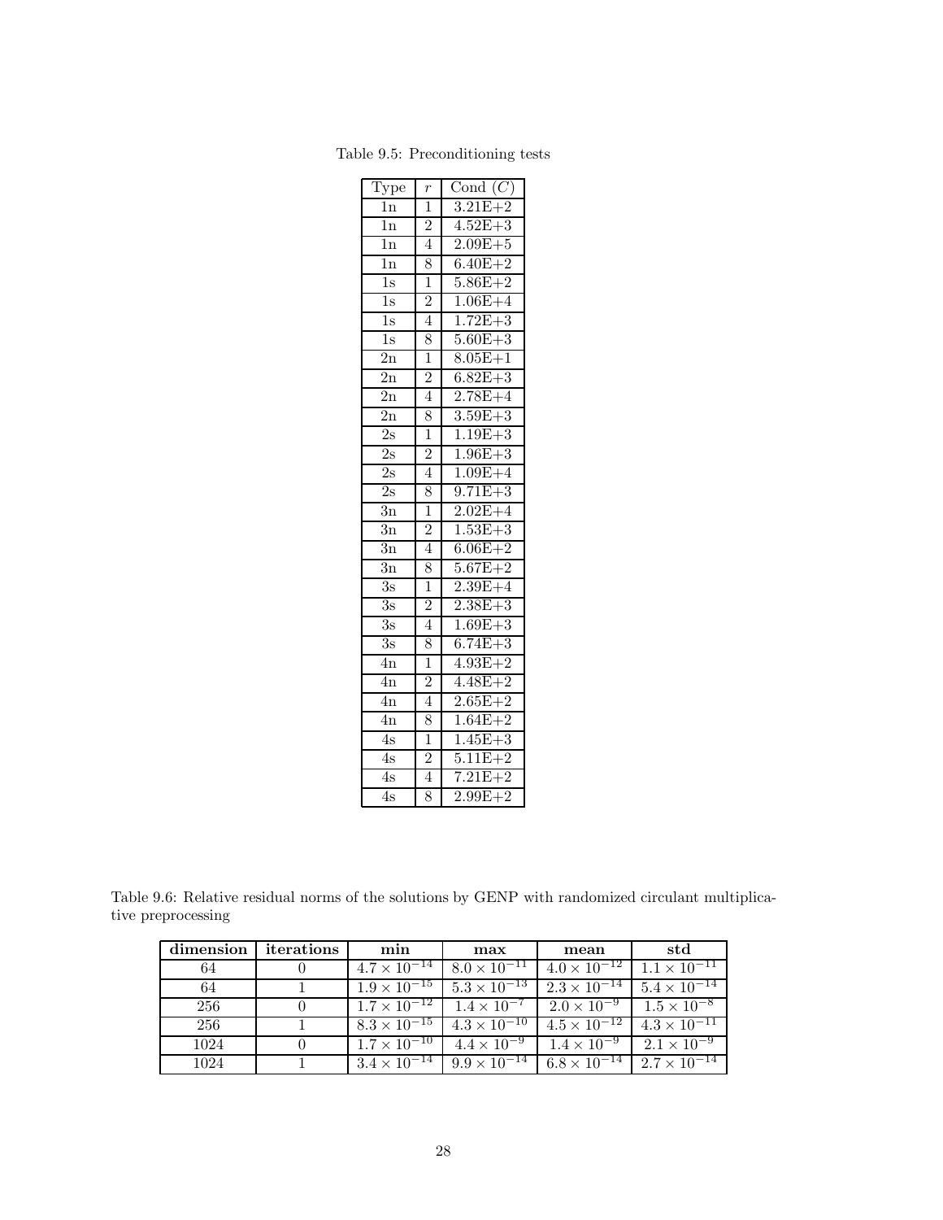Table 9.5: Preconditioning tests

| Type | $r$ | Cond $(C)$ |
|---|---|---|
| 1n | 1 | 3.21E+2 |
| 1n | 2 | 4.52E+3 |
| 1n | 4 | 2.09E+5 |
| 1n | 8 | 6.40E+2 |
| 1s | 1 | 5.86E+2 |
| 1s | 2 | 1.06E+4 |
| 1s | 4 | 1.72E+3 |
| 1s | 8 | 5.60E+3 |
| 2n | 1 | 8.05E+1 |
| 2n | 2 | 6.82E+3 |
| 2n | 4 | 2.78E+4 |
| 2n | 8 | 3.59E+3 |
| 2s | 1 | 1.19E+3 |
| 2s | 2 | 1.96E+3 |
| 2s | 4 | 1.09E+4 |
| 2s | 8 | 9.71E+3 |
| 3n | 1 | 2.02E+4 |
| 3n | 2 | 1.53E+3 |
| 3n | 4 | 6.06E+2 |
| 3n | 8 | 5.67E+2 |
| 3s | 1 | 2.39E+4 |
| 3s | 2 | 2.38E+3 |
| 3s | 4 | 1.69E+3 |
| 3s | 8 | 6.74E+3 |
| 4n | 1 | 4.93E+2 |
| 4n | 2 | 4.48E+2 |
| 4n | 4 | 2.65E+2 |
| 4n | 8 | 1.64E+2 |
| 4s | 1 | 1.45E+3 |
| 4s | 2 | 5.11E+2 |
| 4s | 4 | 7.21E+2 |
| 4s | 8 | 2.99E+2 |

Table 9.6: Relative residual norms of the solutions by GENP with randomized circulant multiplicative preprocessing

| **dimension** | **iterations** | **min** | **max** | **mean** | **std** |
|---|---|---|---|---|---|
| 64 | 0 | $4.7 \times 10^{-14}$ | $8.0 \times 10^{-11}$ | $4.0 \times 10^{-12}$ | $1.1 \times 10^{-11}$ |
| 64 | 1 | $1.9 \times 10^{-15}$ | $5.3 \times 10^{-13}$ | $2.3 \times 10^{-14}$ | $5.4 \times 10^{-14}$ |
| 256 | 0 | $1.7 \times 10^{-12}$ | $1.4 \times 10^{-7}$ | $2.0 \times 10^{-9}$ | $1.5 \times 10^{-8}$ |
| 256 | 1 | $8.3 \times 10^{-15}$ | $4.3 \times 10^{-10}$ | $4.5 \times 10^{-12}$ | $4.3 \times 10^{-11}$ |
| 1024 | 0 | $1.7 \times 10^{-10}$ | $4.4 \times 10^{-9}$ | $1.4 \times 10^{-9}$ | $2.1 \times 10^{-9}$ |
| 1024 | 1 | $3.4 \times 10^{-14}$ | $9.9 \times 10^{-14}$ | $6.8 \times 10^{-14}$ | $2.7 \times 10^{-14}$ |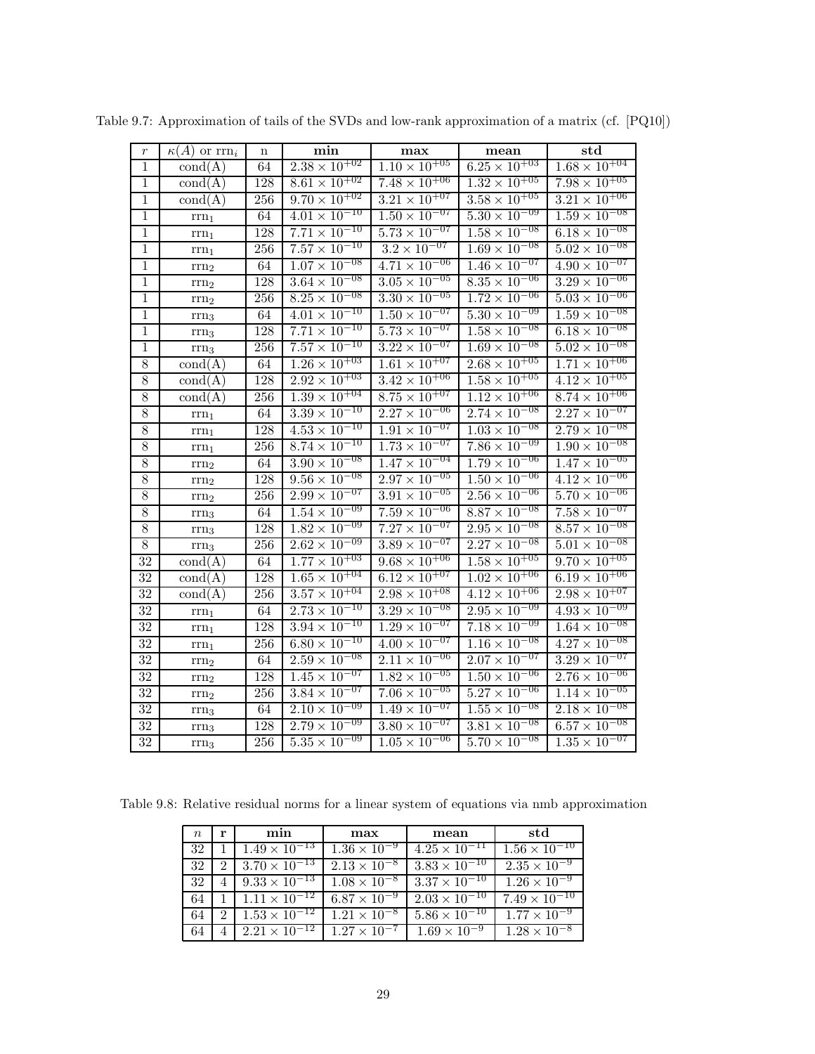Table 9.7: Approximation of tails of the SVDs and low-rank approximation of a matrix (cf. [PQ10])

| $r$ | $\kappa(A)$ or $\mathrm{rrn}_i$ | n | **min** | **max** | **mean** | **std** |
|---|---|---|---|---|---|---|
| 1 | cond(A) | 64 | $2.38\times10^{+02}$ | $1.10\times10^{+05}$ | $6.25\times10^{+03}$ | $1.68\times10^{+04}$ |
| 1 | cond(A) | 128 | $8.61\times10^{+02}$ | $7.48\times10^{+06}$ | $1.32\times10^{+05}$ | $7.98\times10^{+05}$ |
| 1 | cond(A) | 256 | $9.70\times10^{+02}$ | $3.21\times10^{+07}$ | $3.58\times10^{+05}$ | $3.21\times10^{+06}$ |
| 1 | $\mathrm{rrn}_1$ | 64 | $4.01\times10^{-10}$ | $1.50\times10^{-07}$ | $5.30\times10^{-09}$ | $1.59\times10^{-08}$ |
| 1 | $\mathrm{rrn}_1$ | 128 | $7.71\times10^{-10}$ | $5.73\times10^{-07}$ | $1.58\times10^{-08}$ | $6.18\times10^{-08}$ |
| 1 | $\mathrm{rrn}_1$ | 256 | $7.57\times10^{-10}$ | $3.2\times10^{-07}$ | $1.69\times10^{-08}$ | $5.02\times10^{-08}$ |
| 1 | $\mathrm{rrn}_2$ | 64 | $1.07\times10^{-08}$ | $4.71\times10^{-06}$ | $1.46\times10^{-07}$ | $4.90\times10^{-07}$ |
| 1 | $\mathrm{rrn}_2$ | 128 | $3.64\times10^{-08}$ | $3.05\times10^{-05}$ | $8.35\times10^{-06}$ | $3.29\times10^{-06}$ |
| 1 | $\mathrm{rrn}_2$ | 256 | $8.25\times10^{-08}$ | $3.30\times10^{-05}$ | $1.72\times10^{-06}$ | $5.03\times10^{-06}$ |
| 1 | $\mathrm{rrn}_3$ | 64 | $4.01\times10^{-10}$ | $1.50\times10^{-07}$ | $5.30\times10^{-09}$ | $1.59\times10^{-08}$ |
| 1 | $\mathrm{rrn}_3$ | 128 | $7.71\times10^{-10}$ | $5.73\times10^{-07}$ | $1.58\times10^{-08}$ | $6.18\times10^{-08}$ |
| 1 | $\mathrm{rrn}_3$ | 256 | $7.57\times10^{-10}$ | $3.22\times10^{-07}$ | $1.69\times10^{-08}$ | $5.02\times10^{-08}$ |
| 8 | cond(A) | 64 | $1.26\times10^{+03}$ | $1.61\times10^{+07}$ | $2.68\times10^{+05}$ | $1.71\times10^{+06}$ |
| 8 | cond(A) | 128 | $2.92\times10^{+03}$ | $3.42\times10^{+06}$ | $1.58\times10^{+05}$ | $4.12\times10^{+05}$ |
| 8 | cond(A) | 256 | $1.39\times10^{+04}$ | $8.75\times10^{+07}$ | $1.12\times10^{+06}$ | $8.74\times10^{+06}$ |
| 8 | $\mathrm{rrn}_1$ | 64 | $3.39\times10^{-10}$ | $2.27\times10^{-06}$ | $2.74\times10^{-08}$ | $2.27\times10^{-07}$ |
| 8 | $\mathrm{rrn}_1$ | 128 | $4.53\times10^{-10}$ | $1.91\times10^{-07}$ | $1.03\times10^{-08}$ | $2.79\times10^{-08}$ |
| 8 | $\mathrm{rrn}_1$ | 256 | $8.74\times10^{-10}$ | $1.73\times10^{-07}$ | $7.86\times10^{-09}$ | $1.90\times10^{-08}$ |
| 8 | $\mathrm{rrn}_2$ | 64 | $3.90\times10^{-08}$ | $1.47\times10^{-04}$ | $1.79\times10^{-06}$ | $1.47\times10^{-05}$ |
| 8 | $\mathrm{rrn}_2$ | 128 | $9.56\times10^{-08}$ | $2.97\times10^{-05}$ | $1.50\times10^{-06}$ | $4.12\times10^{-06}$ |
| 8 | $\mathrm{rrn}_2$ | 256 | $2.99\times10^{-07}$ | $3.91\times10^{-05}$ | $2.56\times10^{-06}$ | $5.70\times10^{-06}$ |
| 8 | $\mathrm{rrn}_3$ | 64 | $1.54\times10^{-09}$ | $7.59\times10^{-06}$ | $8.87\times10^{-08}$ | $7.58\times10^{-07}$ |
| 8 | $\mathrm{rrn}_3$ | 128 | $1.82\times10^{-09}$ | $7.27\times10^{-07}$ | $2.95\times10^{-08}$ | $8.57\times10^{-08}$ |
| 8 | $\mathrm{rrn}_3$ | 256 | $2.62\times10^{-09}$ | $3.89\times10^{-07}$ | $2.27\times10^{-08}$ | $5.01\times10^{-08}$ |
| 32 | cond(A) | 64 | $1.77\times10^{+03}$ | $9.68\times10^{+06}$ | $1.58\times10^{+05}$ | $9.70\times10^{+05}$ |
| 32 | cond(A) | 128 | $1.65\times10^{+04}$ | $6.12\times10^{+07}$ | $1.02\times10^{+06}$ | $6.19\times10^{+06}$ |
| 32 | cond(A) | 256 | $3.57\times10^{+04}$ | $2.98\times10^{+08}$ | $4.12\times10^{+06}$ | $2.98\times10^{+07}$ |
| 32 | $\mathrm{rrn}_1$ | 64 | $2.73\times10^{-10}$ | $3.29\times10^{-08}$ | $2.95\times10^{-09}$ | $4.93\times10^{-09}$ |
| 32 | $\mathrm{rrn}_1$ | 128 | $3.94\times10^{-10}$ | $1.29\times10^{-07}$ | $7.18\times10^{-09}$ | $1.64\times10^{-08}$ |
| 32 | $\mathrm{rrn}_1$ | 256 | $6.80\times10^{-10}$ | $4.00\times10^{-07}$ | $1.16\times10^{-08}$ | $4.27\times10^{-08}$ |
| 32 | $\mathrm{rrn}_2$ | 64 | $2.59\times10^{-08}$ | $2.11\times10^{-06}$ | $2.07\times10^{-07}$ | $3.29\times10^{-07}$ |
| 32 | $\mathrm{rrn}_2$ | 128 | $1.45\times10^{-07}$ | $1.82\times10^{-05}$ | $1.50\times10^{-06}$ | $2.76\times10^{-06}$ |
| 32 | $\mathrm{rrn}_2$ | 256 | $3.84\times10^{-07}$ | $7.06\times10^{-05}$ | $5.27\times10^{-06}$ | $1.14\times10^{-05}$ |
| 32 | $\mathrm{rrn}_3$ | 64 | $2.10\times10^{-09}$ | $1.49\times10^{-07}$ | $1.55\times10^{-08}$ | $2.18\times10^{-08}$ |
| 32 | $\mathrm{rrn}_3$ | 128 | $2.79\times10^{-09}$ | $3.80\times10^{-07}$ | $3.81\times10^{-08}$ | $6.57\times10^{-08}$ |
| 32 | $\mathrm{rrn}_3$ | 256 | $5.35\times10^{-09}$ | $1.05\times10^{-06}$ | $5.70\times10^{-08}$ | $1.35\times10^{-07}$ |

Table 9.8: Relative residual norms for a linear system of equations via nmb approximation

| $n$ | **r** | **min** | **max** | **mean** | **std** |
|---|---|---|---|---|---|
| 32 | 1 | $1.49\times10^{-13}$ | $1.36\times10^{-9}$ | $4.25\times10^{-11}$ | $1.56\times10^{-10}$ |
| 32 | 2 | $3.70\times10^{-13}$ | $2.13\times10^{-8}$ | $3.83\times10^{-10}$ | $2.35\times10^{-9}$ |
| 32 | 4 | $9.33\times10^{-13}$ | $1.08\times10^{-8}$ | $3.37\times10^{-10}$ | $1.26\times10^{-9}$ |
| 64 | 1 | $1.11\times10^{-12}$ | $6.87\times10^{-9}$ | $2.03\times10^{-10}$ | $7.49\times10^{-10}$ |
| 64 | 2 | $1.53\times10^{-12}$ | $1.21\times10^{-8}$ | $5.86\times10^{-10}$ | $1.77\times10^{-9}$ |
| 64 | 4 | $2.21\times10^{-12}$ | $1.27\times10^{-7}$ | $1.69\times10^{-9}$ | $1.28\times10^{-8}$ |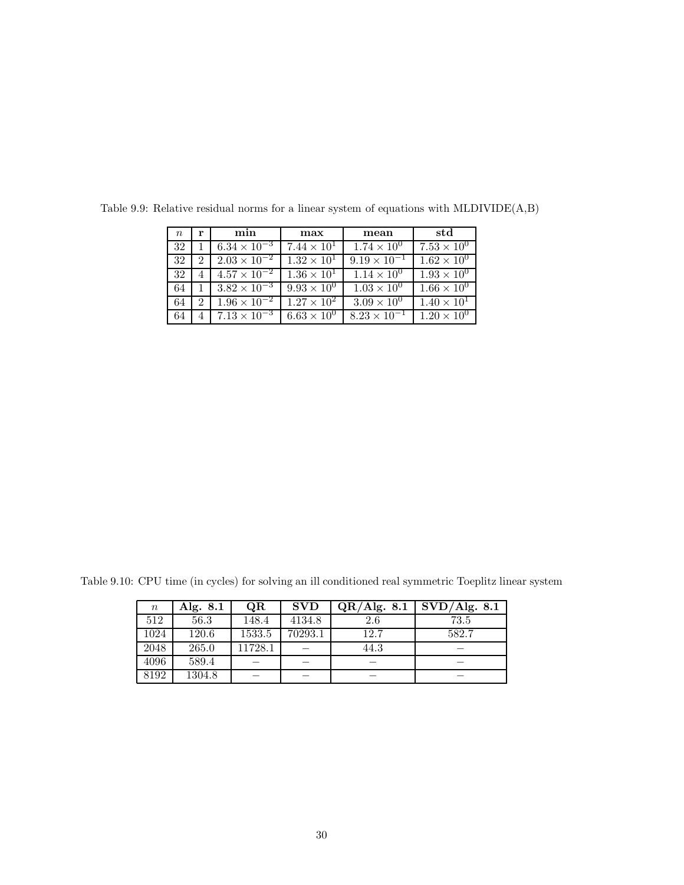Table 9.9: Relative residual norms for a linear system of equations with MLDIVIDE(A,B)

| $n$ | **r** | **min** | **max** | **mean** | **std** |
|---|---|---|---|---|---|
| 32 | 1 | $6.34 \times 10^{-3}$ | $7.44 \times 10^{1}$ | $1.74 \times 10^{0}$ | $7.53 \times 10^{0}$ |
| 32 | 2 | $2.03 \times 10^{-2}$ | $1.32 \times 10^{1}$ | $9.19 \times 10^{-1}$ | $1.62 \times 10^{0}$ |
| 32 | 4 | $4.57 \times 10^{-2}$ | $1.36 \times 10^{1}$ | $1.14 \times 10^{0}$ | $1.93 \times 10^{0}$ |
| 64 | 1 | $3.82 \times 10^{-3}$ | $9.93 \times 10^{0}$ | $1.03 \times 10^{0}$ | $1.66 \times 10^{0}$ |
| 64 | 2 | $1.96 \times 10^{-2}$ | $1.27 \times 10^{2}$ | $3.09 \times 10^{0}$ | $1.40 \times 10^{1}$ |
| 64 | 4 | $7.13 \times 10^{-3}$ | $6.63 \times 10^{0}$ | $8.23 \times 10^{-1}$ | $1.20 \times 10^{0}$ |

Table 9.10: CPU time (in cycles) for solving an ill conditioned real symmetric Toeplitz linear system

| $n$ | **Alg. 8.1** | **QR** | **SVD** | **QR/Alg. 8.1** | **SVD/Alg. 8.1** |
|---|---|---|---|---|---|
| 512 | 56.3 | 148.4 | 4134.8 | 2.6 | 73.5 |
| 1024 | 120.6 | 1533.5 | 70293.1 | 12.7 | 582.7 |
| 2048 | 265.0 | 11728.1 | – | 44.3 | – |
| 4096 | 589.4 | – | – | – | – |
| 8192 | 1304.8 | – | – | – | – |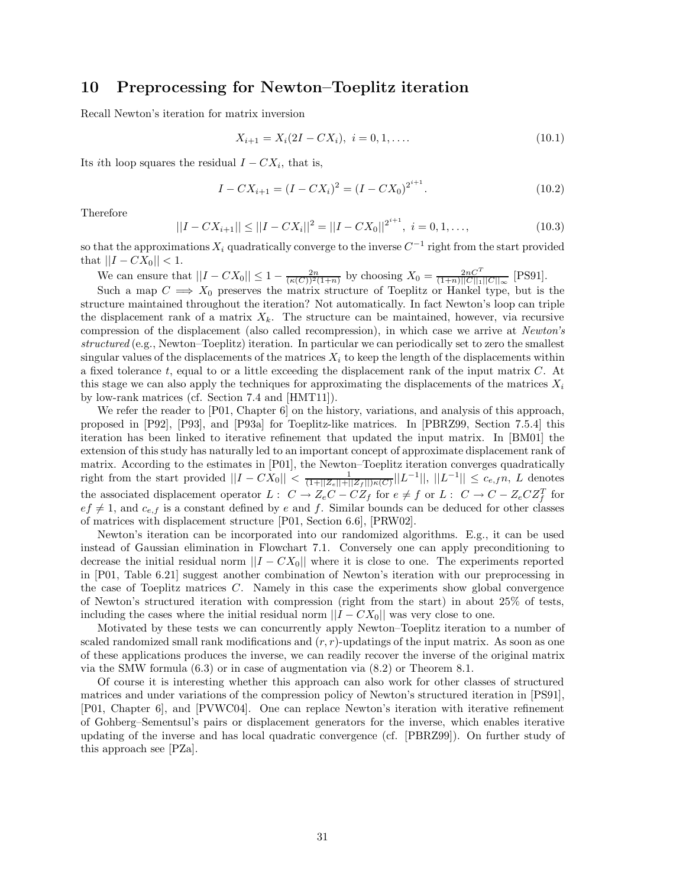## 10 Preprocessing for Newton–Toeplitz iteration

Recall Newton's iteration for matrix inversion

$$X_{i+1} = X_i(2I - CX_i),\ i = 0, 1, \ldots. \tag{10.1}$$

Its $i$th loop squares the residual $I - CX_i$, that is,

$$I - CX_{i+1} = (I - CX_i)^2 = (I - CX_0)^{2^{i+1}}. \tag{10.2}$$

Therefore

$$||I - CX_{i+1}|| \leq ||I - CX_i||^2 = ||I - CX_0||^{2^{i+1}},\ i = 0, 1, \ldots, \tag{10.3}$$

so that the approximations $X_i$ quadratically converge to the inverse $C^{-1}$ right from the start provided that $||I - CX_0|| < 1$.

We can ensure that $||I - CX_0|| \leq 1 - \frac{2n}{(\kappa(C))^2(1+n)}$ by choosing $X_0 = \frac{2nC^T}{(1+n)||C||_1||C||_\infty}$ [PS91].

Such a map $C \implies X_0$ preserves the matrix structure of Toeplitz or Hankel type, but is the structure maintained throughout the iteration? Not automatically. In fact Newton's loop can triple the displacement rank of a matrix $X_k$. The structure can be maintained, however, via recursive compression of the displacement (also called recompression), in which case we arrive at *Newton's structured* (e.g., Newton–Toeplitz) iteration. In particular we can periodically set to zero the smallest singular values of the displacements of the matrices $X_i$ to keep the length of the displacements within a fixed tolerance $t$, equal to or a little exceeding the displacement rank of the input matrix $C$. At this stage we can also apply the techniques for approximating the displacements of the matrices $X_i$ by low-rank matrices (cf. Section 7.4 and [HMT11]).

We refer the reader to [P01, Chapter 6] on the history, variations, and analysis of this approach, proposed in [P92], [P93], and [P93a] for Toeplitz-like matrices. In [PBRZ99, Section 7.5.4] this iteration has been linked to iterative refinement that updated the input matrix. In [BM01] the extension of this study has naturally led to an important concept of approximate displacement rank of matrix. According to the estimates in [P01], the Newton–Toeplitz iteration converges quadratically right from the start provided $||I - CX_0|| < \frac{1}{(1+||Z_e||+||Z_f||)\kappa(C)}||L^{-1}||$, $||L^{-1}|| \leq c_{e,f}n$, $L$ denotes the associated displacement operator $L:\ C \rightarrow Z_eC - CZ_f$ for $e \neq f$ or $L:\ C \rightarrow C - Z_eCZ_f^T$ for $ef \neq 1$, and $c_{e,f}$ is a constant defined by $e$ and $f$. Similar bounds can be deduced for other classes of matrices with displacement structure [P01, Section 6.6], [PRW02].

Newton's iteration can be incorporated into our randomized algorithms. E.g., it can be used instead of Gaussian elimination in Flowchart 7.1. Conversely one can apply preconditioning to decrease the initial residual norm $||I - CX_0||$ where it is close to one. The experiments reported in [P01, Table 6.21] suggest another combination of Newton's iteration with our preprocessing in the case of Toeplitz matrices $C$. Namely in this case the experiments show global convergence of Newton's structured iteration with compression (right from the start) in about 25% of tests, including the cases where the initial residual norm $||I - CX_0||$ was very close to one.

Motivated by these tests we can concurrently apply Newton–Toeplitz iteration to a number of scaled randomized small rank modifications and $(r, r)$-updatings of the input matrix. As soon as one of these applications produces the inverse, we can readily recover the inverse of the original matrix via the SMW formula (6.3) or in case of augmentation via (8.2) or Theorem 8.1.

Of course it is interesting whether this approach can also work for other classes of structured matrices and under variations of the compression policy of Newton's structured iteration in [PS91], [P01, Chapter 6], and [PVWC04]. One can replace Newton's iteration with iterative refinement of Gohberg–Sementsul's pairs or displacement generators for the inverse, which enables iterative updating of the inverse and has local quadratic convergence (cf. [PBRZ99]). On further study of this approach see [PZa].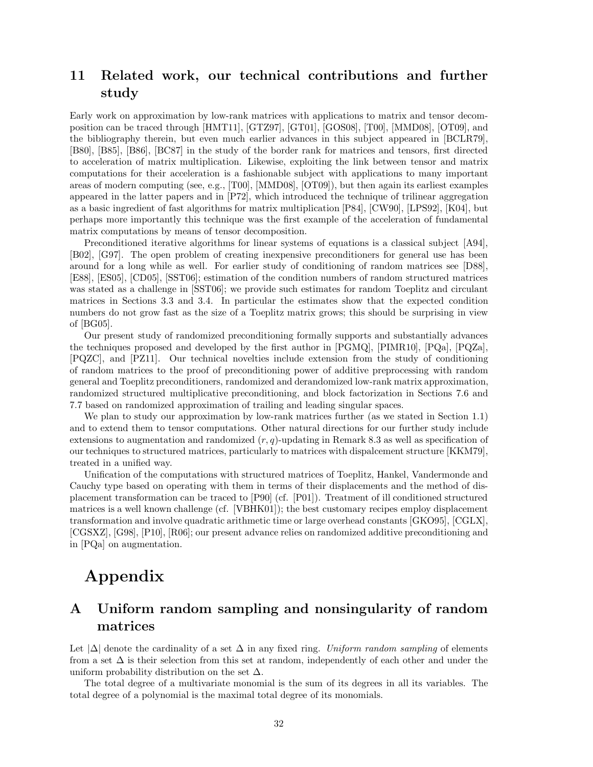## 11 Related work, our technical contributions and further study

Early work on approximation by low-rank matrices with applications to matrix and tensor decomposition can be traced through [HMT11], [GTZ97], [GT01], [GOS08], [T00], [MMD08], [OT09], and the bibliography therein, but even much earlier advances in this subject appeared in [BCLR79], [B80], [B85], [B86], [BC87] in the study of the border rank for matrices and tensors, first directed to acceleration of matrix multiplication. Likewise, exploiting the link between tensor and matrix computations for their acceleration is a fashionable subject with applications to many important areas of modern computing (see, e.g., [T00], [MMD08], [OT09]), but then again its earliest examples appeared in the latter papers and in [P72], which introduced the technique of trilinear aggregation as a basic ingredient of fast algorithms for matrix multiplication [P84], [CW90], [LPS92], [K04], but perhaps more importantly this technique was the first example of the acceleration of fundamental matrix computations by means of tensor decomposition.

Preconditioned iterative algorithms for linear systems of equations is a classical subject [A94], [B02], [G97]. The open problem of creating inexpensive preconditioners for general use has been around for a long while as well. For earlier study of conditioning of random matrices see [D88], [E88], [ES05], [CD05], [SST06]; estimation of the condition numbers of random structured matrices was stated as a challenge in [SST06]; we provide such estimates for random Toeplitz and circulant matrices in Sections 3.3 and 3.4. In particular the estimates show that the expected condition numbers do not grow fast as the size of a Toeplitz matrix grows; this should be surprising in view of [BG05].

Our present study of randomized preconditioning formally supports and substantially advances the techniques proposed and developed by the first author in [PGMQ], [PIMR10], [PQa], [PQZa], [PQZC], and [PZ11]. Our technical novelties include extension from the study of conditioning of random matrices to the proof of preconditioning power of additive preprocessing with random general and Toeplitz preconditioners, randomized and derandomized low-rank matrix approximation, randomized structured multiplicative preconditioning, and block factorization in Sections 7.6 and 7.7 based on randomized approximation of trailing and leading singular spaces.

We plan to study our approximation by low-rank matrices further (as we stated in Section 1.1) and to extend them to tensor computations. Other natural directions for our further study include extensions to augmentation and randomized $(r, q)$-updating in Remark 8.3 as well as specification of our techniques to structured matrices, particularly to matrices with dispalcement structure [KKM79], treated in a unified way.

Unification of the computations with structured matrices of Toeplitz, Hankel, Vandermonde and Cauchy type based on operating with them in terms of their displacements and the method of displacement transformation can be traced to [P90] (cf. [P01]). Treatment of ill conditioned structured matrices is a well known challenge (cf. [VBHK01]); the best customary recipes employ displacement transformation and involve quadratic arithmetic time or large overhead constants [GKO95], [CGLX], [CGSXZ], [G98], [P10], [R06]; our present advance relies on randomized additive preconditioning and in [PQa] on augmentation.

# Appendix

## A Uniform random sampling and nonsingularity of random matrices

Let $|\Delta|$ denote the cardinality of a set $\Delta$ in any fixed ring. *Uniform random sampling* of elements from a set $\Delta$ is their selection from this set at random, independently of each other and under the uniform probability distribution on the set $\Delta$.

The total degree of a multivariate monomial is the sum of its degrees in all its variables. The total degree of a polynomial is the maximal total degree of its monomials.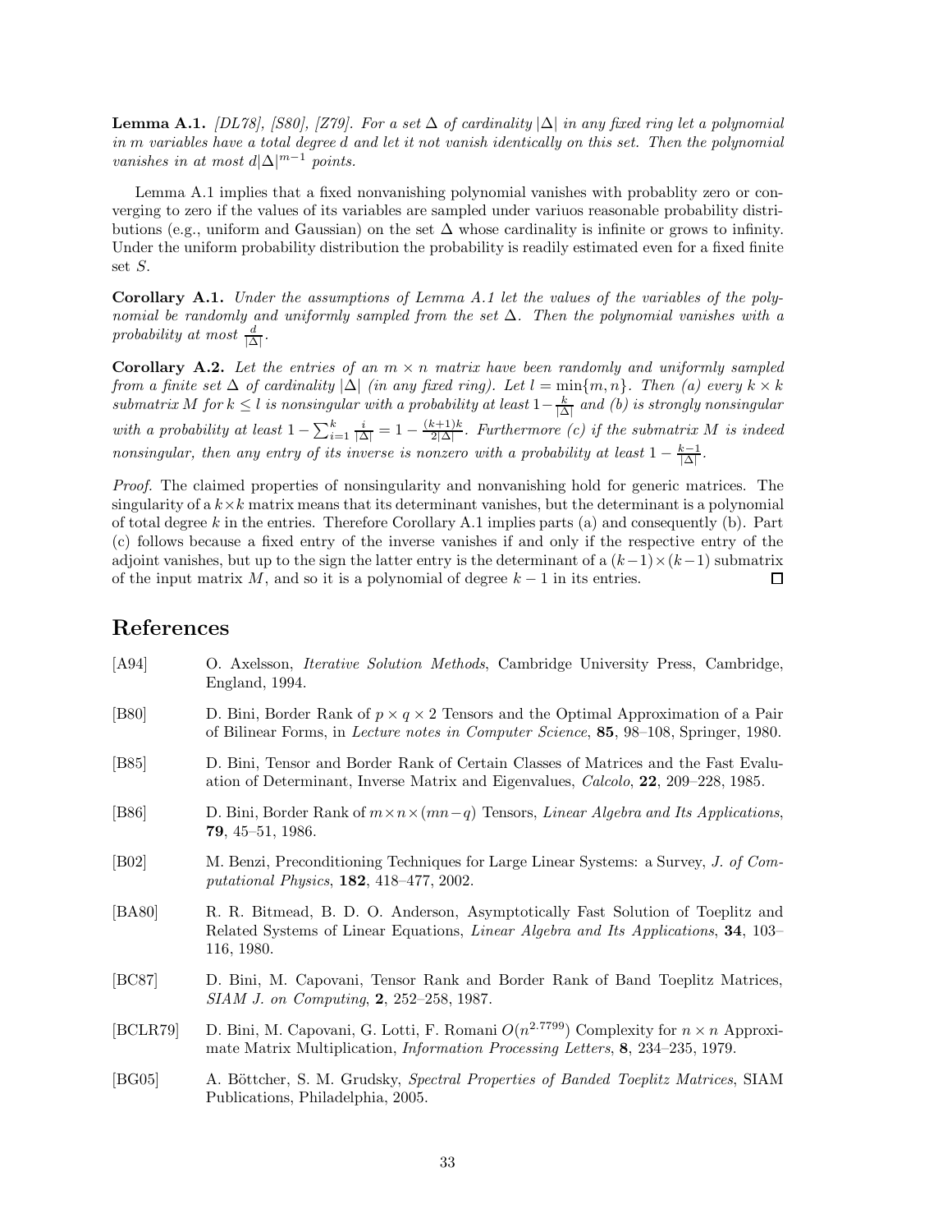**Lemma A.1.** *[DL78], [S80], [Z79]. For a set $\Delta$ of cardinality $|\Delta|$ in any fixed ring let a polynomial in $m$ variables have a total degree $d$ and let it not vanish identically on this set. Then the polynomial vanishes in at most $d|\Delta|^{m-1}$ points.*

Lemma A.1 implies that a fixed nonvanishing polynomial vanishes with probablity zero or converging to zero if the values of its variables are sampled under variuos reasonable probability distributions (e.g., uniform and Gaussian) on the set $\Delta$ whose cardinality is infinite or grows to infinity. Under the uniform probability distribution the probability is readily estimated even for a fixed finite set $S$.

**Corollary A.1.** *Under the assumptions of Lemma A.1 let the values of the variables of the polynomial be randomly and uniformly sampled from the set $\Delta$. Then the polynomial vanishes with a probability at most $\frac{d}{|\Delta|}$.*

**Corollary A.2.** *Let the entries of an $m \times n$ matrix have been randomly and uniformly sampled from a finite set $\Delta$ of cardinality $|\Delta|$ (in any fixed ring). Let $l = \min\{m, n\}$. Then (a) every $k \times k$ submatrix $M$ for $k \leq l$ is nonsingular with a probability at least $1 - \frac{k}{|\Delta|}$ and (b) is strongly nonsingular with a probability at least $1 - \sum_{i=1}^{k} \frac{i}{|\Delta|} = 1 - \frac{(k+1)k}{2|\Delta|}$. Furthermore (c) if the submatrix $M$ is indeed nonsingular, then any entry of its inverse is nonzero with a probability at least $1 - \frac{k-1}{|\Delta|}$.*

*Proof.* The claimed properties of nonsingularity and nonvanishing hold for generic matrices. The singularity of a $k \times k$ matrix means that its determinant vanishes, but the determinant is a polynomial of total degree $k$ in the entries. Therefore Corollary A.1 implies parts (a) and consequently (b). Part (c) follows because a fixed entry of the inverse vanishes if and only if the respective entry of the adjoint vanishes, but up to the sign the latter entry is the determinant of a $(k-1) \times (k-1)$ submatrix of the input matrix $M$, and so it is a polynomial of degree $k - 1$ in its entries. □

# References

[A94] O. Axelsson, *Iterative Solution Methods*, Cambridge University Press, Cambridge, England, 1994.

[B80] D. Bini, Border Rank of $p \times q \times 2$ Tensors and the Optimal Approximation of a Pair of Bilinear Forms, in *Lecture notes in Computer Science*, **85**, 98–108, Springer, 1980.

[B85] D. Bini, Tensor and Border Rank of Certain Classes of Matrices and the Fast Evaluation of Determinant, Inverse Matrix and Eigenvalues, *Calcolo*, **22**, 209–228, 1985.

[B86] D. Bini, Border Rank of $m \times n \times (mn - q)$ Tensors, *Linear Algebra and Its Applications*, **79**, 45–51, 1986.

[B02] M. Benzi, Preconditioning Techniques for Large Linear Systems: a Survey, *J. of Computational Physics*, **182**, 418–477, 2002.

[BA80] R. R. Bitmead, B. D. O. Anderson, Asymptotically Fast Solution of Toeplitz and Related Systems of Linear Equations, *Linear Algebra and Its Applications*, **34**, 103–116, 1980.

[BC87] D. Bini, M. Capovani, Tensor Rank and Border Rank of Band Toeplitz Matrices, *SIAM J. on Computing*, **2**, 252–258, 1987.

[BCLR79] D. Bini, M. Capovani, G. Lotti, F. Romani $O(n^{2.7799})$ Complexity for $n \times n$ Approximate Matrix Multiplication, *Information Processing Letters*, **8**, 234–235, 1979.

[BG05] A. Böttcher, S. M. Grudsky, *Spectral Properties of Banded Toeplitz Matrices*, SIAM Publications, Philadelphia, 2005.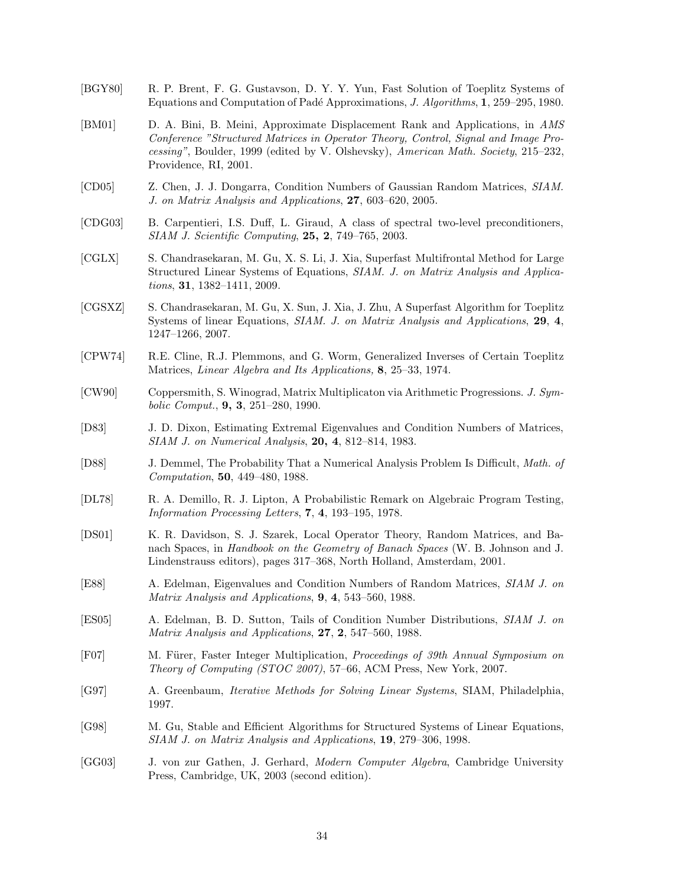[BGY80] R. P. Brent, F. G. Gustavson, D. Y. Y. Yun, Fast Solution of Toeplitz Systems of Equations and Computation of Padé Approximations, *J. Algorithms*, **1**, 259–295, 1980.

[BM01] D. A. Bini, B. Meini, Approximate Displacement Rank and Applications, in *AMS Conference "Structured Matrices in Operator Theory, Control, Signal and Image Processing"*, Boulder, 1999 (edited by V. Olshevsky), *American Math. Society*, 215–232, Providence, RI, 2001.

[CD05] Z. Chen, J. J. Dongarra, Condition Numbers of Gaussian Random Matrices, *SIAM. J. on Matrix Analysis and Applications*, **27**, 603–620, 2005.

[CDG03] B. Carpentieri, I.S. Duff, L. Giraud, A class of spectral two-level preconditioners, *SIAM J. Scientific Computing*, **25, 2**, 749–765, 2003.

[CGLX] S. Chandrasekaran, M. Gu, X. S. Li, J. Xia, Superfast Multifrontal Method for Large Structured Linear Systems of Equations, *SIAM. J. on Matrix Analysis and Applications*, **31**, 1382–1411, 2009.

[CGSXZ] S. Chandrasekaran, M. Gu, X. Sun, J. Xia, J. Zhu, A Superfast Algorithm for Toeplitz Systems of linear Equations, *SIAM. J. on Matrix Analysis and Applications*, **29**, **4**, 1247–1266, 2007.

[CPW74] R.E. Cline, R.J. Plemmons, and G. Worm, Generalized Inverses of Certain Toeplitz Matrices, *Linear Algebra and Its Applications,* **8**, 25–33, 1974.

[CW90] Coppersmith, S. Winograd, Matrix Multiplicaton via Arithmetic Progressions. *J. Symbolic Comput.*, **9, 3**, 251–280, 1990.

[D83] J. D. Dixon, Estimating Extremal Eigenvalues and Condition Numbers of Matrices, *SIAM J. on Numerical Analysis*, **20, 4**, 812–814, 1983.

[D88] J. Demmel, The Probability That a Numerical Analysis Problem Is Difficult, *Math. of Computation*, **50**, 449–480, 1988.

[DL78] R. A. Demillo, R. J. Lipton, A Probabilistic Remark on Algebraic Program Testing, *Information Processing Letters*, **7**, **4**, 193–195, 1978.

[DS01] K. R. Davidson, S. J. Szarek, Local Operator Theory, Random Matrices, and Banach Spaces, in *Handbook on the Geometry of Banach Spaces* (W. B. Johnson and J. Lindenstrauss editors), pages 317–368, North Holland, Amsterdam, 2001.

[E88] A. Edelman, Eigenvalues and Condition Numbers of Random Matrices, *SIAM J. on Matrix Analysis and Applications*, **9**, **4**, 543–560, 1988.

[ES05] A. Edelman, B. D. Sutton, Tails of Condition Number Distributions, *SIAM J. on Matrix Analysis and Applications*, **27**, **2**, 547–560, 1988.

[F07] M. Fürer, Faster Integer Multiplication, *Proceedings of 39th Annual Symposium on Theory of Computing (STOC 2007)*, 57–66, ACM Press, New York, 2007.

[G97] A. Greenbaum, *Iterative Methods for Solving Linear Systems*, SIAM, Philadelphia, 1997.

[G98] M. Gu, Stable and Efficient Algorithms for Structured Systems of Linear Equations, *SIAM J. on Matrix Analysis and Applications*, **19**, 279–306, 1998.

[GG03] J. von zur Gathen, J. Gerhard, *Modern Computer Algebra*, Cambridge University Press, Cambridge, UK, 2003 (second edition).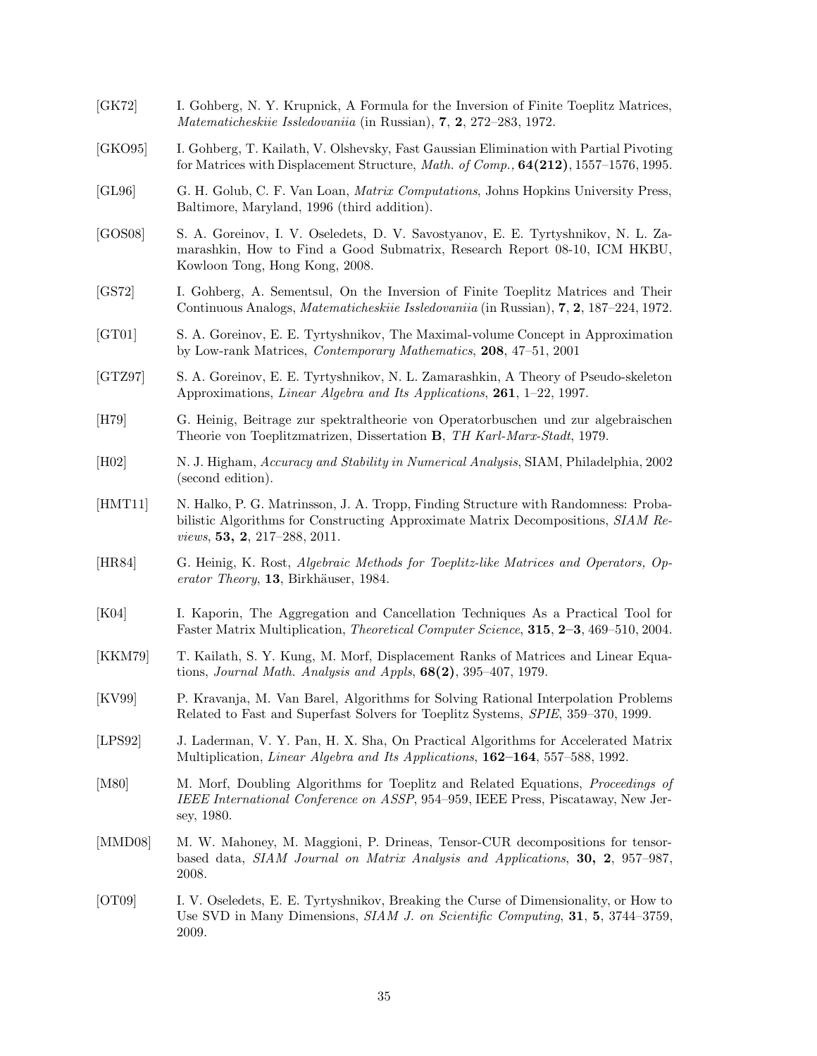[GK72] I. Gohberg, N. Y. Krupnick, A Formula for the Inversion of Finite Toeplitz Matrices, *Matematicheskiie Issledovaniia* (in Russian), **7**, **2**, 272–283, 1972.

[GKO95] I. Gohberg, T. Kailath, V. Olshevsky, Fast Gaussian Elimination with Partial Pivoting for Matrices with Displacement Structure, *Math. of Comp.,* **64(212)**, 1557–1576, 1995.

[GL96] G. H. Golub, C. F. Van Loan, *Matrix Computations*, Johns Hopkins University Press, Baltimore, Maryland, 1996 (third addition).

[GOS08] S. A. Goreinov, I. V. Oseledets, D. V. Savostyanov, E. E. Tyrtyshnikov, N. L. Zamarashkin, How to Find a Good Submatrix, Research Report 08-10, ICM HKBU, Kowloon Tong, Hong Kong, 2008.

[GS72] I. Gohberg, A. Sementsul, On the Inversion of Finite Toeplitz Matrices and Their Continuous Analogs, *Matematicheskiie Issledovaniia* (in Russian), **7**, **2**, 187–224, 1972.

[GT01] S. A. Goreinov, E. E. Tyrtyshnikov, The Maximal-volume Concept in Approximation by Low-rank Matrices, *Contemporary Mathematics*, **208**, 47–51, 2001

[GTZ97] S. A. Goreinov, E. E. Tyrtyshnikov, N. L. Zamarashkin, A Theory of Pseudo-skeleton Approximations, *Linear Algebra and Its Applications*, **261**, 1–22, 1997.

[H79] G. Heinig, Beitrage zur spektraltheorie von Operatorbuschen und zur algebraischen Theorie von Toeplitzmatrizen, Dissertation **B**, *TH Karl-Marx-Stadt*, 1979.

[H02] N. J. Higham, *Accuracy and Stability in Numerical Analysis*, SIAM, Philadelphia, 2002 (second edition).

[HMT11] N. Halko, P. G. Matrinsson, J. A. Tropp, Finding Structure with Randomness: Probabilistic Algorithms for Constructing Approximate Matrix Decompositions, *SIAM Reviews*, **53, 2**, 217–288, 2011.

[HR84] G. Heinig, K. Rost, *Algebraic Methods for Toeplitz-like Matrices and Operators, Operator Theory*, **13**, Birkhäuser, 1984.

[K04] I. Kaporin, The Aggregation and Cancellation Techniques As a Practical Tool for Faster Matrix Multiplication, *Theoretical Computer Science*, **315**, **2–3**, 469–510, 2004.

[KKM79] T. Kailath, S. Y. Kung, M. Morf, Displacement Ranks of Matrices and Linear Equations, *Journal Math. Analysis and Appls*, **68(2)**, 395–407, 1979.

[KV99] P. Kravanja, M. Van Barel, Algorithms for Solving Rational Interpolation Problems Related to Fast and Superfast Solvers for Toeplitz Systems, *SPIE*, 359–370, 1999.

[LPS92] J. Laderman, V. Y. Pan, H. X. Sha, On Practical Algorithms for Accelerated Matrix Multiplication, *Linear Algebra and Its Applications*, **162–164**, 557–588, 1992.

[M80] M. Morf, Doubling Algorithms for Toeplitz and Related Equations, *Proceedings of IEEE International Conference on ASSP*, 954–959, IEEE Press, Piscataway, New Jersey, 1980.

[MMD08] M. W. Mahoney, M. Maggioni, P. Drineas, Tensor-CUR decompositions for tensor-based data, *SIAM Journal on Matrix Analysis and Applications*, **30, 2**, 957–987, 2008.

[OT09] I. V. Oseledets, E. E. Tyrtyshnikov, Breaking the Curse of Dimensionality, or How to Use SVD in Many Dimensions, *SIAM J. on Scientific Computing*, **31**, **5**, 3744–3759, 2009.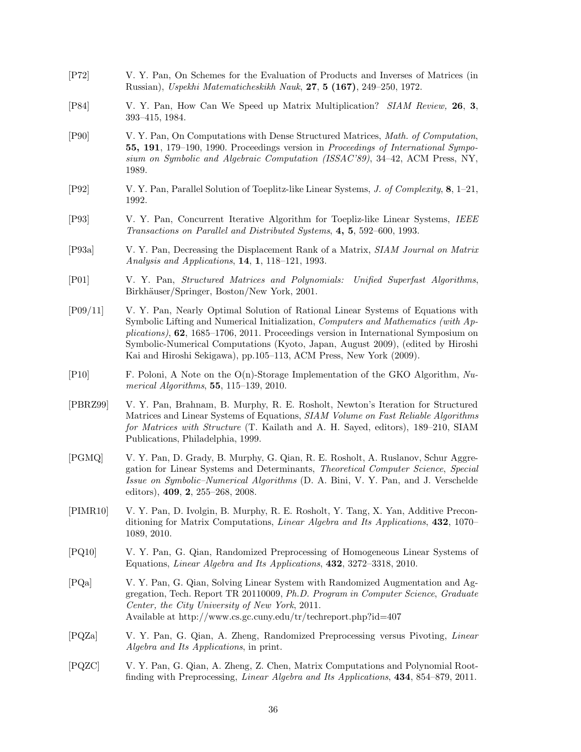[P72] V. Y. Pan, On Schemes for the Evaluation of Products and Inverses of Matrices (in Russian), *Uspekhi Matematicheskikh Nauk*, **27**, **5 (167)**, 249–250, 1972.

[P84] V. Y. Pan, How Can We Speed up Matrix Multiplication? *SIAM Review,* **26**, **3**, 393–415, 1984.

[P90] V. Y. Pan, On Computations with Dense Structured Matrices, *Math. of Computation*, **55, 191**, 179–190, 1990. Proceedings version in *Proceedings of International Symposium on Symbolic and Algebraic Computation (ISSAC'89)*, 34–42, ACM Press, NY, 1989.

[P92] V. Y. Pan, Parallel Solution of Toeplitz-like Linear Systems, *J. of Complexity*, **8**, 1–21, 1992.

[P93] V. Y. Pan, Concurrent Iterative Algorithm for Toepliz-like Linear Systems, *IEEE Transactions on Parallel and Distributed Systems*, **4, 5**, 592–600, 1993.

[P93a] V. Y. Pan, Decreasing the Displacement Rank of a Matrix, *SIAM Journal on Matrix Analysis and Applications*, **14**, **1**, 118–121, 1993.

[P01] V. Y. Pan, *Structured Matrices and Polynomials: Unified Superfast Algorithms*, Birkhäuser/Springer, Boston/New York, 2001.

[P09/11] V. Y. Pan, Nearly Optimal Solution of Rational Linear Systems of Equations with Symbolic Lifting and Numerical Initialization, *Computers and Mathematics (with Applications)*, **62**, 1685–1706, 2011. Proceedings version in International Symposium on Symbolic-Numerical Computations (Kyoto, Japan, August 2009), (edited by Hiroshi Kai and Hiroshi Sekigawa), pp.105–113, ACM Press, New York (2009).

[P10] F. Poloni, A Note on the O(n)-Storage Implementation of the GKO Algorithm, *Numerical Algorithms*, **55**, 115–139, 2010.

[PBRZ99] V. Y. Pan, Brahnam, B. Murphy, R. E. Rosholt, Newton's Iteration for Structured Matrices and Linear Systems of Equations, *SIAM Volume on Fast Reliable Algorithms for Matrices with Structure* (T. Kailath and A. H. Sayed, editors), 189–210, SIAM Publications, Philadelphia, 1999.

[PGMQ] V. Y. Pan, D. Grady, B. Murphy, G. Qian, R. E. Rosholt, A. Ruslanov, Schur Aggregation for Linear Systems and Determinants, *Theoretical Computer Science*, *Special Issue on Symbolic–Numerical Algorithms* (D. A. Bini, V. Y. Pan, and J. Verschelde editors), **409**, **2**, 255–268, 2008.

[PIMR10] V. Y. Pan, D. Ivolgin, B. Murphy, R. E. Rosholt, Y. Tang, X. Yan, Additive Preconditioning for Matrix Computations, *Linear Algebra and Its Applications*, **432**, 1070–1089, 2010.

[PQ10] V. Y. Pan, G. Qian, Randomized Preprocessing of Homogeneous Linear Systems of Equations, *Linear Algebra and Its Applications*, **432**, 3272–3318, 2010.

[PQa] V. Y. Pan, G. Qian, Solving Linear System with Randomized Augmentation and Aggregation, Tech. Report TR 20110009, *Ph.D. Program in Computer Science*, *Graduate Center, the City University of New York*, 2011.
Available at http://www.cs.gc.cuny.edu/tr/techreport.php?id=407

[PQZa] V. Y. Pan, G. Qian, A. Zheng, Randomized Preprocessing versus Pivoting, *Linear Algebra and Its Applications*, in print.

[PQZC] V. Y. Pan, G. Qian, A. Zheng, Z. Chen, Matrix Computations and Polynomial Root-finding with Preprocessing, *Linear Algebra and Its Applications*, **434**, 854–879, 2011.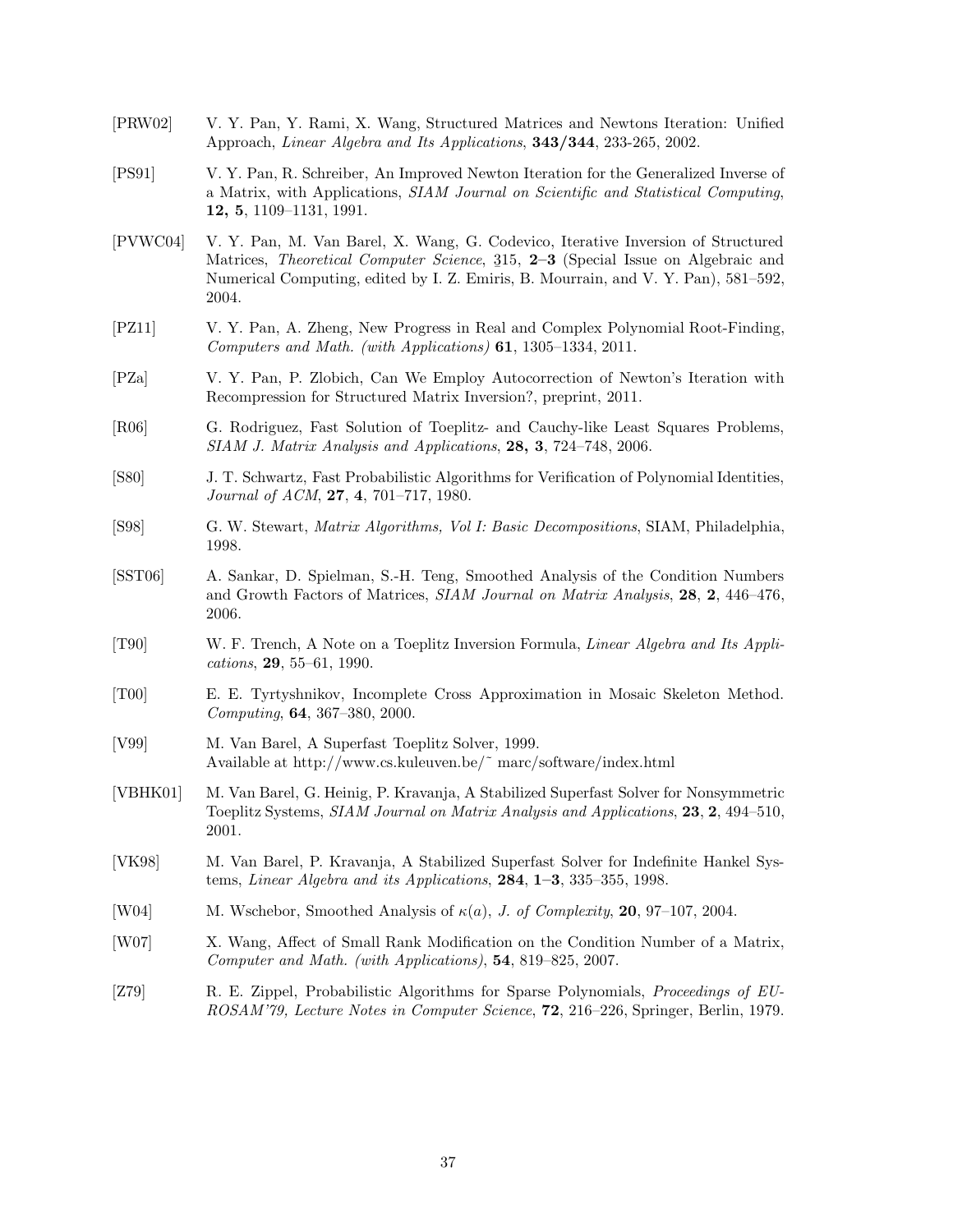[PRW02] V. Y. Pan, Y. Rami, X. Wang, Structured Matrices and Newtons Iteration: Unified Approach, *Linear Algebra and Its Applications*, **343/344**, 233-265, 2002.

[PS91] V. Y. Pan, R. Schreiber, An Improved Newton Iteration for the Generalized Inverse of a Matrix, with Applications, *SIAM Journal on Scientific and Statistical Computing*, **12, 5**, 1109–1131, 1991.

[PVWC04] V. Y. Pan, M. Van Barel, X. Wang, G. Codevico, Iterative Inversion of Structured Matrices, *Theoretical Computer Science*, 315, **2–3** (Special Issue on Algebraic and Numerical Computing, edited by I. Z. Emiris, B. Mourrain, and V. Y. Pan), 581–592, 2004.

[PZ11] V. Y. Pan, A. Zheng, New Progress in Real and Complex Polynomial Root-Finding, *Computers and Math. (with Applications)* **61**, 1305–1334, 2011.

[PZa] V. Y. Pan, P. Zlobich, Can We Employ Autocorrection of Newton's Iteration with Recompression for Structured Matrix Inversion?, preprint, 2011.

[R06] G. Rodriguez, Fast Solution of Toeplitz- and Cauchy-like Least Squares Problems, *SIAM J. Matrix Analysis and Applications*, **28, 3**, 724–748, 2006.

[S80] J. T. Schwartz, Fast Probabilistic Algorithms for Verification of Polynomial Identities, *Journal of ACM*, **27**, **4**, 701–717, 1980.

[S98] G. W. Stewart, *Matrix Algorithms, Vol I: Basic Decompositions*, SIAM, Philadelphia, 1998.

[SST06] A. Sankar, D. Spielman, S.-H. Teng, Smoothed Analysis of the Condition Numbers and Growth Factors of Matrices, *SIAM Journal on Matrix Analysis*, **28**, **2**, 446–476, 2006.

[T90] W. F. Trench, A Note on a Toeplitz Inversion Formula, *Linear Algebra and Its Applications*, **29**, 55–61, 1990.

[T00] E. E. Tyrtyshnikov, Incomplete Cross Approximation in Mosaic Skeleton Method. *Computing*, **64**, 367–380, 2000.

[V99] M. Van Barel, A Superfast Toeplitz Solver, 1999.
Available at http://www.cs.kuleuven.be/˜ marc/software/index.html

[VBHK01] M. Van Barel, G. Heinig, P. Kravanja, A Stabilized Superfast Solver for Nonsymmetric Toeplitz Systems, *SIAM Journal on Matrix Analysis and Applications*, **23**, **2**, 494–510, 2001.

[VK98] M. Van Barel, P. Kravanja, A Stabilized Superfast Solver for Indefinite Hankel Systems, *Linear Algebra and its Applications*, **284**, **1–3**, 335–355, 1998.

[W04] M. Wschebor, Smoothed Analysis of $\kappa(a)$, *J. of Complexity*, **20**, 97–107, 2004.

[W07] X. Wang, Affect of Small Rank Modification on the Condition Number of a Matrix, *Computer and Math. (with Applications)*, **54**, 819–825, 2007.

[Z79] R. E. Zippel, Probabilistic Algorithms for Sparse Polynomials, *Proceedings of EUROSAM'79, Lecture Notes in Computer Science*, **72**, 216–226, Springer, Berlin, 1979.